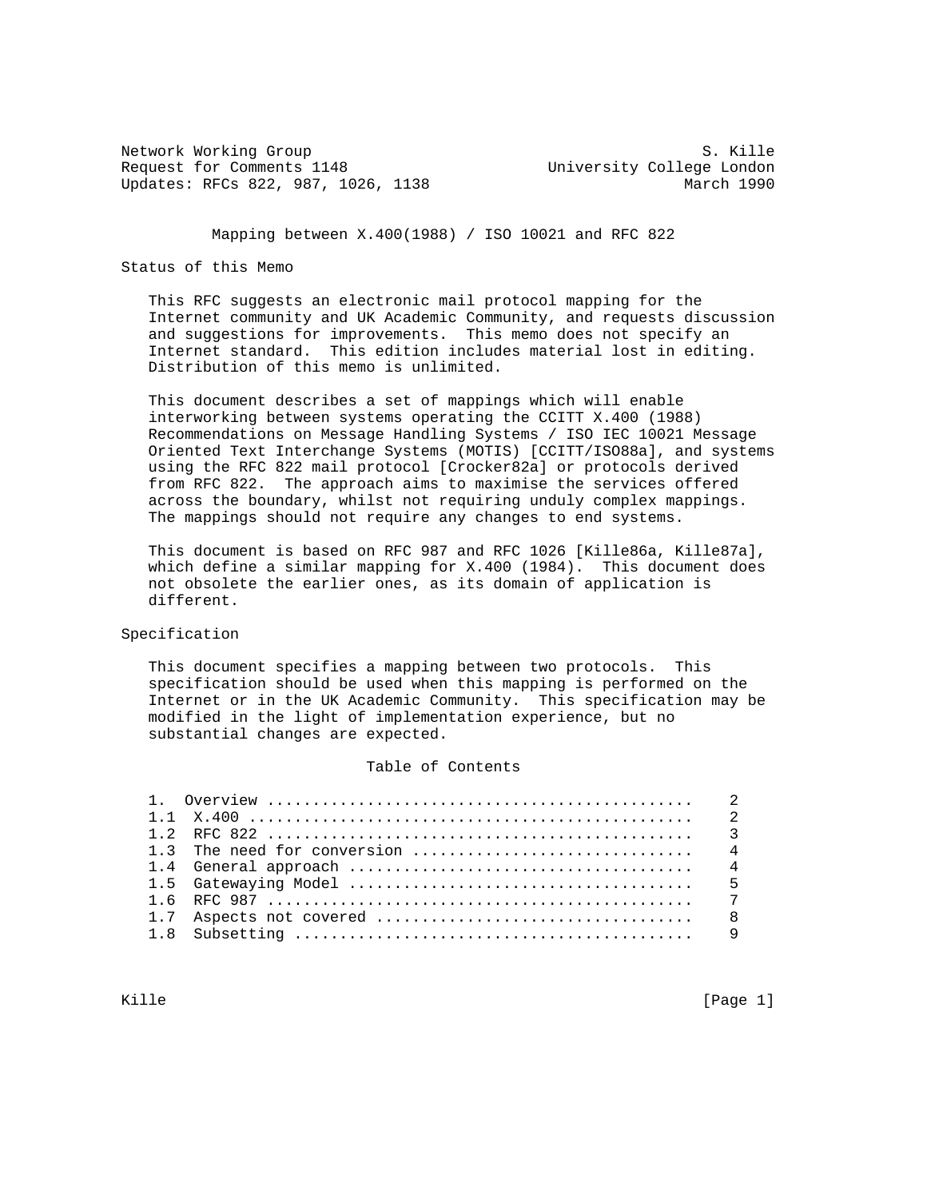Network Working Group                                           S. Kille
Request for Comments 1148                     University College London
Updates: RFCs 822, 987, 1026, 1138                            March 1990

# Mapping between X.400(1988) / ISO 10021 and RFC 822

## Status of this Memo

This RFC suggests an electronic mail protocol mapping for the Internet community and UK Academic Community, and requests discussion and suggestions for improvements. This memo does not specify an Internet standard. This edition includes material lost in editing. Distribution of this memo is unlimited.

This document describes a set of mappings which will enable interworking between systems operating the CCITT X.400 (1988) Recommendations on Message Handling Systems / ISO IEC 10021 Message Oriented Text Interchange Systems (MOTIS) [CCITT/ISO88a], and systems using the RFC 822 mail protocol [Crocker82a] or protocols derived from RFC 822. The approach aims to maximise the services offered across the boundary, whilst not requiring unduly complex mappings. The mappings should not require any changes to end systems.

This document is based on RFC 987 and RFC 1026 [Kille86a, Kille87a], which define a similar mapping for X.400 (1984). This document does not obsolete the earlier ones, as its domain of application is different.

## Specification

This document specifies a mapping between two protocols. This specification should be used when this mapping is performed on the Internet or in the UK Academic Community. This specification may be modified in the light of implementation experience, but no substantial changes are expected.

## Table of Contents

```
1.   Overview ..............................................    2
1.1  X.400 .................................................    2
1.2  RFC 822 ...............................................    3
1.3  The need for conversion ...............................    4
1.4  General approach ......................................    4
1.5  Gatewaying Model ......................................    5
1.6  RFC 987 ...............................................    7
1.7  Aspects not covered ...................................    8
1.8  Subsetting ............................................    9
```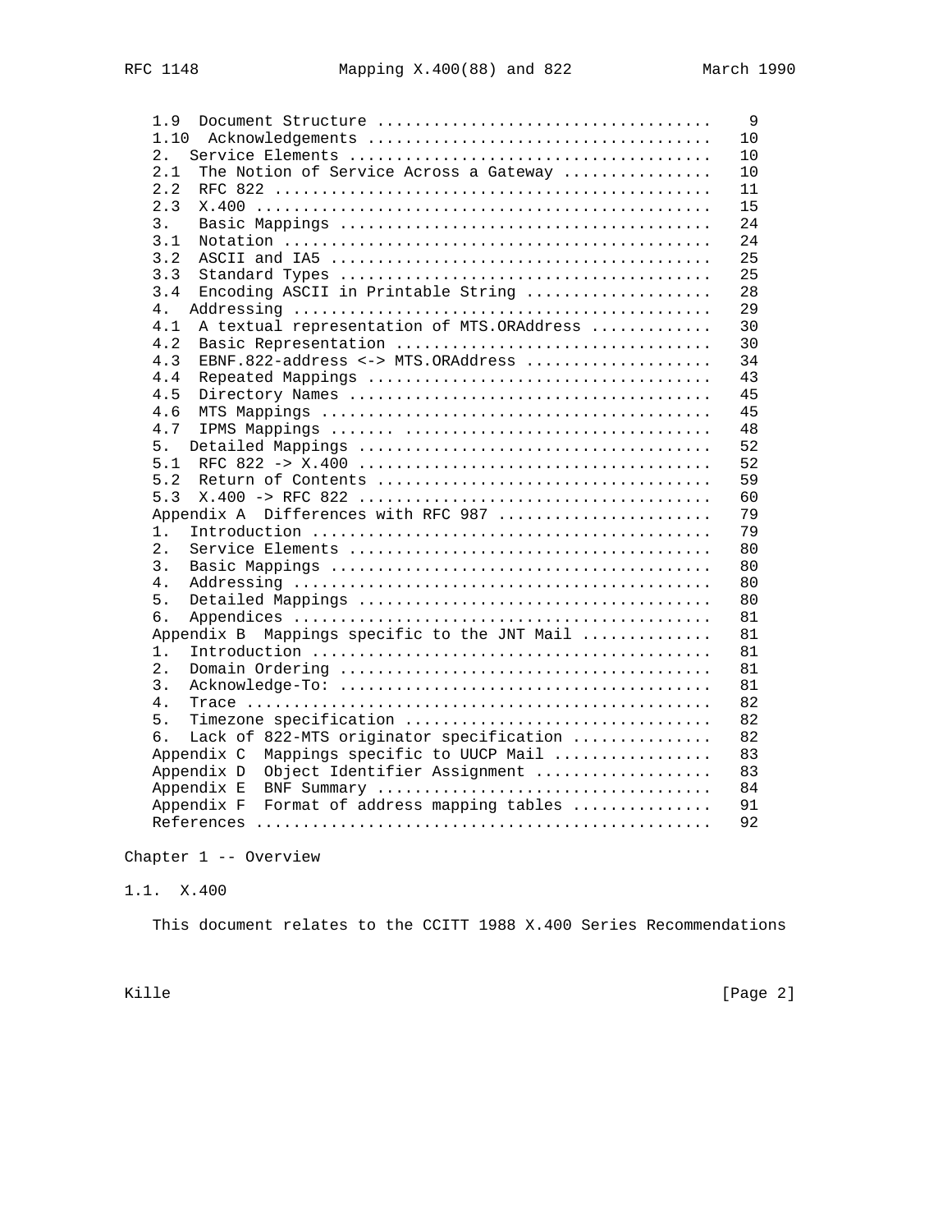```
   1.9  Document Structure ...................................    9
   1.10  Acknowledgements ....................................   10
   2.  Service Elements ......................................   10
   2.1  The Notion of Service Across a Gateway ...............   10
   2.2  RFC 822 ..............................................   11
   2.3  X.400 ................................................   15
   3.  Basic Mappings ........................................   24
   3.1  Notation .............................................   24
   3.2  ASCII and IA5 ........................................   25
   3.3  Standard Types .......................................   25
   3.4  Encoding ASCII in Printable String ...................   28
   4.  Addressing ............................................   29
   4.1  A textual representation of MTS.ORAddress ............   30
   4.2  Basic Representation .................................   30
   4.3  EBNF.822-address <-> MTS.ORAddress ...................   34
   4.4  Repeated Mappings ....................................   43
   4.5  Directory Names ......................................   45
   4.6  MTS Mappings .........................................   45
   4.7  IPMS Mappings ....... ................................   48
   5.  Detailed Mappings .....................................   52
   5.1  RFC 822 -> X.400 .....................................   52
   5.2  Return of Contents ...................................   59
   5.3  X.400 -> RFC 822 .....................................   60
   Appendix A  Differences with RFC 987 ......................   79
   1.  Introduction ..........................................   79
   2.  Service Elements ......................................   80
   3.  Basic Mappings ........................................   80
   4.  Addressing ............................................   80
   5.  Detailed Mappings .....................................   80
   6.  Appendices ............................................   81
   Appendix B  Mappings specific to the JNT Mail .............   81
   1.  Introduction ..........................................   81
   2.  Domain Ordering .......................................   81
   3.  Acknowledge-To: .......................................   81
   4.  Trace .................................................   82
   5.  Timezone specification ................................   82
   6.  Lack of 822-MTS originator specification ..............   82
   Appendix C  Mappings specific to UUCP Mail ................   83
   Appendix D  Object Identifier Assignment ..................   83
   Appendix E  BNF Summary ...................................   84
   Appendix F  Format of address mapping tables ..............   91
   References ................................................   92
```

# Chapter 1 -- Overview

## 1.1. X.400

This document relates to the CCITT 1988 X.400 Series Recommendations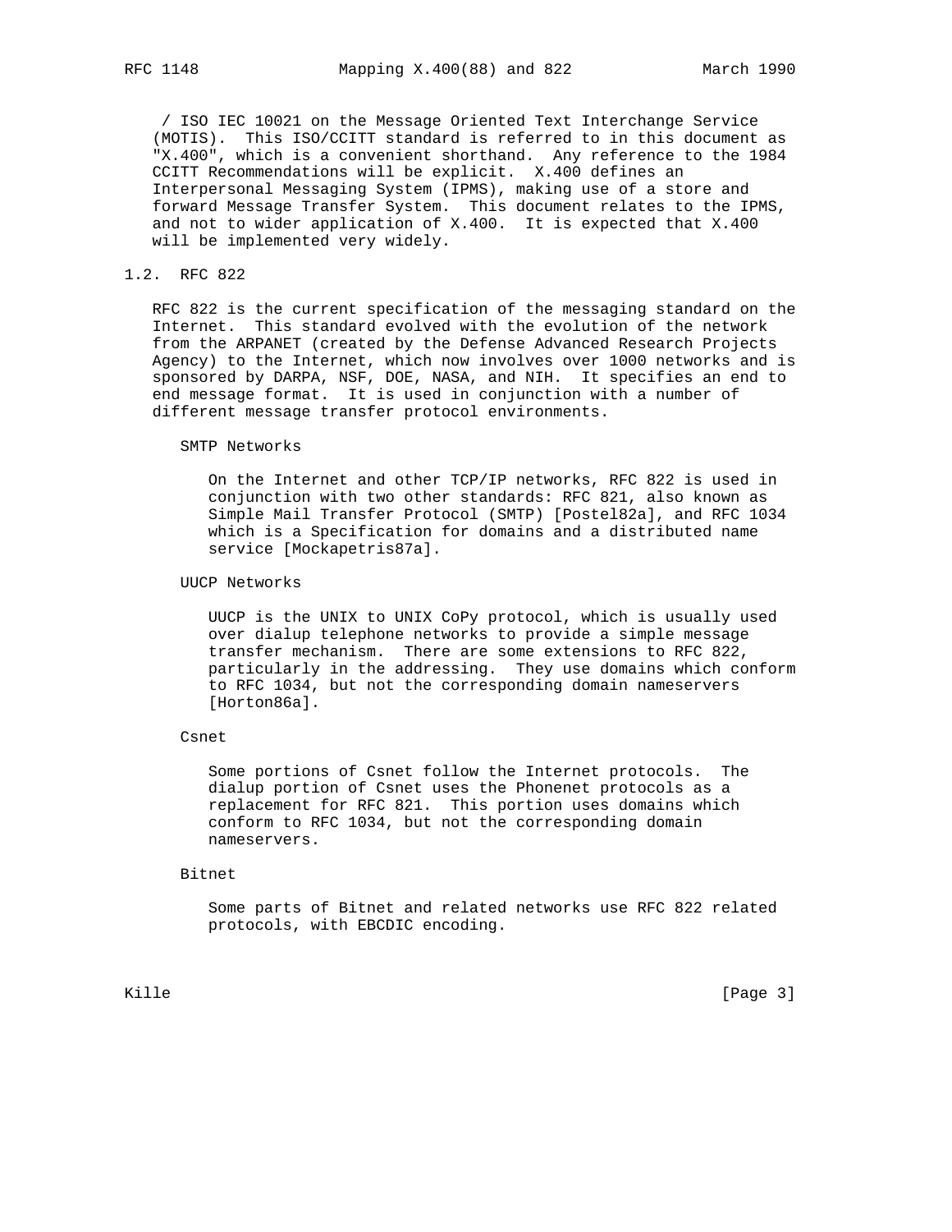/ ISO IEC 10021 on the Message Oriented Text Interchange Service (MOTIS). This ISO/CCITT standard is referred to in this document as "X.400", which is a convenient shorthand. Any reference to the 1984 CCITT Recommendations will be explicit. X.400 defines an Interpersonal Messaging System (IPMS), making use of a store and forward Message Transfer System. This document relates to the IPMS, and not to wider application of X.400. It is expected that X.400 will be implemented very widely.

## 1.2. RFC 822

RFC 822 is the current specification of the messaging standard on the Internet. This standard evolved with the evolution of the network from the ARPANET (created by the Defense Advanced Research Projects Agency) to the Internet, which now involves over 1000 networks and is sponsored by DARPA, NSF, DOE, NASA, and NIH. It specifies an end to end message format. It is used in conjunction with a number of different message transfer protocol environments.

### SMTP Networks

On the Internet and other TCP/IP networks, RFC 822 is used in conjunction with two other standards: RFC 821, also known as Simple Mail Transfer Protocol (SMTP) [Postel82a], and RFC 1034 which is a Specification for domains and a distributed name service [Mockapetris87a].

### UUCP Networks

UUCP is the UNIX to UNIX CoPy protocol, which is usually used over dialup telephone networks to provide a simple message transfer mechanism. There are some extensions to RFC 822, particularly in the addressing. They use domains which conform to RFC 1034, but not the corresponding domain nameservers [Horton86a].

### Csnet

Some portions of Csnet follow the Internet protocols. The dialup portion of Csnet uses the Phonenet protocols as a replacement for RFC 821. This portion uses domains which conform to RFC 1034, but not the corresponding domain nameservers.

### Bitnet

Some parts of Bitnet and related networks use RFC 822 related protocols, with EBCDIC encoding.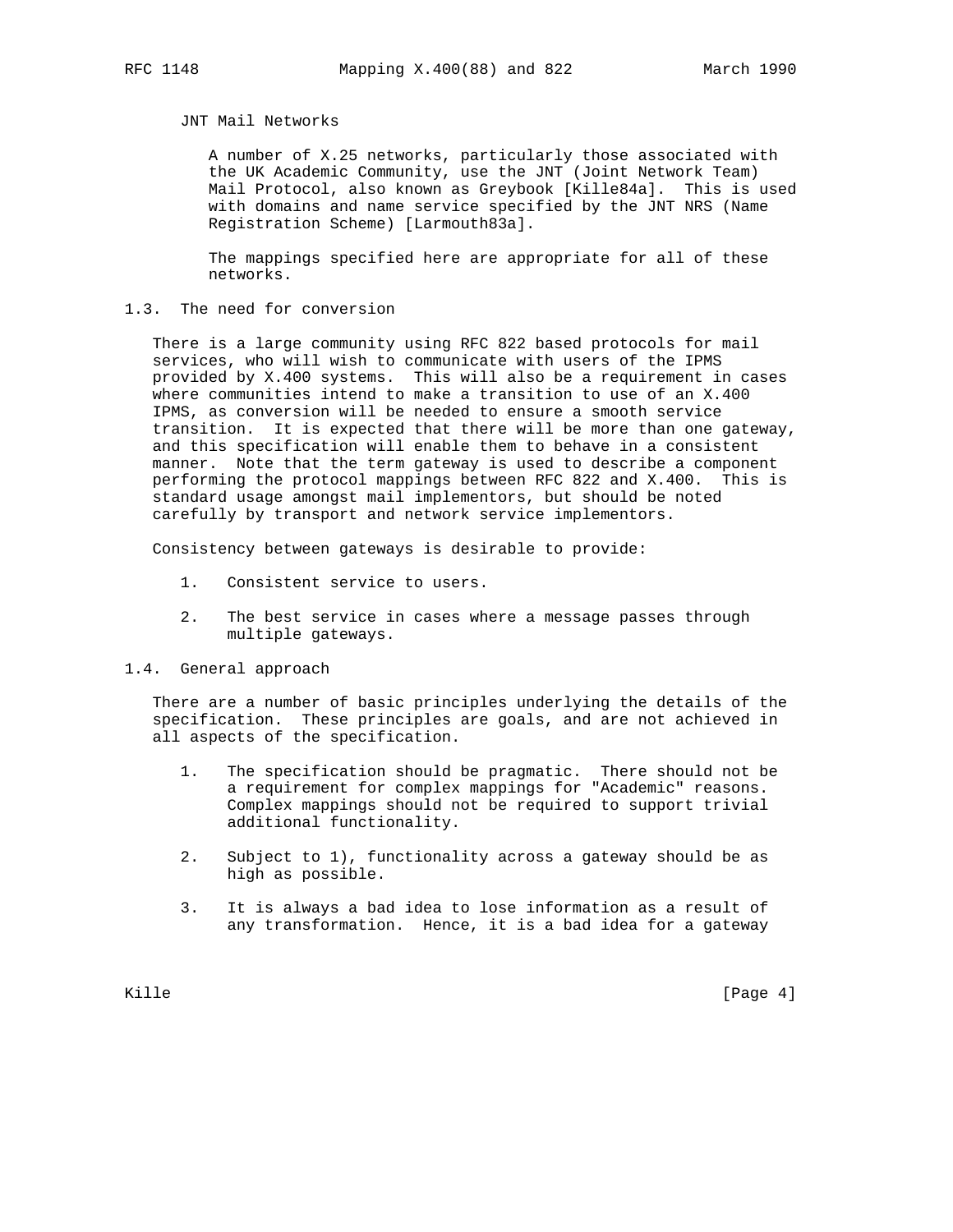JNT Mail Networks

A number of X.25 networks, particularly those associated with the UK Academic Community, use the JNT (Joint Network Team) Mail Protocol, also known as Greybook [Kille84a]. This is used with domains and name service specified by the JNT NRS (Name Registration Scheme) [Larmouth83a].

The mappings specified here are appropriate for all of these networks.

## 1.3. The need for conversion

There is a large community using RFC 822 based protocols for mail services, who will wish to communicate with users of the IPMS provided by X.400 systems. This will also be a requirement in cases where communities intend to make a transition to use of an X.400 IPMS, as conversion will be needed to ensure a smooth service transition. It is expected that there will be more than one gateway, and this specification will enable them to behave in a consistent manner. Note that the term gateway is used to describe a component performing the protocol mappings between RFC 822 and X.400. This is standard usage amongst mail implementors, but should be noted carefully by transport and network service implementors.

Consistency between gateways is desirable to provide:

1. Consistent service to users.

2. The best service in cases where a message passes through multiple gateways.

## 1.4. General approach

There are a number of basic principles underlying the details of the specification. These principles are goals, and are not achieved in all aspects of the specification.

1. The specification should be pragmatic. There should not be a requirement for complex mappings for "Academic" reasons. Complex mappings should not be required to support trivial additional functionality.

2. Subject to 1), functionality across a gateway should be as high as possible.

3. It is always a bad idea to lose information as a result of any transformation. Hence, it is a bad idea for a gateway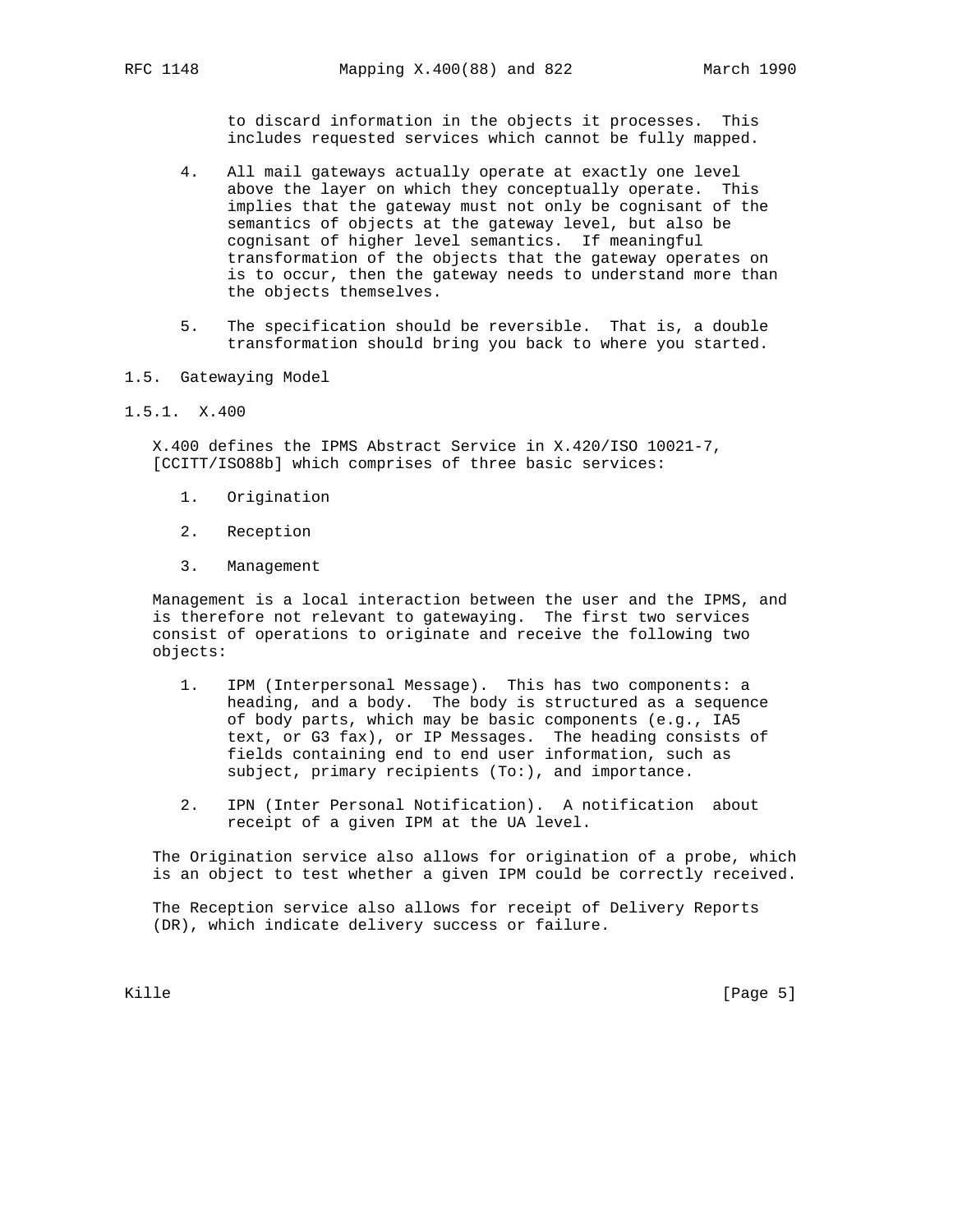to discard information in the objects it processes. This includes requested services which cannot be fully mapped.

4. All mail gateways actually operate at exactly one level above the layer on which they conceptually operate. This implies that the gateway must not only be cognisant of the semantics of objects at the gateway level, but also be cognisant of higher level semantics. If meaningful transformation of the objects that the gateway operates on is to occur, then the gateway needs to understand more than the objects themselves.

5. The specification should be reversible. That is, a double transformation should bring you back to where you started.

## 1.5. Gatewaying Model

### 1.5.1. X.400

X.400 defines the IPMS Abstract Service in X.420/ISO 10021-7, [CCITT/ISO88b] which comprises of three basic services:

1. Origination

2. Reception

3. Management

Management is a local interaction between the user and the IPMS, and is therefore not relevant to gatewaying. The first two services consist of operations to originate and receive the following two objects:

1. IPM (Interpersonal Message). This has two components: a heading, and a body. The body is structured as a sequence of body parts, which may be basic components (e.g., IA5 text, or G3 fax), or IP Messages. The heading consists of fields containing end to end user information, such as subject, primary recipients (To:), and importance.

2. IPN (Inter Personal Notification). A notification about receipt of a given IPM at the UA level.

The Origination service also allows for origination of a probe, which is an object to test whether a given IPM could be correctly received.

The Reception service also allows for receipt of Delivery Reports (DR), which indicate delivery success or failure.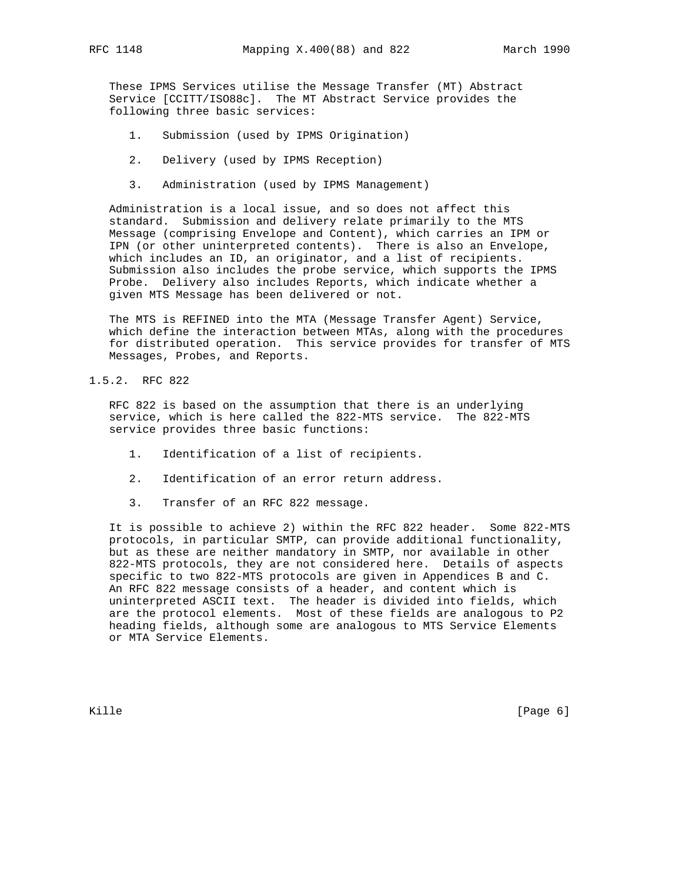These IPMS Services utilise the Message Transfer (MT) Abstract Service [CCITT/ISO88c]. The MT Abstract Service provides the following three basic services:

1. Submission (used by IPMS Origination)

2. Delivery (used by IPMS Reception)

3. Administration (used by IPMS Management)

Administration is a local issue, and so does not affect this standard. Submission and delivery relate primarily to the MTS Message (comprising Envelope and Content), which carries an IPM or IPN (or other uninterpreted contents). There is also an Envelope, which includes an ID, an originator, and a list of recipients. Submission also includes the probe service, which supports the IPMS Probe. Delivery also includes Reports, which indicate whether a given MTS Message has been delivered or not.

The MTS is REFINED into the MTA (Message Transfer Agent) Service, which define the interaction between MTAs, along with the procedures for distributed operation. This service provides for transfer of MTS Messages, Probes, and Reports.

### 1.5.2. RFC 822

RFC 822 is based on the assumption that there is an underlying service, which is here called the 822-MTS service. The 822-MTS service provides three basic functions:

1. Identification of a list of recipients.

2. Identification of an error return address.

3. Transfer of an RFC 822 message.

It is possible to achieve 2) within the RFC 822 header. Some 822-MTS protocols, in particular SMTP, can provide additional functionality, but as these are neither mandatory in SMTP, nor available in other 822-MTS protocols, they are not considered here. Details of aspects specific to two 822-MTS protocols are given in Appendices B and C. An RFC 822 message consists of a header, and content which is uninterpreted ASCII text. The header is divided into fields, which are the protocol elements. Most of these fields are analogous to P2 heading fields, although some are analogous to MTS Service Elements or MTA Service Elements.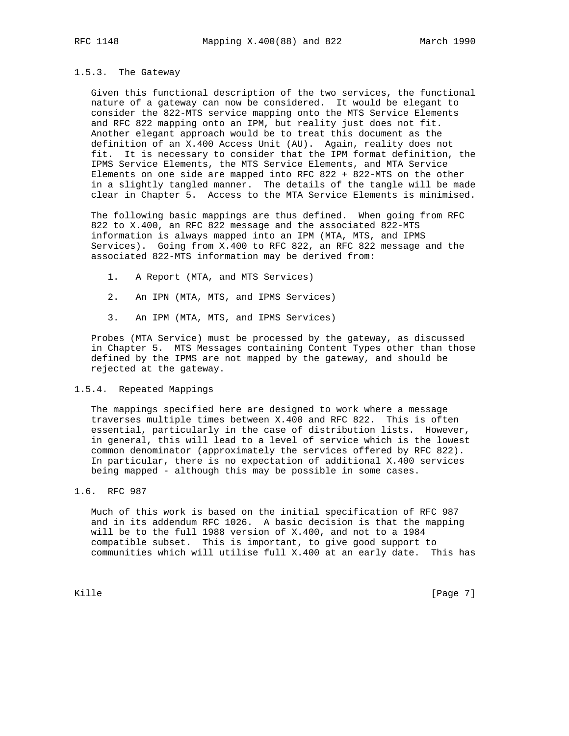### 1.5.3. The Gateway

Given this functional description of the two services, the functional nature of a gateway can now be considered. It would be elegant to consider the 822-MTS service mapping onto the MTS Service Elements and RFC 822 mapping onto an IPM, but reality just does not fit. Another elegant approach would be to treat this document as the definition of an X.400 Access Unit (AU). Again, reality does not fit. It is necessary to consider that the IPM format definition, the IPMS Service Elements, the MTS Service Elements, and MTA Service Elements on one side are mapped into RFC 822 + 822-MTS on the other in a slightly tangled manner. The details of the tangle will be made clear in Chapter 5. Access to the MTA Service Elements is minimised.

The following basic mappings are thus defined. When going from RFC 822 to X.400, an RFC 822 message and the associated 822-MTS information is always mapped into an IPM (MTA, MTS, and IPMS Services). Going from X.400 to RFC 822, an RFC 822 message and the associated 822-MTS information may be derived from:

1. A Report (MTA, and MTS Services)

2. An IPN (MTA, MTS, and IPMS Services)

3. An IPM (MTA, MTS, and IPMS Services)

Probes (MTA Service) must be processed by the gateway, as discussed in Chapter 5. MTS Messages containing Content Types other than those defined by the IPMS are not mapped by the gateway, and should be rejected at the gateway.

### 1.5.4. Repeated Mappings

The mappings specified here are designed to work where a message traverses multiple times between X.400 and RFC 822. This is often essential, particularly in the case of distribution lists. However, in general, this will lead to a level of service which is the lowest common denominator (approximately the services offered by RFC 822). In particular, there is no expectation of additional X.400 services being mapped - although this may be possible in some cases.

## 1.6. RFC 987

Much of this work is based on the initial specification of RFC 987 and in its addendum RFC 1026. A basic decision is that the mapping will be to the full 1988 version of X.400, and not to a 1984 compatible subset. This is important, to give good support to communities which will utilise full X.400 at an early date. This has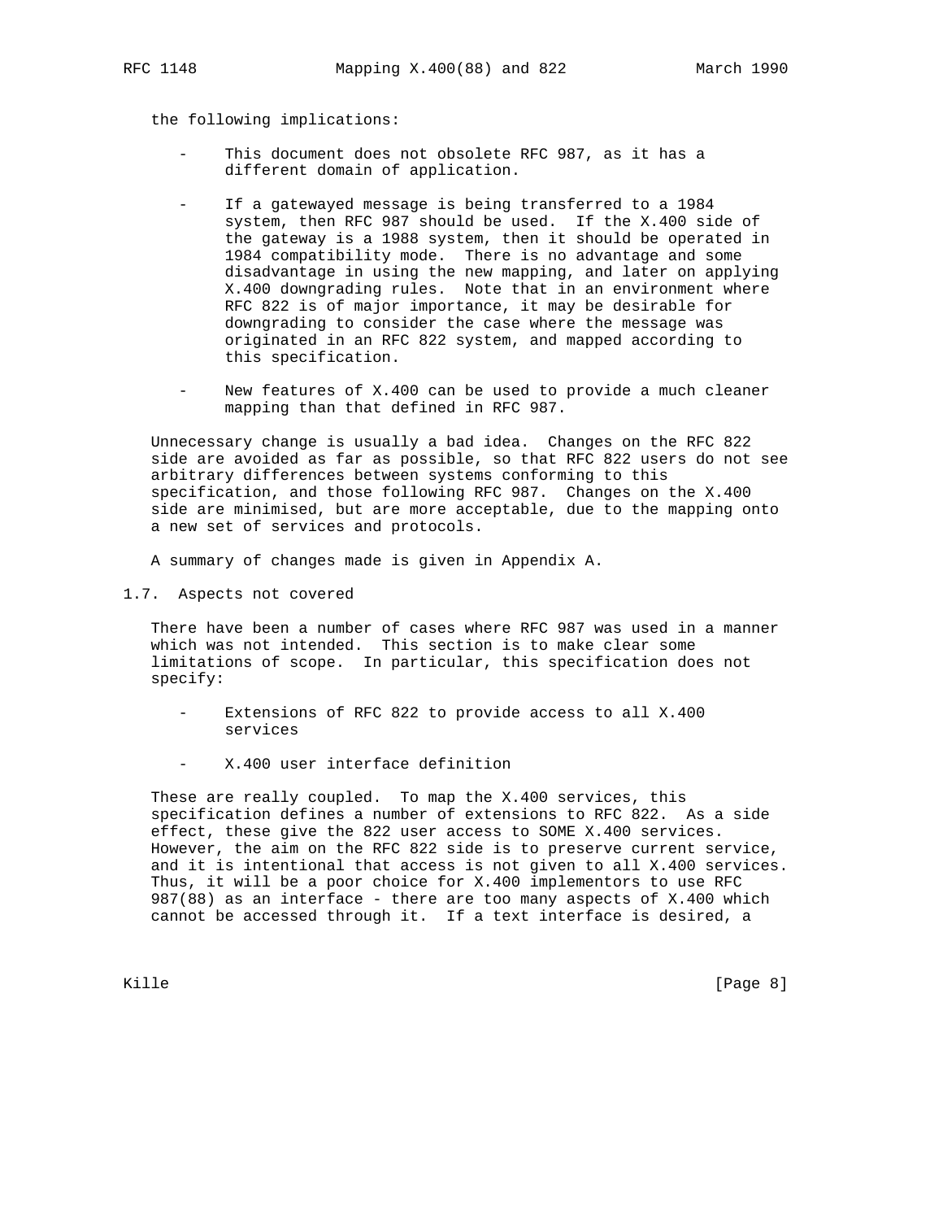the following implications:

- This document does not obsolete RFC 987, as it has a different domain of application.

- If a gatewayed message is being transferred to a 1984 system, then RFC 987 should be used. If the X.400 side of the gateway is a 1988 system, then it should be operated in 1984 compatibility mode. There is no advantage and some disadvantage in using the new mapping, and later on applying X.400 downgrading rules. Note that in an environment where RFC 822 is of major importance, it may be desirable for downgrading to consider the case where the message was originated in an RFC 822 system, and mapped according to this specification.

- New features of X.400 can be used to provide a much cleaner mapping than that defined in RFC 987.

Unnecessary change is usually a bad idea. Changes on the RFC 822 side are avoided as far as possible, so that RFC 822 users do not see arbitrary differences between systems conforming to this specification, and those following RFC 987. Changes on the X.400 side are minimised, but are more acceptable, due to the mapping onto a new set of services and protocols.

A summary of changes made is given in Appendix A.

## 1.7. Aspects not covered

There have been a number of cases where RFC 987 was used in a manner which was not intended. This section is to make clear some limitations of scope. In particular, this specification does not specify:

- Extensions of RFC 822 to provide access to all X.400 services

- X.400 user interface definition

These are really coupled. To map the X.400 services, this specification defines a number of extensions to RFC 822. As a side effect, these give the 822 user access to SOME X.400 services. However, the aim on the RFC 822 side is to preserve current service, and it is intentional that access is not given to all X.400 services. Thus, it will be a poor choice for X.400 implementors to use RFC 987(88) as an interface - there are too many aspects of X.400 which cannot be accessed through it. If a text interface is desired, a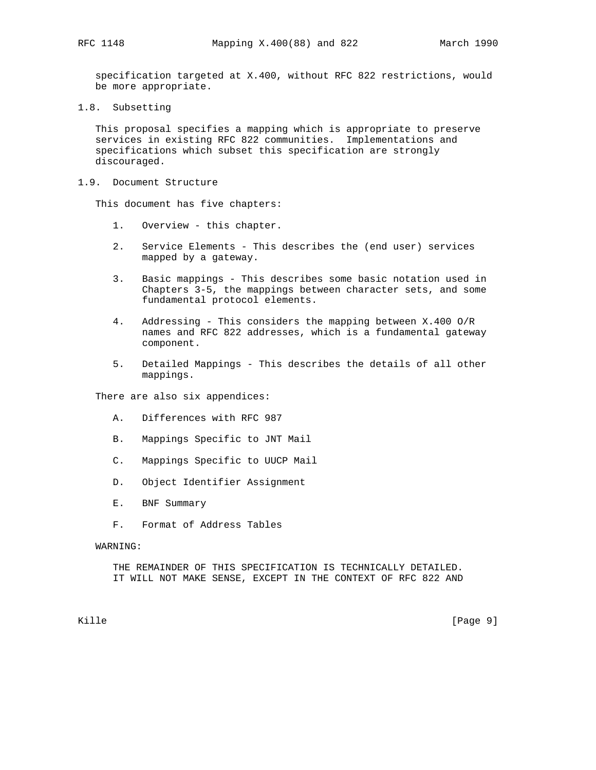specification targeted at X.400, without RFC 822 restrictions, would be more appropriate.

## 1.8. Subsetting

This proposal specifies a mapping which is appropriate to preserve services in existing RFC 822 communities. Implementations and specifications which subset this specification are strongly discouraged.

## 1.9. Document Structure

This document has five chapters:

1. Overview - this chapter.

2. Service Elements - This describes the (end user) services mapped by a gateway.

3. Basic mappings - This describes some basic notation used in Chapters 3-5, the mappings between character sets, and some fundamental protocol elements.

4. Addressing - This considers the mapping between X.400 O/R names and RFC 822 addresses, which is a fundamental gateway component.

5. Detailed Mappings - This describes the details of all other mappings.

There are also six appendices:

A. Differences with RFC 987

B. Mappings Specific to JNT Mail

C. Mappings Specific to UUCP Mail

D. Object Identifier Assignment

E. BNF Summary

F. Format of Address Tables

WARNING:

THE REMAINDER OF THIS SPECIFICATION IS TECHNICALLY DETAILED. IT WILL NOT MAKE SENSE, EXCEPT IN THE CONTEXT OF RFC 822 AND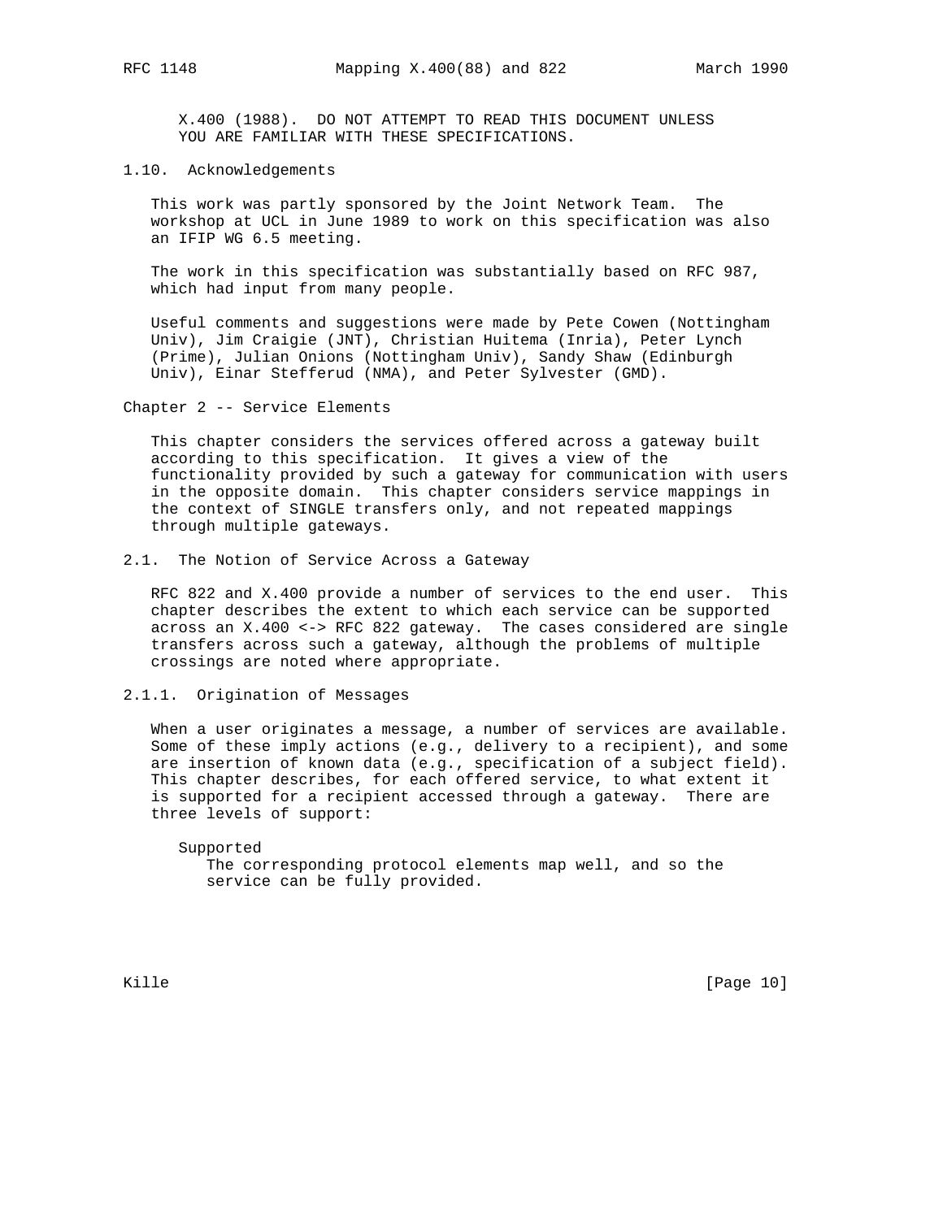X.400 (1988). DO NOT ATTEMPT TO READ THIS DOCUMENT UNLESS YOU ARE FAMILIAR WITH THESE SPECIFICATIONS.

### 1.10. Acknowledgements

This work was partly sponsored by the Joint Network Team. The workshop at UCL in June 1989 to work on this specification was also an IFIP WG 6.5 meeting.

The work in this specification was substantially based on RFC 987, which had input from many people.

Useful comments and suggestions were made by Pete Cowen (Nottingham Univ), Jim Craigie (JNT), Christian Huitema (Inria), Peter Lynch (Prime), Julian Onions (Nottingham Univ), Sandy Shaw (Edinburgh Univ), Einar Stefferud (NMA), and Peter Sylvester (GMD).

# Chapter 2 -- Service Elements

This chapter considers the services offered across a gateway built according to this specification. It gives a view of the functionality provided by such a gateway for communication with users in the opposite domain. This chapter considers service mappings in the context of SINGLE transfers only, and not repeated mappings through multiple gateways.

## 2.1. The Notion of Service Across a Gateway

RFC 822 and X.400 provide a number of services to the end user. This chapter describes the extent to which each service can be supported across an X.400 <-> RFC 822 gateway. The cases considered are single transfers across such a gateway, although the problems of multiple crossings are noted where appropriate.

### 2.1.1. Origination of Messages

When a user originates a message, a number of services are available. Some of these imply actions (e.g., delivery to a recipient), and some are insertion of known data (e.g., specification of a subject field). This chapter describes, for each offered service, to what extent it is supported for a recipient accessed through a gateway. There are three levels of support:

Supported
: The corresponding protocol elements map well, and so the service can be fully provided.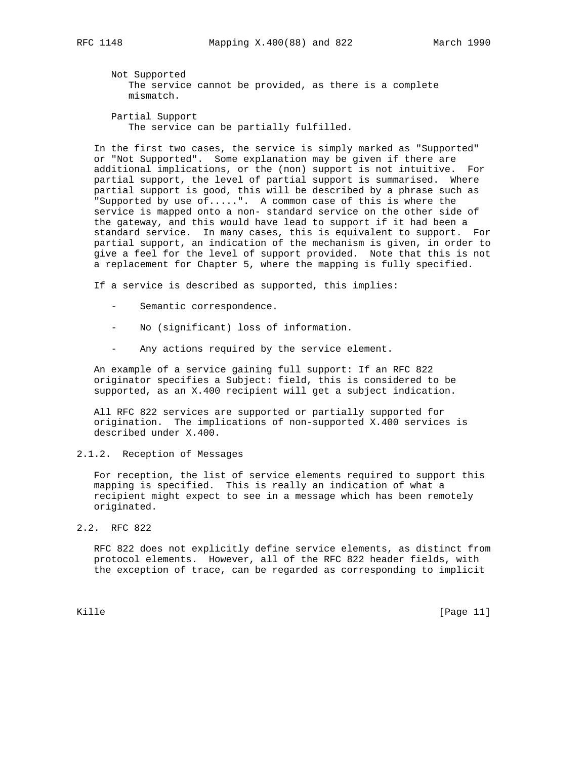Not Supported
The service cannot be provided, as there is a complete mismatch.

Partial Support
The service can be partially fulfilled.

In the first two cases, the service is simply marked as "Supported" or "Not Supported". Some explanation may be given if there are additional implications, or the (non) support is not intuitive. For partial support, the level of partial support is summarised. Where partial support is good, this will be described by a phrase such as "Supported by use of.....". A common case of this is where the service is mapped onto a non- standard service on the other side of the gateway, and this would have lead to support if it had been a standard service. In many cases, this is equivalent to support. For partial support, an indication of the mechanism is given, in order to give a feel for the level of support provided. Note that this is not a replacement for Chapter 5, where the mapping is fully specified.

If a service is described as supported, this implies:

- Semantic correspondence.
- No (significant) loss of information.
- Any actions required by the service element.

An example of a service gaining full support: If an RFC 822 originator specifies a Subject: field, this is considered to be supported, as an X.400 recipient will get a subject indication.

All RFC 822 services are supported or partially supported for origination. The implications of non-supported X.400 services is described under X.400.

### 2.1.2. Reception of Messages

For reception, the list of service elements required to support this mapping is specified. This is really an indication of what a recipient might expect to see in a message which has been remotely originated.

## 2.2. RFC 822

RFC 822 does not explicitly define service elements, as distinct from protocol elements. However, all of the RFC 822 header fields, with the exception of trace, can be regarded as corresponding to implicit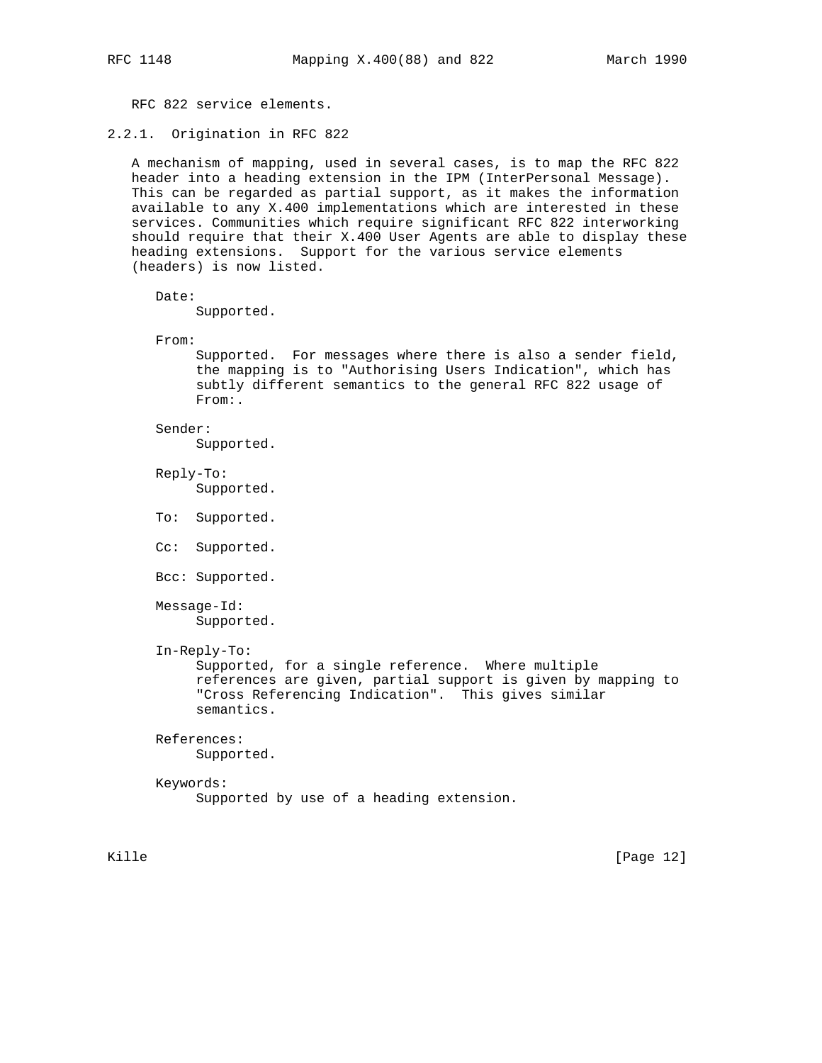RFC 822 service elements.

### 2.2.1. Origination in RFC 822

A mechanism of mapping, used in several cases, is to map the RFC 822 header into a heading extension in the IPM (InterPersonal Message). This can be regarded as partial support, as it makes the information available to any X.400 implementations which are interested in these services. Communities which require significant RFC 822 interworking should require that their X.400 User Agents are able to display these heading extensions. Support for the various service elements (headers) is now listed.

Date:
: Supported.

From:
: Supported. For messages where there is also a sender field, the mapping is to "Authorising Users Indication", which has subtly different semantics to the general RFC 822 usage of From:.

Sender:
: Supported.

Reply-To:
: Supported.

To: Supported.

Cc: Supported.

Bcc: Supported.

Message-Id:
: Supported.

In-Reply-To:
: Supported, for a single reference. Where multiple references are given, partial support is given by mapping to "Cross Referencing Indication". This gives similar semantics.

References:
: Supported.

Keywords:
: Supported by use of a heading extension.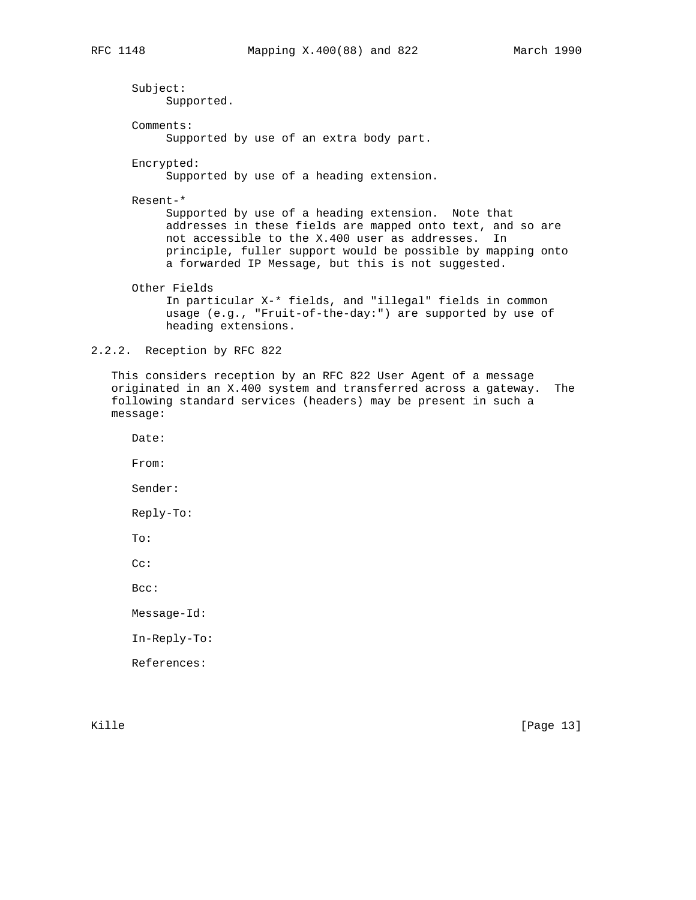Subject:
Supported.

Comments:
Supported by use of an extra body part.

Encrypted:
Supported by use of a heading extension.

Resent-*
Supported by use of a heading extension. Note that addresses in these fields are mapped onto text, and so are not accessible to the X.400 user as addresses. In principle, fuller support would be possible by mapping onto a forwarded IP Message, but this is not suggested.

Other Fields
In particular X-* fields, and "illegal" fields in common usage (e.g., "Fruit-of-the-day:") are supported by use of heading extensions.

### 2.2.2. Reception by RFC 822

This considers reception by an RFC 822 User Agent of a message originated in an X.400 system and transferred across a gateway. The following standard services (headers) may be present in such a message:

Date:

From:

Sender:

Reply-To:

To:

Cc:

Bcc:

Message-Id:

In-Reply-To:

References: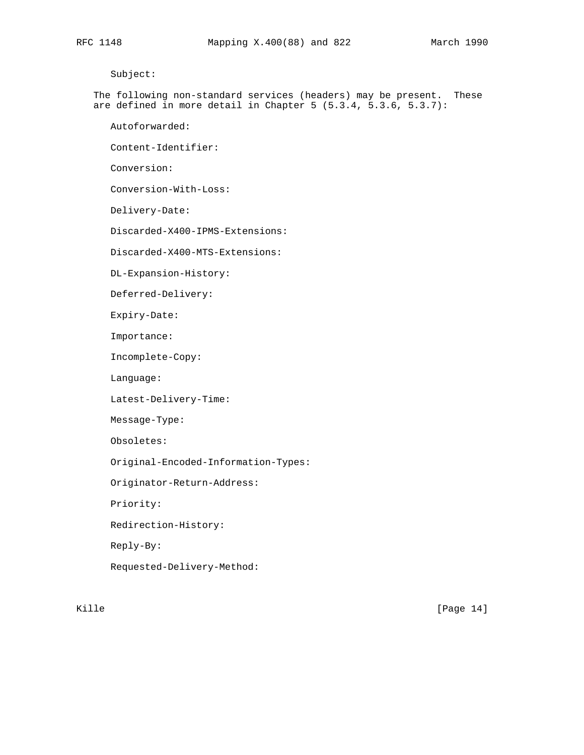Subject:

The following non-standard services (headers) may be present. These are defined in more detail in Chapter 5 (5.3.4, 5.3.6, 5.3.7):

Autoforwarded:

Content-Identifier:

Conversion:

Conversion-With-Loss:

Delivery-Date:

Discarded-X400-IPMS-Extensions:

Discarded-X400-MTS-Extensions:

DL-Expansion-History:

Deferred-Delivery:

Expiry-Date:

Importance:

Incomplete-Copy:

Language:

Latest-Delivery-Time:

Message-Type:

Obsoletes:

Original-Encoded-Information-Types:

Originator-Return-Address:

Priority:

Redirection-History:

Reply-By:

Requested-Delivery-Method: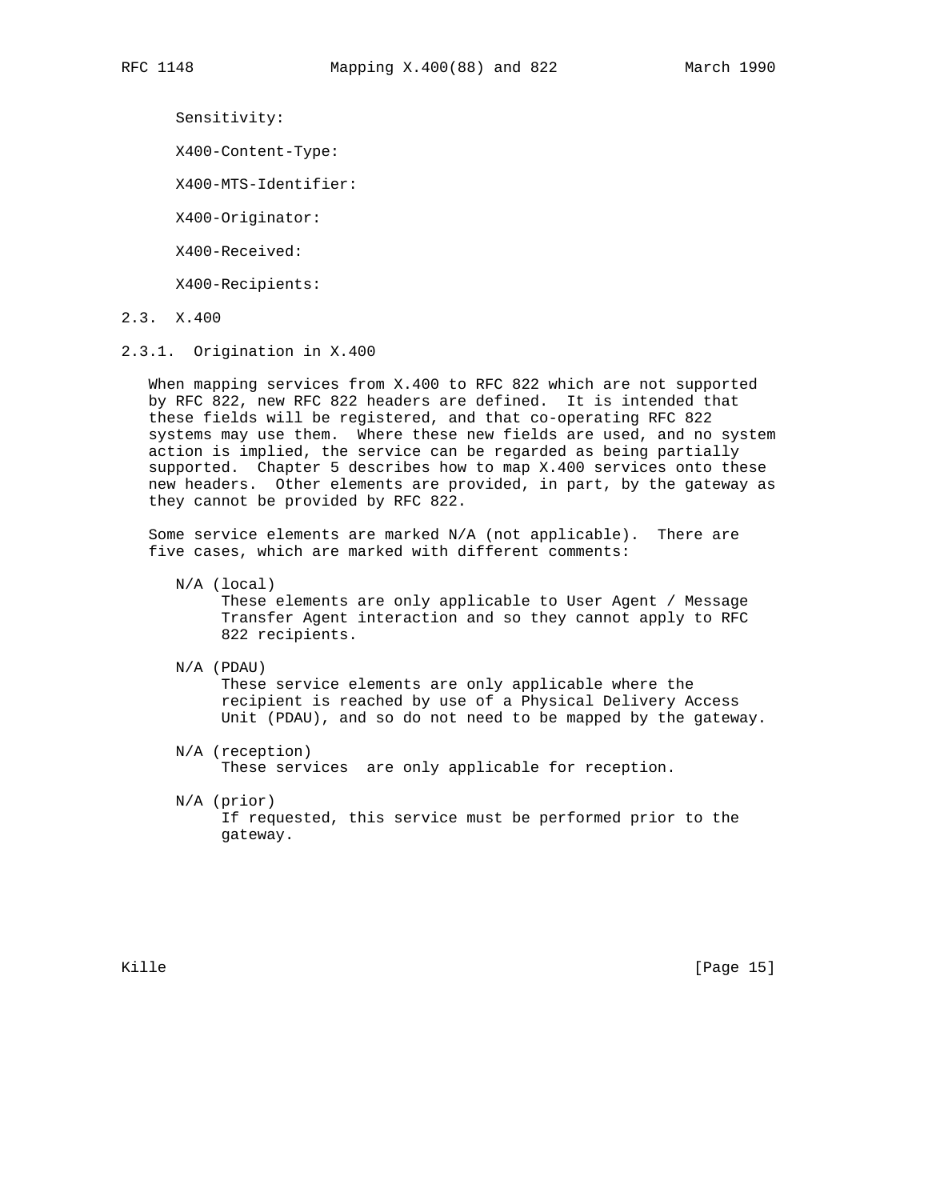Sensitivity:

X400-Content-Type:

X400-MTS-Identifier:

X400-Originator:

X400-Received:

X400-Recipients:

## 2.3. X.400

### 2.3.1. Origination in X.400

When mapping services from X.400 to RFC 822 which are not supported by RFC 822, new RFC 822 headers are defined. It is intended that these fields will be registered, and that co-operating RFC 822 systems may use them. Where these new fields are used, and no system action is implied, the service can be regarded as being partially supported. Chapter 5 describes how to map X.400 services onto these new headers. Other elements are provided, in part, by the gateway as they cannot be provided by RFC 822.

Some service elements are marked N/A (not applicable). There are five cases, which are marked with different comments:

N/A (local)
: These elements are only applicable to User Agent / Message Transfer Agent interaction and so they cannot apply to RFC 822 recipients.

N/A (PDAU)
: These service elements are only applicable where the recipient is reached by use of a Physical Delivery Access Unit (PDAU), and so do not need to be mapped by the gateway.

N/A (reception)
: These services are only applicable for reception.

N/A (prior)
: If requested, this service must be performed prior to the gateway.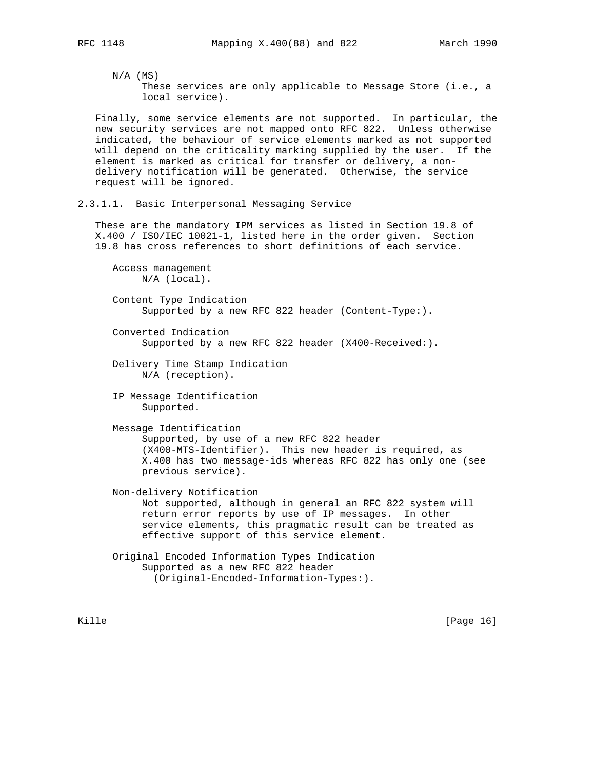N/A (MS)
: These services are only applicable to Message Store (i.e., a local service).

Finally, some service elements are not supported. In particular, the new security services are not mapped onto RFC 822. Unless otherwise indicated, the behaviour of service elements marked as not supported will depend on the criticality marking supplied by the user. If the element is marked as critical for transfer or delivery, a non-delivery notification will be generated. Otherwise, the service request will be ignored.

#### 2.3.1.1. Basic Interpersonal Messaging Service

These are the mandatory IPM services as listed in Section 19.8 of X.400 / ISO/IEC 10021-1, listed here in the order given. Section 19.8 has cross references to short definitions of each service.

Access management
: N/A (local).

Content Type Indication
: Supported by a new RFC 822 header (Content-Type:).

Converted Indication
: Supported by a new RFC 822 header (X400-Received:).

Delivery Time Stamp Indication
: N/A (reception).

IP Message Identification
: Supported.

Message Identification
: Supported, by use of a new RFC 822 header (X400-MTS-Identifier). This new header is required, as X.400 has two message-ids whereas RFC 822 has only one (see previous service).

Non-delivery Notification
: Not supported, although in general an RFC 822 system will return error reports by use of IP messages. In other service elements, this pragmatic result can be treated as effective support of this service element.

Original Encoded Information Types Indication
: Supported as a new RFC 822 header (Original-Encoded-Information-Types:).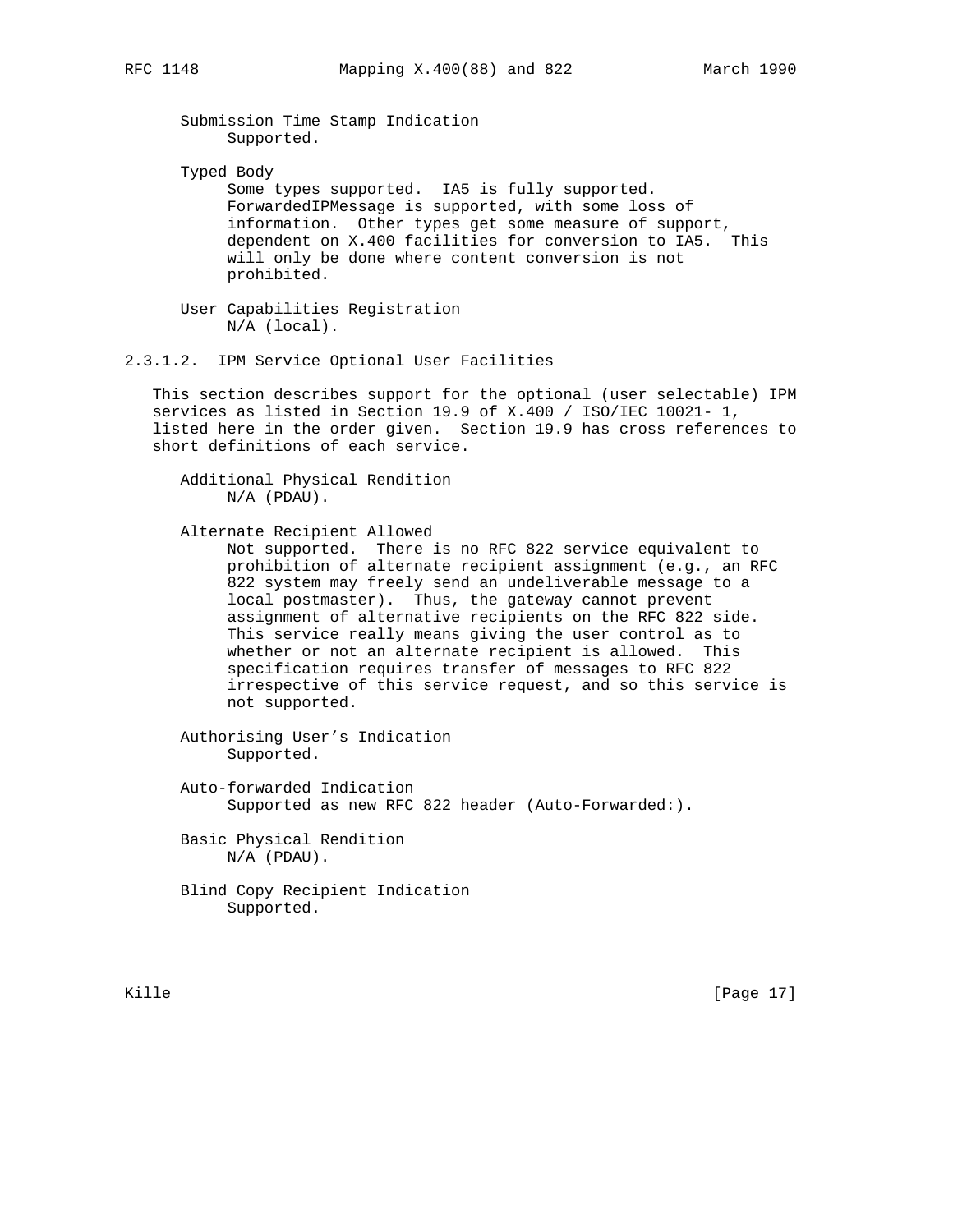Submission Time Stamp Indication
Supported.

Typed Body
Some types supported. IA5 is fully supported. ForwardedIPMessage is supported, with some loss of information. Other types get some measure of support, dependent on X.400 facilities for conversion to IA5. This will only be done where content conversion is not prohibited.

User Capabilities Registration
N/A (local).

#### 2.3.1.2. IPM Service Optional User Facilities

This section describes support for the optional (user selectable) IPM services as listed in Section 19.9 of X.400 / ISO/IEC 10021- 1, listed here in the order given. Section 19.9 has cross references to short definitions of each service.

Additional Physical Rendition
N/A (PDAU).

Alternate Recipient Allowed
Not supported. There is no RFC 822 service equivalent to prohibition of alternate recipient assignment (e.g., an RFC 822 system may freely send an undeliverable message to a local postmaster). Thus, the gateway cannot prevent assignment of alternative recipients on the RFC 822 side. This service really means giving the user control as to whether or not an alternate recipient is allowed. This specification requires transfer of messages to RFC 822 irrespective of this service request, and so this service is not supported.

Authorising User's Indication
Supported.

Auto-forwarded Indication
Supported as new RFC 822 header (Auto-Forwarded:).

Basic Physical Rendition
N/A (PDAU).

Blind Copy Recipient Indication
Supported.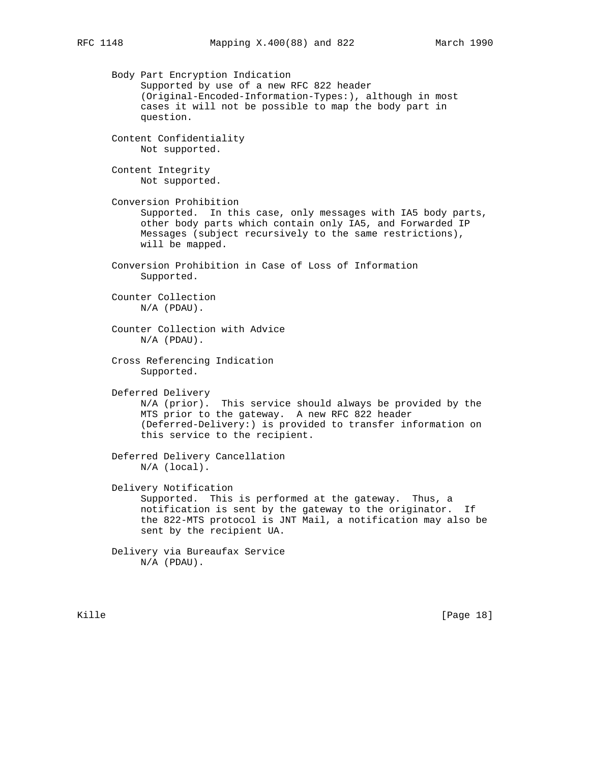Body Part Encryption Indication
Supported by use of a new RFC 822 header (Original-Encoded-Information-Types:), although in most cases it will not be possible to map the body part in question.

Content Confidentiality
Not supported.

Content Integrity
Not supported.

Conversion Prohibition
Supported. In this case, only messages with IA5 body parts, other body parts which contain only IA5, and Forwarded IP Messages (subject recursively to the same restrictions), will be mapped.

Conversion Prohibition in Case of Loss of Information
Supported.

Counter Collection
N/A (PDAU).

Counter Collection with Advice
N/A (PDAU).

Cross Referencing Indication
Supported.

Deferred Delivery
N/A (prior). This service should always be provided by the MTS prior to the gateway. A new RFC 822 header (Deferred-Delivery:) is provided to transfer information on this service to the recipient.

Deferred Delivery Cancellation
N/A (local).

Delivery Notification
Supported. This is performed at the gateway. Thus, a notification is sent by the gateway to the originator. If the 822-MTS protocol is JNT Mail, a notification may also be sent by the recipient UA.

Delivery via Bureaufax Service
N/A (PDAU).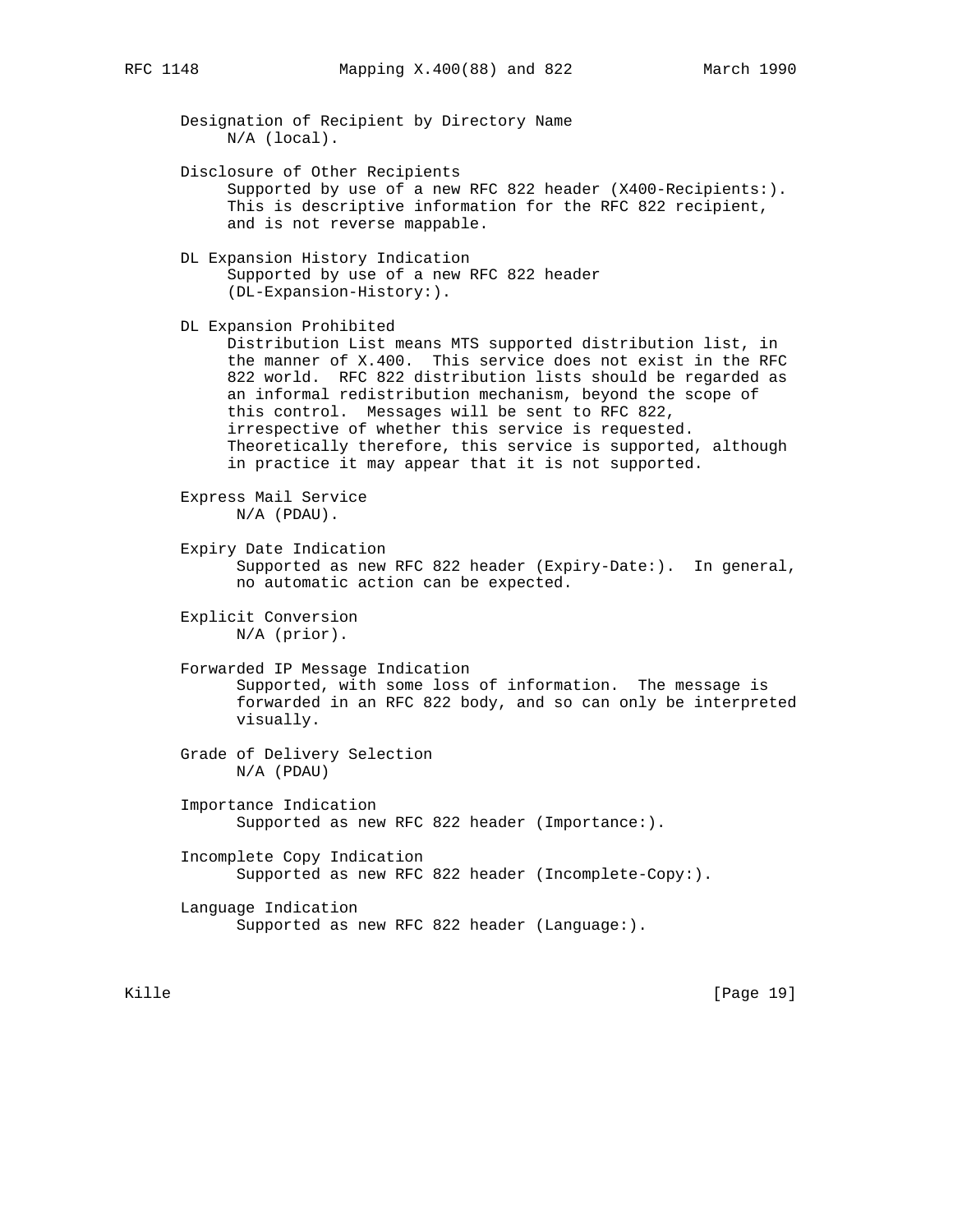Designation of Recipient by Directory Name
N/A (local).

Disclosure of Other Recipients
Supported by use of a new RFC 822 header (X400-Recipients:). This is descriptive information for the RFC 822 recipient, and is not reverse mappable.

DL Expansion History Indication
Supported by use of a new RFC 822 header (DL-Expansion-History:).

DL Expansion Prohibited
Distribution List means MTS supported distribution list, in the manner of X.400. This service does not exist in the RFC 822 world. RFC 822 distribution lists should be regarded as an informal redistribution mechanism, beyond the scope of this control. Messages will be sent to RFC 822, irrespective of whether this service is requested. Theoretically therefore, this service is supported, although in practice it may appear that it is not supported.

Express Mail Service
N/A (PDAU).

Expiry Date Indication
Supported as new RFC 822 header (Expiry-Date:). In general, no automatic action can be expected.

Explicit Conversion
N/A (prior).

Forwarded IP Message Indication
Supported, with some loss of information. The message is forwarded in an RFC 822 body, and so can only be interpreted visually.

Grade of Delivery Selection
N/A (PDAU)

Importance Indication
Supported as new RFC 822 header (Importance:).

Incomplete Copy Indication
Supported as new RFC 822 header (Incomplete-Copy:).

Language Indication
Supported as new RFC 822 header (Language:).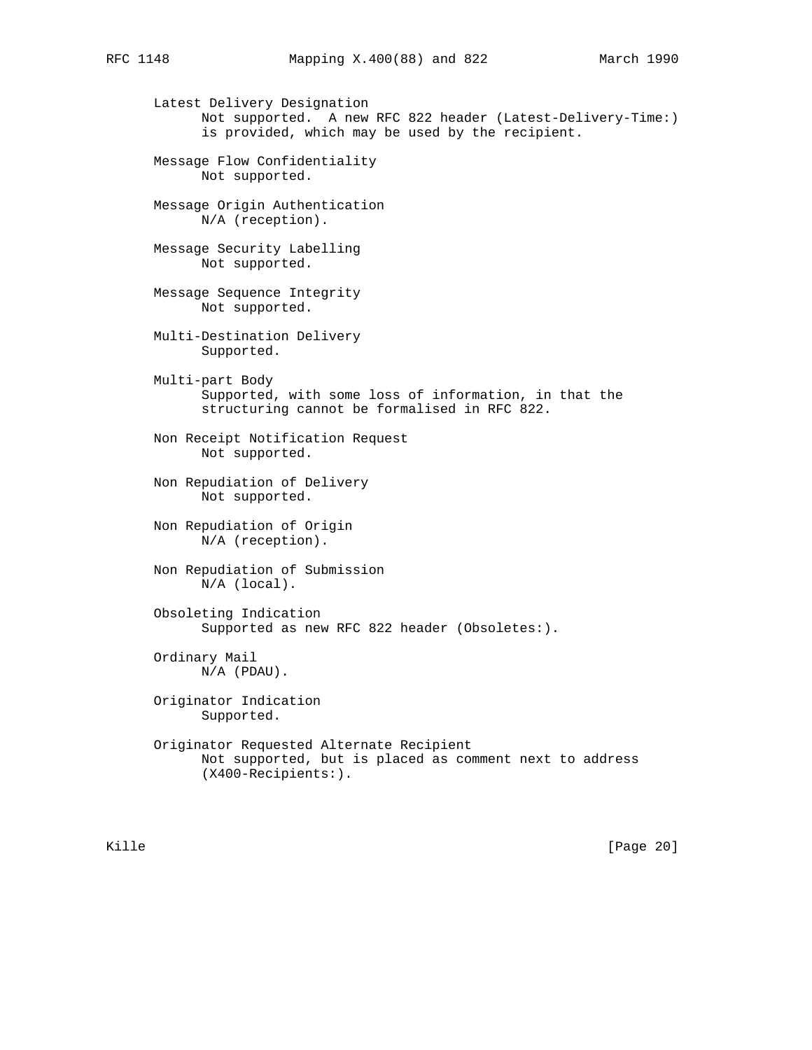Latest Delivery Designation
   Not supported. A new RFC 822 header (Latest-Delivery-Time:) is provided, which may be used by the recipient.

Message Flow Confidentiality
   Not supported.

Message Origin Authentication
   N/A (reception).

Message Security Labelling
   Not supported.

Message Sequence Integrity
   Not supported.

Multi-Destination Delivery
   Supported.

Multi-part Body
   Supported, with some loss of information, in that the structuring cannot be formalised in RFC 822.

Non Receipt Notification Request
   Not supported.

Non Repudiation of Delivery
   Not supported.

Non Repudiation of Origin
   N/A (reception).

Non Repudiation of Submission
   N/A (local).

Obsoleting Indication
   Supported as new RFC 822 header (Obsoletes:).

Ordinary Mail
   N/A (PDAU).

Originator Indication
   Supported.

Originator Requested Alternate Recipient
   Not supported, but is placed as comment next to address (X400-Recipients:).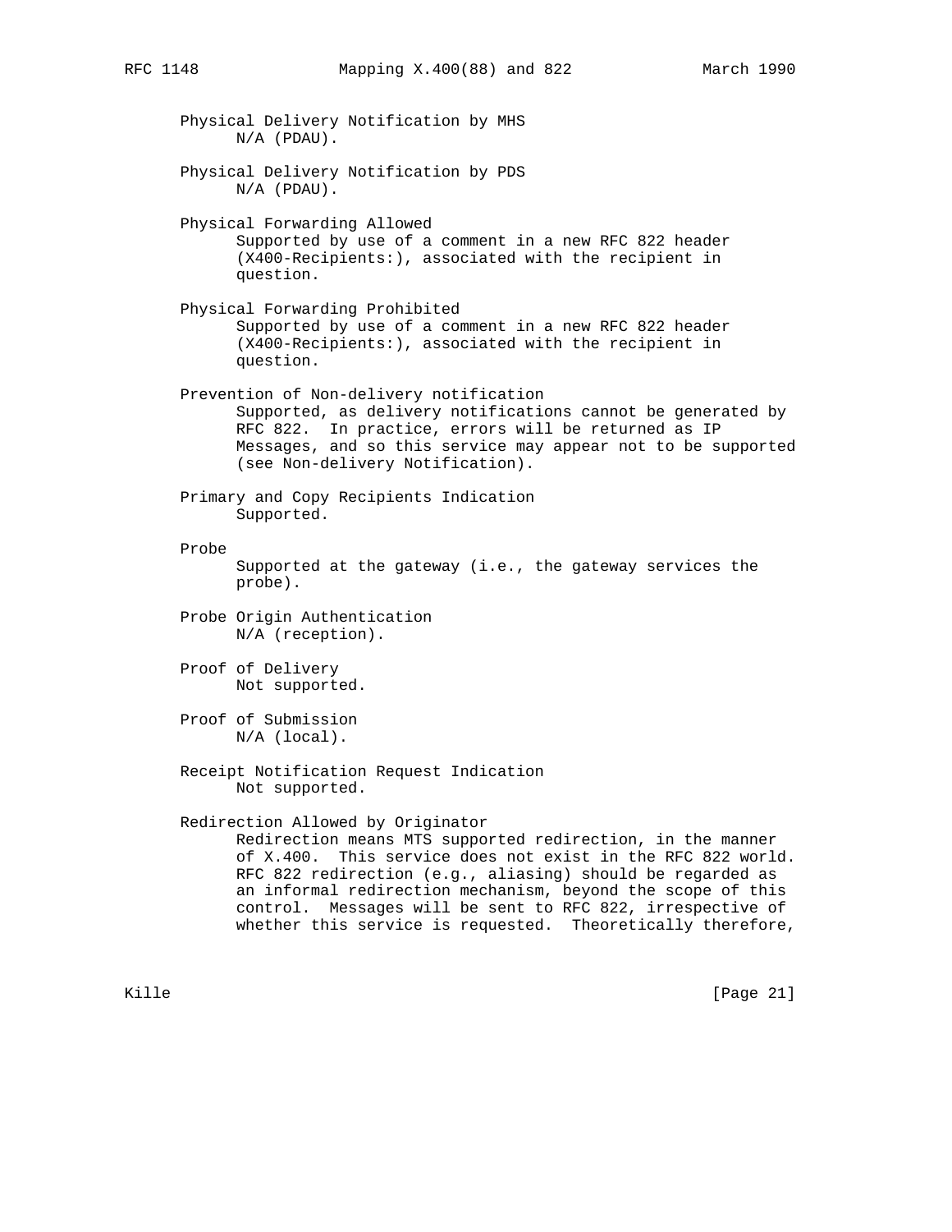Physical Delivery Notification by MHS
: N/A (PDAU).

Physical Delivery Notification by PDS
: N/A (PDAU).

Physical Forwarding Allowed
: Supported by use of a comment in a new RFC 822 header (X400-Recipients:), associated with the recipient in question.

Physical Forwarding Prohibited
: Supported by use of a comment in a new RFC 822 header (X400-Recipients:), associated with the recipient in question.

Prevention of Non-delivery notification
: Supported, as delivery notifications cannot be generated by RFC 822. In practice, errors will be returned as IP Messages, and so this service may appear not to be supported (see Non-delivery Notification).

Primary and Copy Recipients Indication
: Supported.

Probe
: Supported at the gateway (i.e., the gateway services the probe).

Probe Origin Authentication
: N/A (reception).

Proof of Delivery
: Not supported.

Proof of Submission
: N/A (local).

Receipt Notification Request Indication
: Not supported.

Redirection Allowed by Originator
: Redirection means MTS supported redirection, in the manner of X.400. This service does not exist in the RFC 822 world. RFC 822 redirection (e.g., aliasing) should be regarded as an informal redirection mechanism, beyond the scope of this control. Messages will be sent to RFC 822, irrespective of whether this service is requested. Theoretically therefore,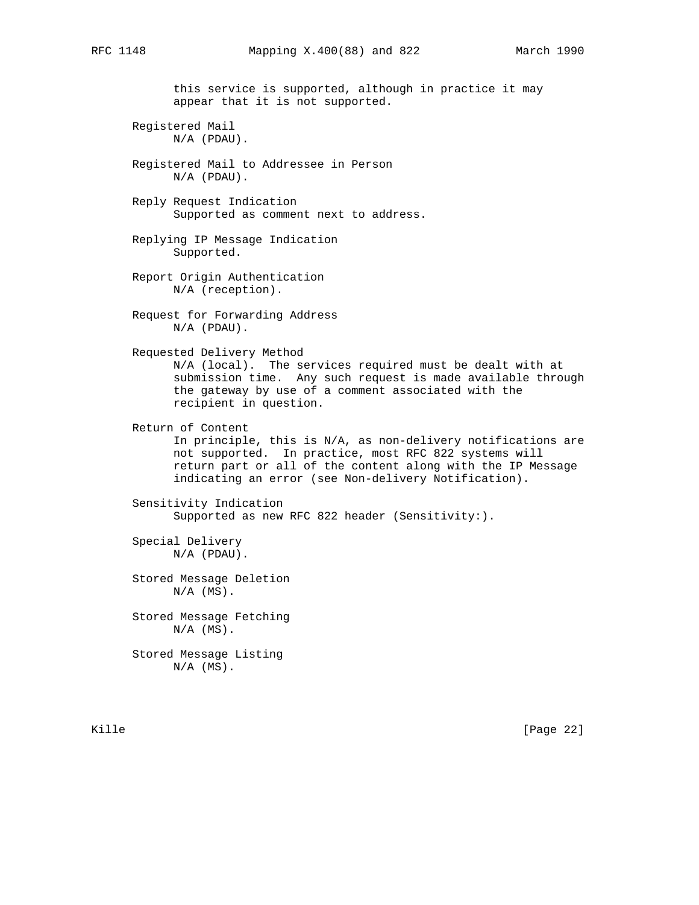this service is supported, although in practice it may appear that it is not supported.

Registered Mail
N/A (PDAU).

Registered Mail to Addressee in Person
N/A (PDAU).

Reply Request Indication
Supported as comment next to address.

Replying IP Message Indication
Supported.

Report Origin Authentication
N/A (reception).

Request for Forwarding Address
N/A (PDAU).

Requested Delivery Method
N/A (local). The services required must be dealt with at submission time. Any such request is made available through the gateway by use of a comment associated with the recipient in question.

Return of Content
In principle, this is N/A, as non-delivery notifications are not supported. In practice, most RFC 822 systems will return part or all of the content along with the IP Message indicating an error (see Non-delivery Notification).

Sensitivity Indication
Supported as new RFC 822 header (Sensitivity:).

Special Delivery
N/A (PDAU).

Stored Message Deletion
N/A (MS).

Stored Message Fetching
N/A (MS).

Stored Message Listing
N/A (MS).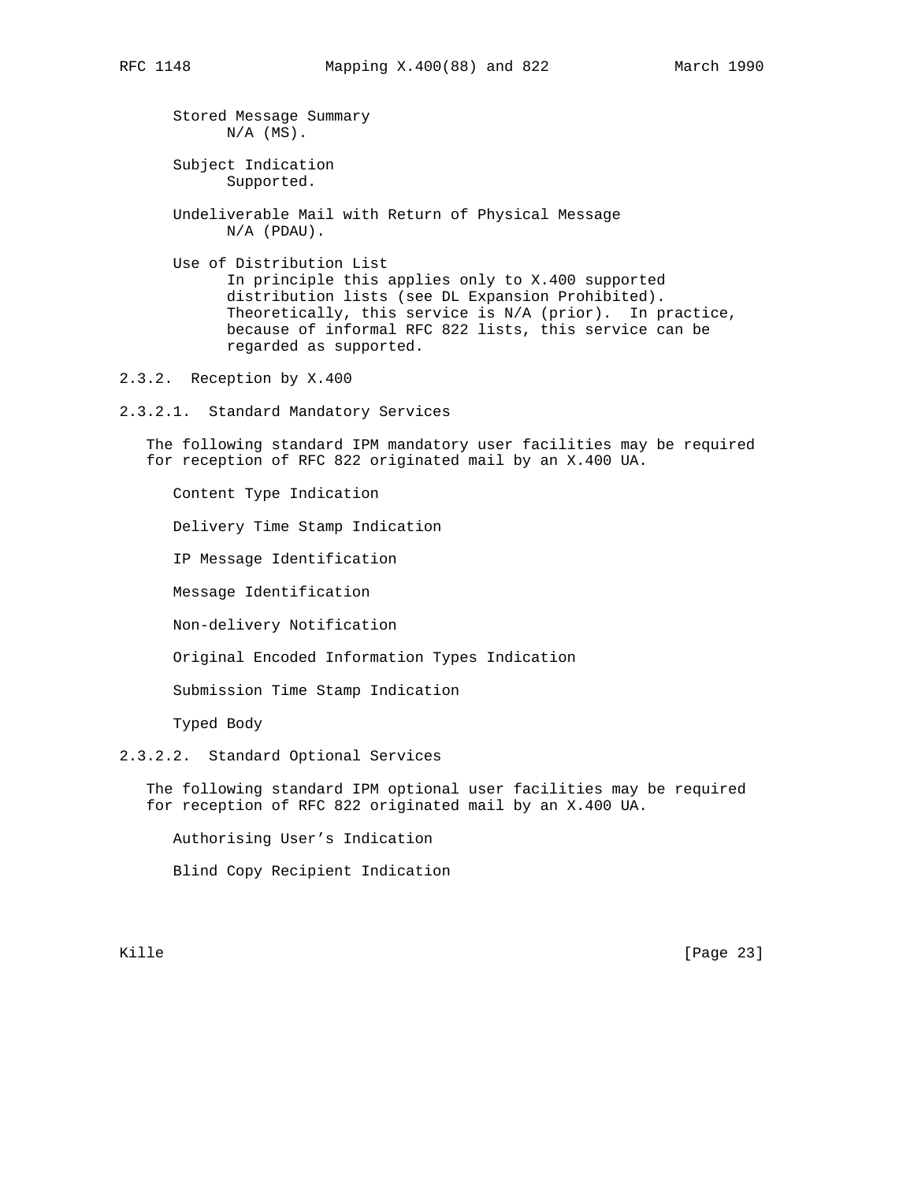Stored Message Summary
N/A (MS).

Subject Indication
Supported.

Undeliverable Mail with Return of Physical Message
N/A (PDAU).

Use of Distribution List
In principle this applies only to X.400 supported distribution lists (see DL Expansion Prohibited). Theoretically, this service is N/A (prior). In practice, because of informal RFC 822 lists, this service can be regarded as supported.

### 2.3.2. Reception by X.400

#### 2.3.2.1. Standard Mandatory Services

The following standard IPM mandatory user facilities may be required for reception of RFC 822 originated mail by an X.400 UA.

Content Type Indication

Delivery Time Stamp Indication

IP Message Identification

Message Identification

Non-delivery Notification

Original Encoded Information Types Indication

Submission Time Stamp Indication

Typed Body

#### 2.3.2.2. Standard Optional Services

The following standard IPM optional user facilities may be required for reception of RFC 822 originated mail by an X.400 UA.

Authorising User's Indication

Blind Copy Recipient Indication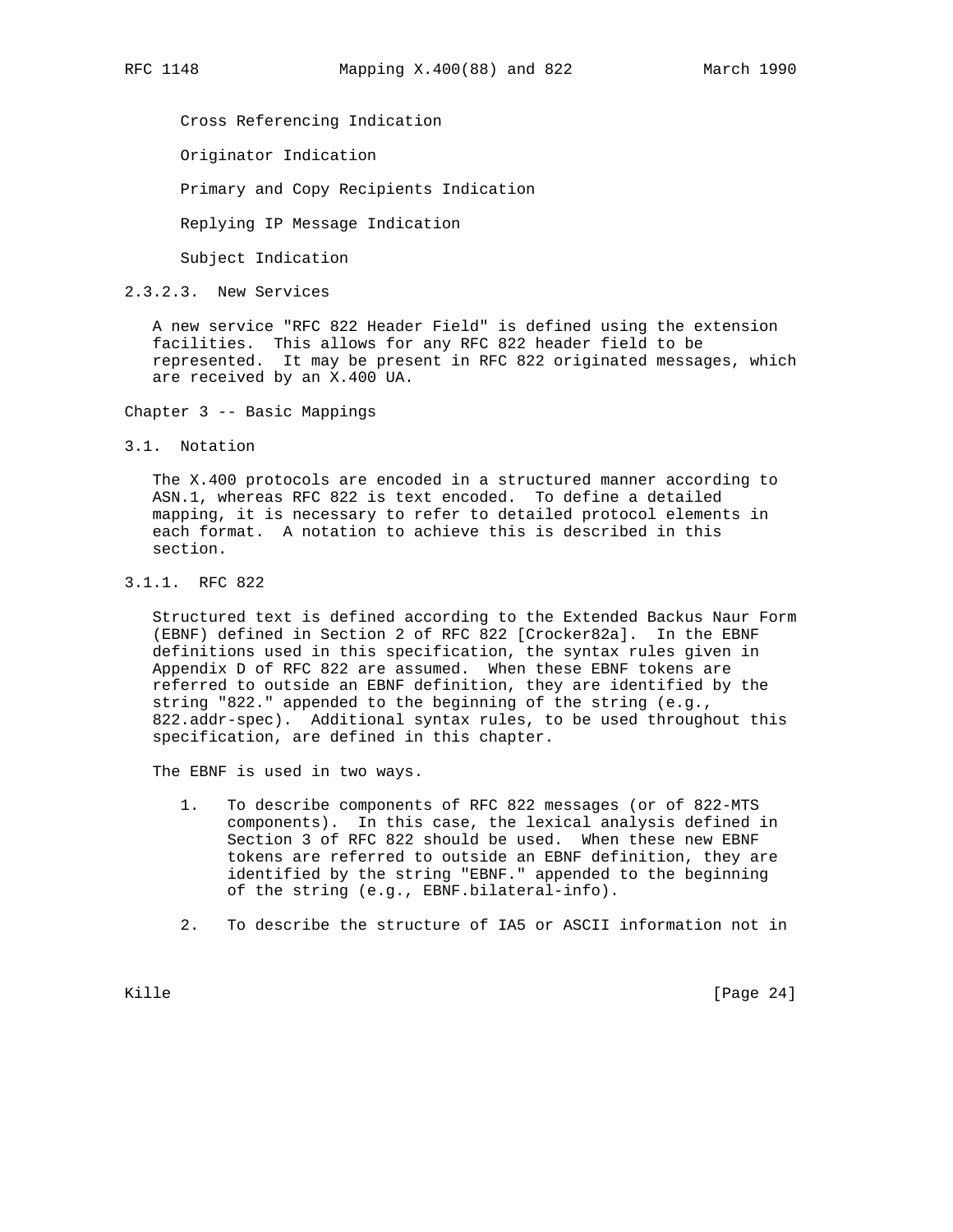Cross Referencing Indication

Originator Indication

Primary and Copy Recipients Indication

Replying IP Message Indication

Subject Indication

#### 2.3.2.3. New Services

A new service "RFC 822 Header Field" is defined using the extension facilities. This allows for any RFC 822 header field to be represented. It may be present in RFC 822 originated messages, which are received by an X.400 UA.

# Chapter 3 -- Basic Mappings

## 3.1. Notation

The X.400 protocols are encoded in a structured manner according to ASN.1, whereas RFC 822 is text encoded. To define a detailed mapping, it is necessary to refer to detailed protocol elements in each format. A notation to achieve this is described in this section.

### 3.1.1. RFC 822

Structured text is defined according to the Extended Backus Naur Form (EBNF) defined in Section 2 of RFC 822 [Crocker82a]. In the EBNF definitions used in this specification, the syntax rules given in Appendix D of RFC 822 are assumed. When these EBNF tokens are referred to outside an EBNF definition, they are identified by the string "822." appended to the beginning of the string (e.g., 822.addr-spec). Additional syntax rules, to be used throughout this specification, are defined in this chapter.

The EBNF is used in two ways.

1. To describe components of RFC 822 messages (or of 822-MTS components). In this case, the lexical analysis defined in Section 3 of RFC 822 should be used. When these new EBNF tokens are referred to outside an EBNF definition, they are identified by the string "EBNF." appended to the beginning of the string (e.g., EBNF.bilateral-info).

2. To describe the structure of IA5 or ASCII information not in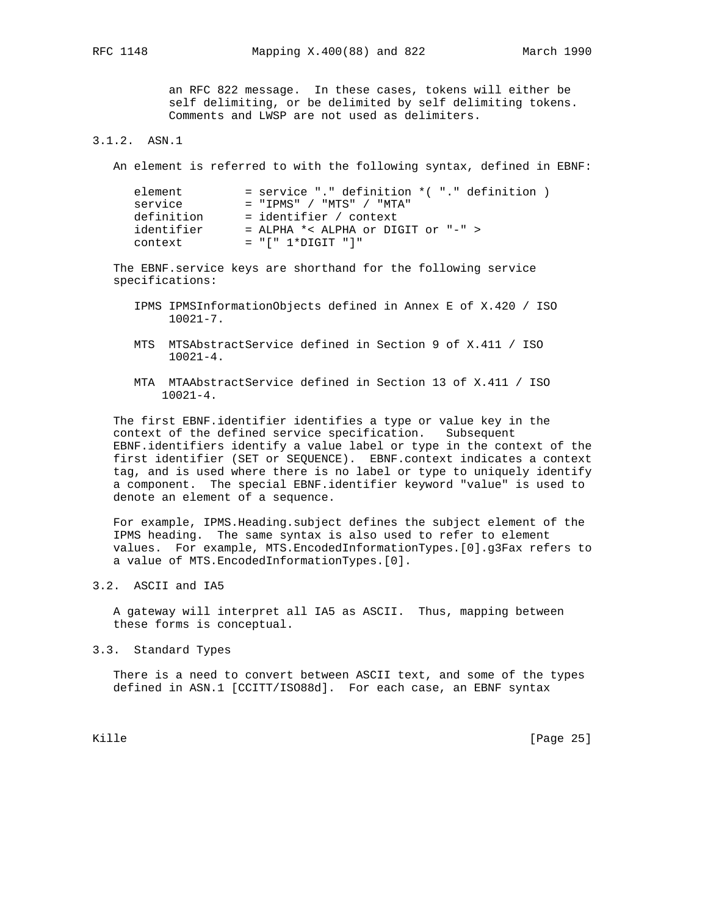an RFC 822 message. In these cases, tokens will either be self delimiting, or be delimited by self delimiting tokens. Comments and LWSP are not used as delimiters.

### 3.1.2. ASN.1

An element is referred to with the following syntax, defined in EBNF:

```
element         = service "." definition *( "." definition )
service         = "IPMS" / "MTS" / "MTA"
definition      = identifier / context
identifier      = ALPHA *< ALPHA or DIGIT or "-" >
context         = "[" 1*DIGIT "]"
```

The EBNF.service keys are shorthand for the following service specifications:

- IPMS IPMSInformationObjects defined in Annex E of X.420 / ISO 10021-7.
- MTS MTSAbstractService defined in Section 9 of X.411 / ISO 10021-4.
- MTA MTAAbstractService defined in Section 13 of X.411 / ISO 10021-4.

The first EBNF.identifier identifies a type or value key in the context of the defined service specification. Subsequent EBNF.identifiers identify a value label or type in the context of the first identifier (SET or SEQUENCE). EBNF.context indicates a context tag, and is used where there is no label or type to uniquely identify a component. The special EBNF.identifier keyword "value" is used to denote an element of a sequence.

For example, IPMS.Heading.subject defines the subject element of the IPMS heading. The same syntax is also used to refer to element values. For example, MTS.EncodedInformationTypes.[0].g3Fax refers to a value of MTS.EncodedInformationTypes.[0].

## 3.2. ASCII and IA5

A gateway will interpret all IA5 as ASCII. Thus, mapping between these forms is conceptual.

## 3.3. Standard Types

There is a need to convert between ASCII text, and some of the types defined in ASN.1 [CCITT/ISO88d]. For each case, an EBNF syntax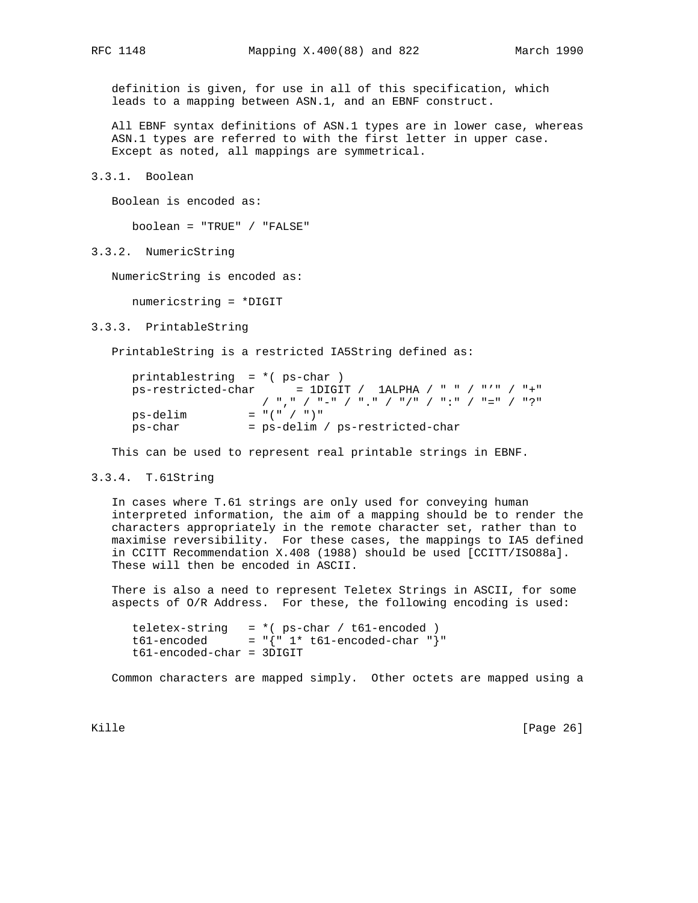definition is given, for use in all of this specification, which leads to a mapping between ASN.1, and an EBNF construct.

All EBNF syntax definitions of ASN.1 types are in lower case, whereas ASN.1 types are referred to with the first letter in upper case. Except as noted, all mappings are symmetrical.

### 3.3.1. Boolean

Boolean is encoded as:

```
boolean = "TRUE" / "FALSE"
```

### 3.3.2. NumericString

NumericString is encoded as:

```
numericstring = *DIGIT
```

### 3.3.3. PrintableString

PrintableString is a restricted IA5String defined as:

```
printablestring  = *( ps-char )
ps-restricted-char      = 1DIGIT /  1ALPHA / " " / "'" / "+"
                   / "," / "-" / "." / "/" / ":" / "=" / "?"
ps-delim         = "(" / ")"
ps-char          = ps-delim / ps-restricted-char
```

This can be used to represent real printable strings in EBNF.

### 3.3.4. T.61String

In cases where T.61 strings are only used for conveying human interpreted information, the aim of a mapping should be to render the characters appropriately in the remote character set, rather than to maximise reversibility. For these cases, the mappings to IA5 defined in CCITT Recommendation X.408 (1988) should be used [CCITT/ISO88a]. These will then be encoded in ASCII.

There is also a need to represent Teletex Strings in ASCII, for some aspects of O/R Address. For these, the following encoding is used:

```
teletex-string   = *( ps-char / t61-encoded )
t61-encoded      = "{" 1* t61-encoded-char "}"
t61-encoded-char = 3DIGIT
```

Common characters are mapped simply. Other octets are mapped using a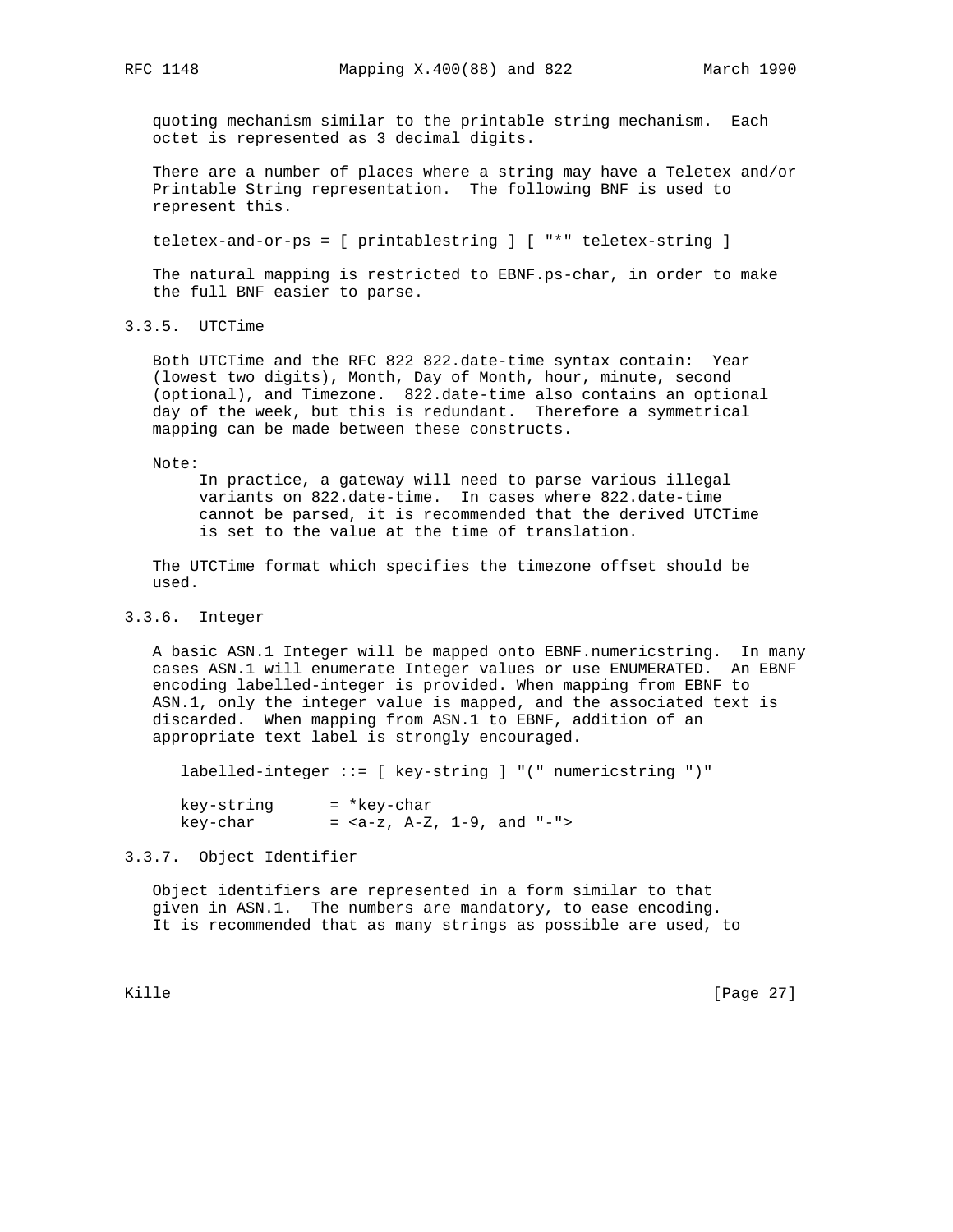quoting mechanism similar to the printable string mechanism. Each octet is represented as 3 decimal digits.

There are a number of places where a string may have a Teletex and/or Printable String representation. The following BNF is used to represent this.

```
teletex-and-or-ps = [ printablestring ] [ "*" teletex-string ]
```

The natural mapping is restricted to EBNF.ps-char, in order to make the full BNF easier to parse.

### 3.3.5. UTCTime

Both UTCTime and the RFC 822 822.date-time syntax contain: Year (lowest two digits), Month, Day of Month, hour, minute, second (optional), and Timezone. 822.date-time also contains an optional day of the week, but this is redundant. Therefore a symmetrical mapping can be made between these constructs.

Note:

> In practice, a gateway will need to parse various illegal variants on 822.date-time. In cases where 822.date-time cannot be parsed, it is recommended that the derived UTCTime is set to the value at the time of translation.

The UTCTime format which specifies the timezone offset should be used.

### 3.3.6. Integer

A basic ASN.1 Integer will be mapped onto EBNF.numericstring. In many cases ASN.1 will enumerate Integer values or use ENUMERATED. An EBNF encoding labelled-integer is provided. When mapping from EBNF to ASN.1, only the integer value is mapped, and the associated text is discarded. When mapping from ASN.1 to EBNF, addition of an appropriate text label is strongly encouraged.

```
labelled-integer ::= [ key-string ] "(" numericstring ")"

key-string      = *key-char
key-char        = <a-z, A-Z, 1-9, and "-">
```

### 3.3.7. Object Identifier

Object identifiers are represented in a form similar to that given in ASN.1. The numbers are mandatory, to ease encoding. It is recommended that as many strings as possible are used, to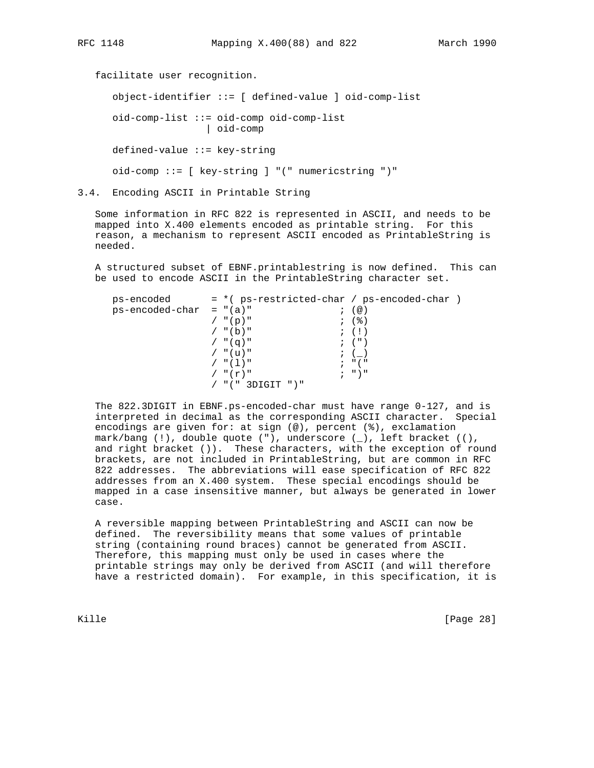facilitate user recognition.

```
object-identifier ::= [ defined-value ] oid-comp-list

oid-comp-list ::= oid-comp oid-comp-list
                | oid-comp

defined-value ::= key-string

oid-comp ::= [ key-string ] "(" numericstring ")"
```

### 3.4. Encoding ASCII in Printable String

Some information in RFC 822 is represented in ASCII, and needs to be mapped into X.400 elements encoded as printable string. For this reason, a mechanism to represent ASCII encoded as PrintableString is needed.

A structured subset of EBNF.printablestring is now defined. This can be used to encode ASCII in the PrintableString character set.

```
ps-encoded       = *( ps-restricted-char / ps-encoded-char )
ps-encoded-char  = "(a)"               ; (@)
                 / "(p)"               ; (%)
                 / "(b)"               ; (!)
                 / "(q)"               ; (")
                 / "(u)"               ; (_)
                 / "(l)"               ; "("
                 / "(r)"               ; ")"
                 / "(" 3DIGIT ")"
```

The 822.3DIGIT in EBNF.ps-encoded-char must have range 0-127, and is interpreted in decimal as the corresponding ASCII character. Special encodings are given for: at sign (@), percent (%), exclamation mark/bang (!), double quote ("), underscore (_), left bracket ((), and right bracket ()). These characters, with the exception of round brackets, are not included in PrintableString, but are common in RFC 822 addresses. The abbreviations will ease specification of RFC 822 addresses from an X.400 system. These special encodings should be mapped in a case insensitive manner, but always be generated in lower case.

A reversible mapping between PrintableString and ASCII can now be defined. The reversibility means that some values of printable string (containing round braces) cannot be generated from ASCII. Therefore, this mapping must only be used in cases where the printable strings may only be derived from ASCII (and will therefore have a restricted domain). For example, in this specification, it is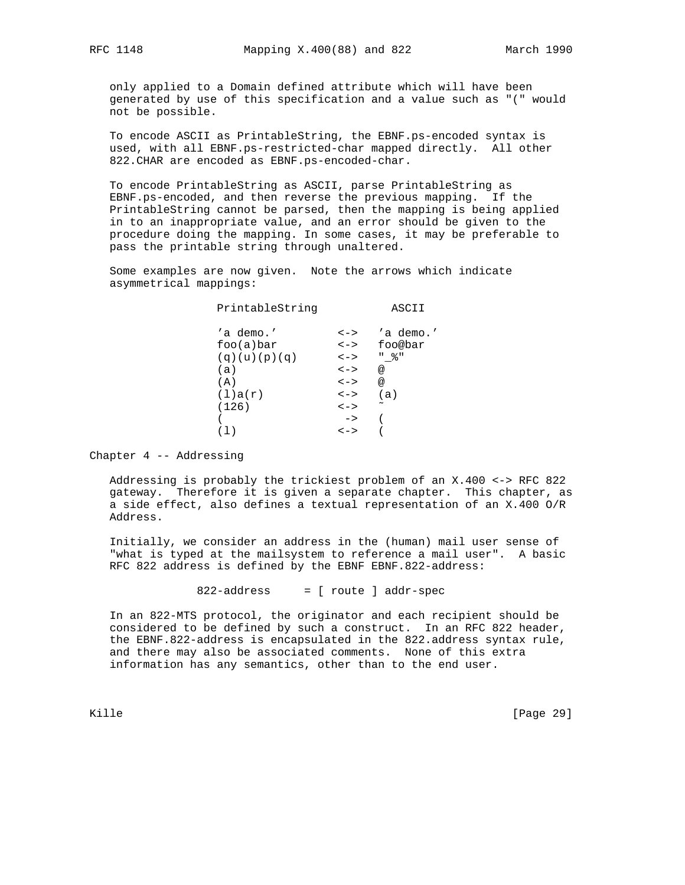only applied to a Domain defined attribute which will have been generated by use of this specification and a value such as "(" would not be possible.

To encode ASCII as PrintableString, the EBNF.ps-encoded syntax is used, with all EBNF.ps-restricted-char mapped directly. All other 822.CHAR are encoded as EBNF.ps-encoded-char.

To encode PrintableString as ASCII, parse PrintableString as EBNF.ps-encoded, and then reverse the previous mapping. If the PrintableString cannot be parsed, then the mapping is being applied in to an inappropriate value, and an error should be given to the procedure doing the mapping. In some cases, it may be preferable to pass the printable string through unaltered.

Some examples are now given. Note the arrows which indicate asymmetrical mappings:

```
                PrintableString           ASCII

                'a demo.'         <->   'a demo.'
                foo(a)bar         <->   foo@bar
                (q)(u)(p)(q)      <->   "_%"
                (a)               <->   @
                (A)               <->   @
                (l)a(r)           <->   (a)
                (126)             <->   ~
                (                  ->   (
                (l)               <->   (
```

Chapter 4 -- Addressing

Addressing is probably the trickiest problem of an X.400 <-> RFC 822 gateway. Therefore it is given a separate chapter. This chapter, as a side effect, also defines a textual representation of an X.400 O/R Address.

Initially, we consider an address in the (human) mail user sense of "what is typed at the mailsystem to reference a mail user". A basic RFC 822 address is defined by the EBNF EBNF.822-address:

```
             822-address     = [ route ] addr-spec
```

In an 822-MTS protocol, the originator and each recipient should be considered to be defined by such a construct. In an RFC 822 header, the EBNF.822-address is encapsulated in the 822.address syntax rule, and there may also be associated comments. None of this extra information has any semantics, other than to the end user.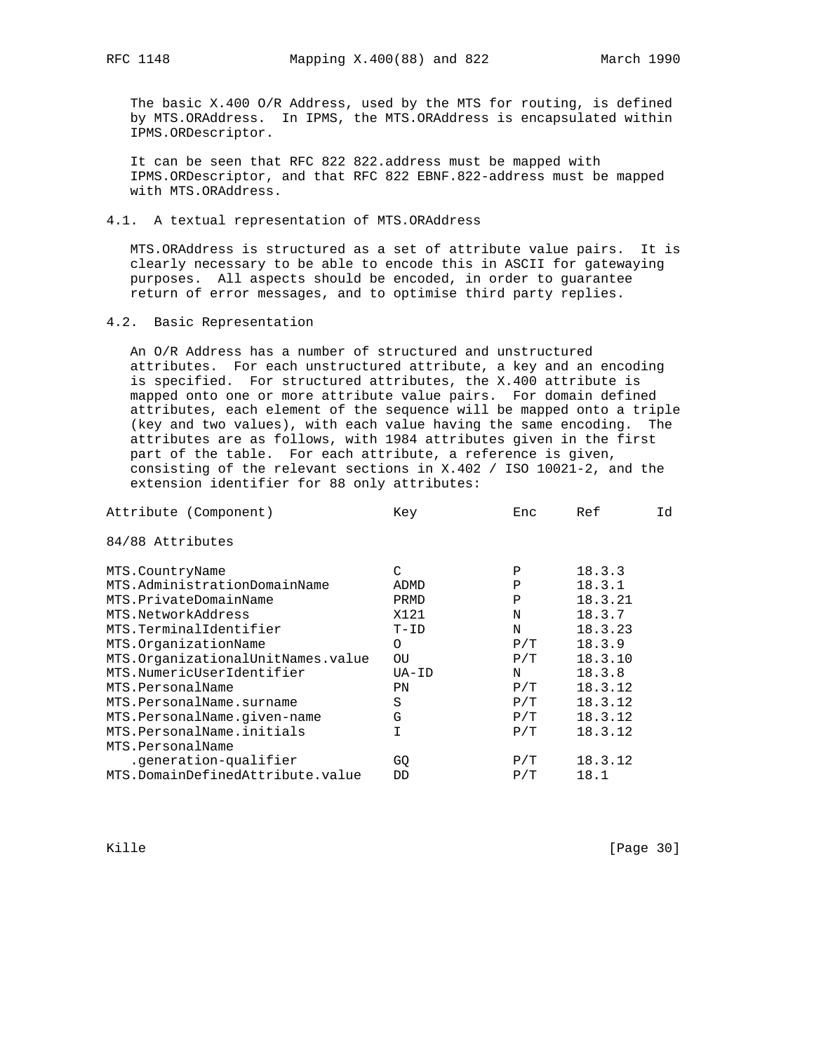The basic X.400 O/R Address, used by the MTS for routing, is defined by MTS.ORAddress. In IPMS, the MTS.ORAddress is encapsulated within IPMS.ORDescriptor.

It can be seen that RFC 822 822.address must be mapped with IPMS.ORDescriptor, and that RFC 822 EBNF.822-address must be mapped with MTS.ORAddress.

## 4.1. A textual representation of MTS.ORAddress

MTS.ORAddress is structured as a set of attribute value pairs. It is clearly necessary to be able to encode this in ASCII for gatewaying purposes. All aspects should be encoded, in order to guarantee return of error messages, and to optimise third party replies.

## 4.2. Basic Representation

An O/R Address has a number of structured and unstructured attributes. For each unstructured attribute, a key and an encoding is specified. For structured attributes, the X.400 attribute is mapped onto one or more attribute value pairs. For domain defined attributes, each element of the sequence will be mapped onto a triple (key and two values), with each value having the same encoding. The attributes are as follows, with 1984 attributes given in the first part of the table. For each attribute, a reference is given, consisting of the relevant sections in X.402 / ISO 10021-2, and the extension identifier for 88 only attributes:

| Attribute (Component) | Key | Enc | Ref | Id |
|---|---|---|---|---|
| 84/88 Attributes | | | | |
| MTS.CountryName | C | P | 18.3.3 | |
| MTS.AdministrationDomainName | ADMD | P | 18.3.1 | |
| MTS.PrivateDomainName | PRMD | P | 18.3.21 | |
| MTS.NetworkAddress | X121 | N | 18.3.7 | |
| MTS.TerminalIdentifier | T-ID | N | 18.3.23 | |
| MTS.OrganizationName | O | P/T | 18.3.9 | |
| MTS.OrganizationalUnitNames.value | OU | P/T | 18.3.10 | |
| MTS.NumericUserIdentifier | UA-ID | N | 18.3.8 | |
| MTS.PersonalName | PN | P/T | 18.3.12 | |
| MTS.PersonalName.surname | S | P/T | 18.3.12 | |
| MTS.PersonalName.given-name | G | P/T | 18.3.12 | |
| MTS.PersonalName.initials | I | P/T | 18.3.12 | |
| MTS.PersonalName .generation-qualifier | GQ | P/T | 18.3.12 | |
| MTS.DomainDefinedAttribute.value | DD | P/T | 18.1 | |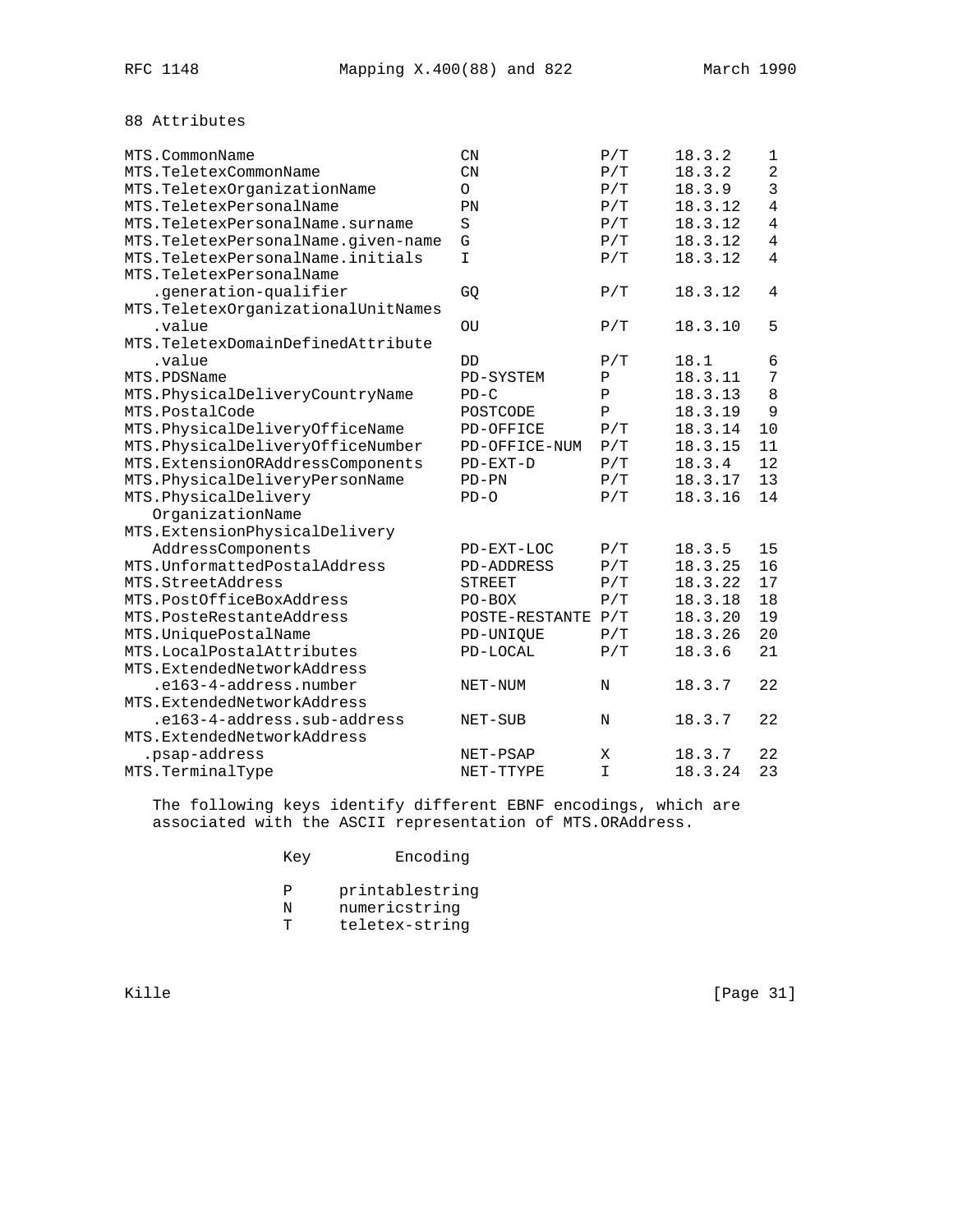88 Attributes

| | | | | |
|---|---|---|---|---|
| MTS.CommonName | CN | P/T | 18.3.2 | 1 |
| MTS.TeletexCommonName | CN | P/T | 18.3.2 | 2 |
| MTS.TeletexOrganizationName | O | P/T | 18.3.9 | 3 |
| MTS.TeletexPersonalName | PN | P/T | 18.3.12 | 4 |
| MTS.TeletexPersonalName.surname | S | P/T | 18.3.12 | 4 |
| MTS.TeletexPersonalName.given-name | G | P/T | 18.3.12 | 4 |
| MTS.TeletexPersonalName.initials | I | P/T | 18.3.12 | 4 |
| MTS.TeletexPersonalName .generation-qualifier | GQ | P/T | 18.3.12 | 4 |
| MTS.TeletexOrganizationalUnitNames .value | OU | P/T | 18.3.10 | 5 |
| MTS.TeletexDomainDefinedAttribute .value | DD | P/T | 18.1 | 6 |
| MTS.PDSName | PD-SYSTEM | P | 18.3.11 | 7 |
| MTS.PhysicalDeliveryCountryName | PD-C | P | 18.3.13 | 8 |
| MTS.PostalCode | POSTCODE | P | 18.3.19 | 9 |
| MTS.PhysicalDeliveryOfficeName | PD-OFFICE | P/T | 18.3.14 | 10 |
| MTS.PhysicalDeliveryOfficeNumber | PD-OFFICE-NUM | P/T | 18.3.15 | 11 |
| MTS.ExtensionORAddressComponents | PD-EXT-D | P/T | 18.3.4 | 12 |
| MTS.PhysicalDeliveryPersonName | PD-PN | P/T | 18.3.17 | 13 |
| MTS.PhysicalDelivery OrganizationName | PD-O | P/T | 18.3.16 | 14 |
| MTS.ExtensionPhysicalDelivery AddressComponents | PD-EXT-LOC | P/T | 18.3.5 | 15 |
| MTS.UnformattedPostalAddress | PD-ADDRESS | P/T | 18.3.25 | 16 |
| MTS.StreetAddress | STREET | P/T | 18.3.22 | 17 |
| MTS.PostOfficeBoxAddress | PO-BOX | P/T | 18.3.18 | 18 |
| MTS.PosteRestanteAddress | POSTE-RESTANTE | P/T | 18.3.20 | 19 |
| MTS.UniquePostalName | PD-UNIQUE | P/T | 18.3.26 | 20 |
| MTS.LocalPostalAttributes | PD-LOCAL | P/T | 18.3.6 | 21 |
| MTS.ExtendedNetworkAddress .e163-4-address.number | NET-NUM | N | 18.3.7 | 22 |
| MTS.ExtendedNetworkAddress .e163-4-address.sub-address | NET-SUB | N | 18.3.7 | 22 |
| MTS.ExtendedNetworkAddress .psap-address | NET-PSAP | X | 18.3.7 | 22 |
| MTS.TerminalType | NET-TTYPE | I | 18.3.24 | 23 |

The following keys identify different EBNF encodings, which are associated with the ASCII representation of MTS.ORAddress.

| Key | Encoding |
|---|---|
| P | printablestring |
| N | numericstring |
| T | teletex-string |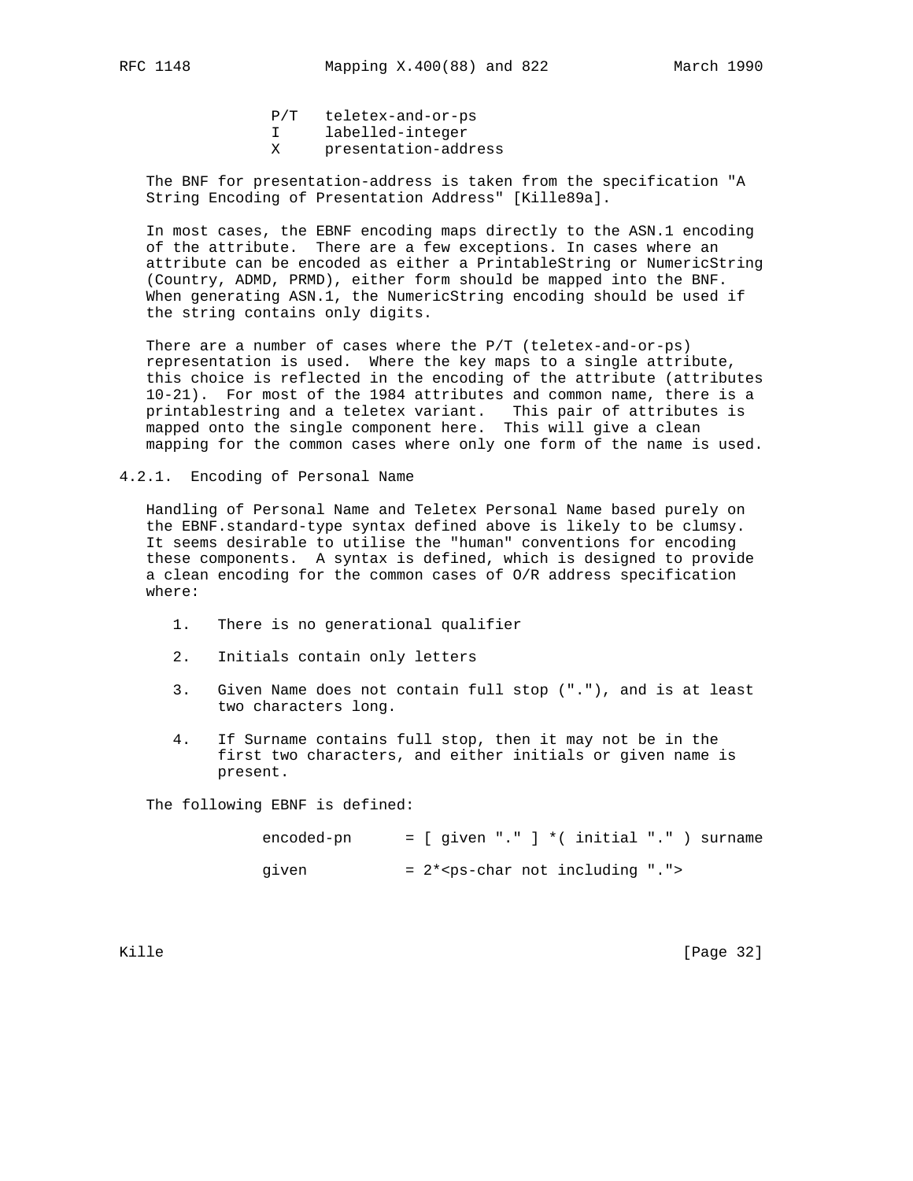```
P/T   teletex-and-or-ps
I     labelled-integer
X     presentation-address
```

The BNF for presentation-address is taken from the specification "A String Encoding of Presentation Address" [Kille89a].

In most cases, the EBNF encoding maps directly to the ASN.1 encoding of the attribute. There are a few exceptions. In cases where an attribute can be encoded as either a PrintableString or NumericString (Country, ADMD, PRMD), either form should be mapped into the BNF. When generating ASN.1, the NumericString encoding should be used if the string contains only digits.

There are a number of cases where the P/T (teletex-and-or-ps) representation is used. Where the key maps to a single attribute, this choice is reflected in the encoding of the attribute (attributes 10-21). For most of the 1984 attributes and common name, there is a printablestring and a teletex variant. This pair of attributes is mapped onto the single component here. This will give a clean mapping for the common cases where only one form of the name is used.

### 4.2.1. Encoding of Personal Name

Handling of Personal Name and Teletex Personal Name based purely on the EBNF.standard-type syntax defined above is likely to be clumsy. It seems desirable to utilise the "human" conventions for encoding these components. A syntax is defined, which is designed to provide a clean encoding for the common cases of O/R address specification where:

1. There is no generational qualifier

2. Initials contain only letters

3. Given Name does not contain full stop ("."), and is at least two characters long.

4. If Surname contains full stop, then it may not be in the first two characters, and either initials or given name is present.

The following EBNF is defined:

```
encoded-pn      = [ given "." ] *( initial "." ) surname

given           = 2*<ps-char not including ".">
```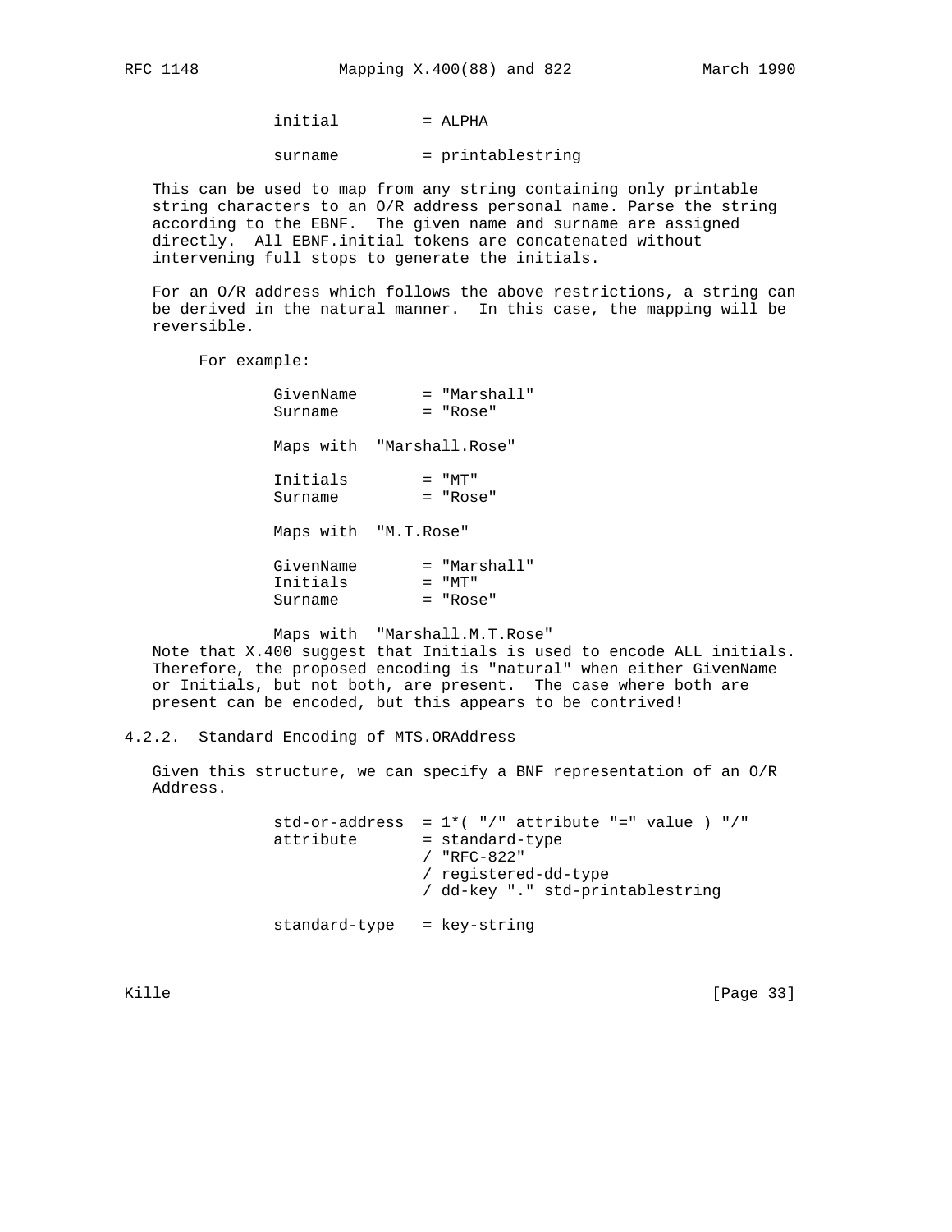```
initial         = ALPHA

surname         = printablestring
```

This can be used to map from any string containing only printable string characters to an O/R address personal name. Parse the string according to the EBNF. The given name and surname are assigned directly. All EBNF.initial tokens are concatenated without intervening full stops to generate the initials.

For an O/R address which follows the above restrictions, a string can be derived in the natural manner. In this case, the mapping will be reversible.

For example:

```
GivenName       = "Marshall"
Surname         = "Rose"

Maps with  "Marshall.Rose"

Initials        = "MT"
Surname         = "Rose"

Maps with  "M.T.Rose"

GivenName       = "Marshall"
Initials        = "MT"
Surname         = "Rose"

Maps with  "Marshall.M.T.Rose"
```

Note that X.400 suggest that Initials is used to encode ALL initials. Therefore, the proposed encoding is "natural" when either GivenName or Initials, but not both, are present. The case where both are present can be encoded, but this appears to be contrived!

### 4.2.2. Standard Encoding of MTS.ORAddress

Given this structure, we can specify a BNF representation of an O/R Address.

```
std-or-address  = 1*( "/" attribute "=" value ) "/"
attribute       = standard-type
                / "RFC-822"
                / registered-dd-type
                / dd-key "." std-printablestring

standard-type   = key-string
```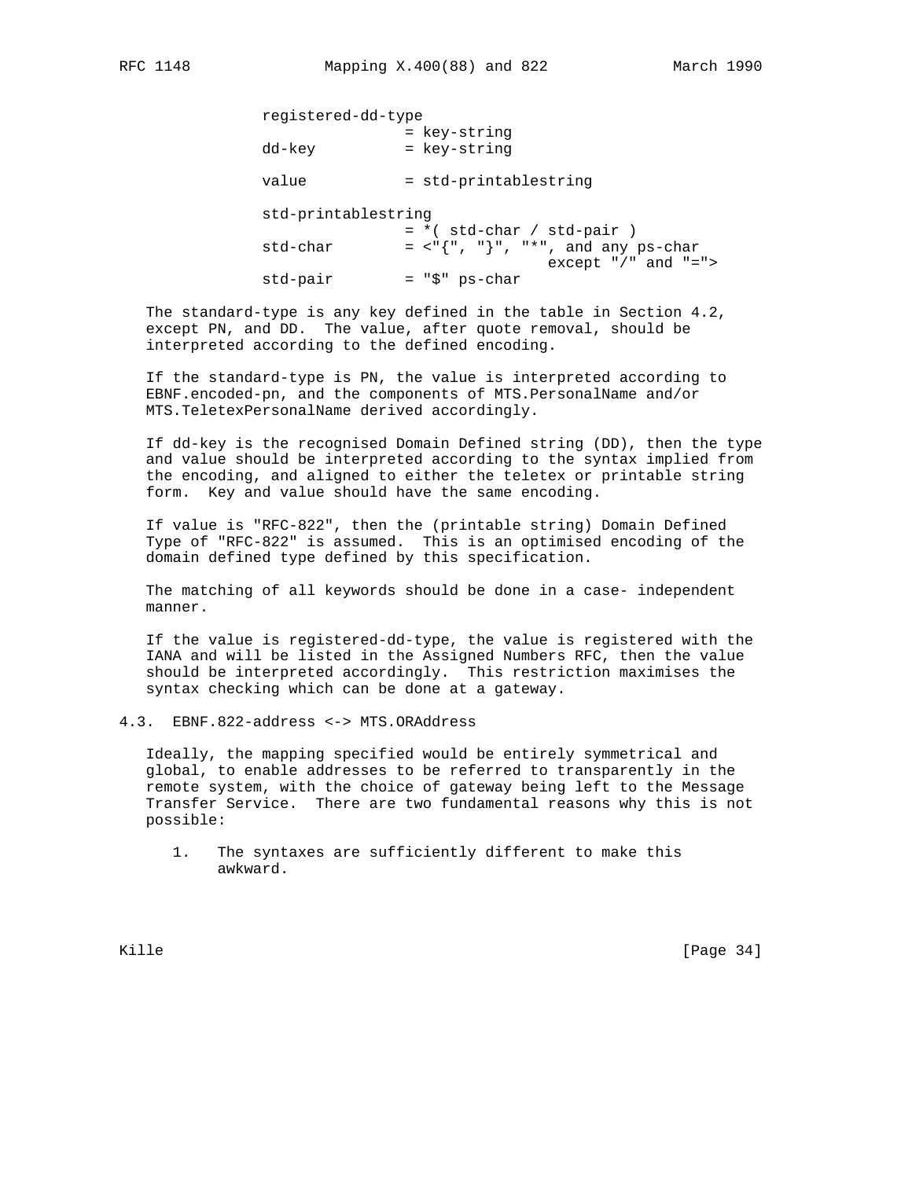```
registered-dd-type
                = key-string
dd-key          = key-string

value           = std-printablestring

std-printablestring
                = *( std-char / std-pair )
std-char        = <"{", "}", "*", and any ps-char
                                 except "/" and "=">
std-pair        = "$" ps-char
```

The standard-type is any key defined in the table in Section 4.2, except PN, and DD. The value, after quote removal, should be interpreted according to the defined encoding.

If the standard-type is PN, the value is interpreted according to EBNF.encoded-pn, and the components of MTS.PersonalName and/or MTS.TeletexPersonalName derived accordingly.

If dd-key is the recognised Domain Defined string (DD), then the type and value should be interpreted according to the syntax implied from the encoding, and aligned to either the teletex or printable string form. Key and value should have the same encoding.

If value is "RFC-822", then the (printable string) Domain Defined Type of "RFC-822" is assumed. This is an optimised encoding of the domain defined type defined by this specification.

The matching of all keywords should be done in a case- independent manner.

If the value is registered-dd-type, the value is registered with the IANA and will be listed in the Assigned Numbers RFC, then the value should be interpreted accordingly. This restriction maximises the syntax checking which can be done at a gateway.

## 4.3. EBNF.822-address <-> MTS.ORAddress

Ideally, the mapping specified would be entirely symmetrical and global, to enable addresses to be referred to transparently in the remote system, with the choice of gateway being left to the Message Transfer Service. There are two fundamental reasons why this is not possible:

1. The syntaxes are sufficiently different to make this awkward.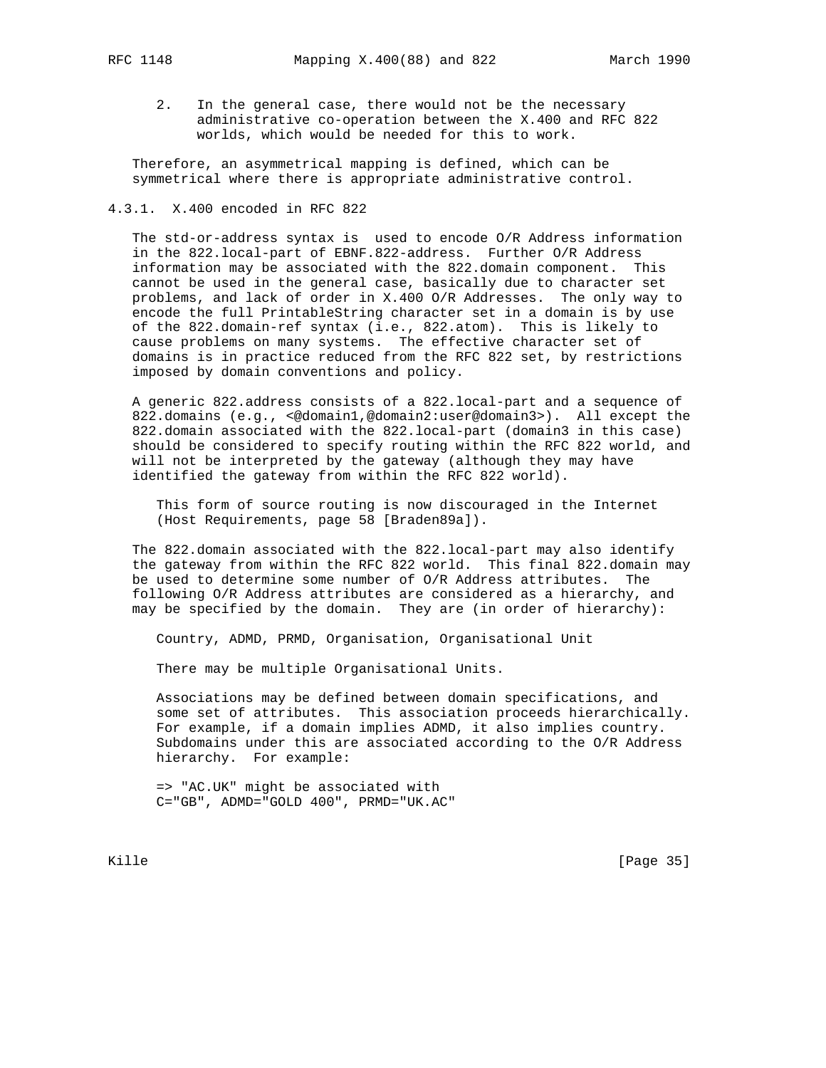2. In the general case, there would not be the necessary administrative co-operation between the X.400 and RFC 822 worlds, which would be needed for this to work.

Therefore, an asymmetrical mapping is defined, which can be symmetrical where there is appropriate administrative control.

### 4.3.1. X.400 encoded in RFC 822

The std-or-address syntax is used to encode O/R Address information in the 822.local-part of EBNF.822-address. Further O/R Address information may be associated with the 822.domain component. This cannot be used in the general case, basically due to character set problems, and lack of order in X.400 O/R Addresses. The only way to encode the full PrintableString character set in a domain is by use of the 822.domain-ref syntax (i.e., 822.atom). This is likely to cause problems on many systems. The effective character set of domains is in practice reduced from the RFC 822 set, by restrictions imposed by domain conventions and policy.

A generic 822.address consists of a 822.local-part and a sequence of 822.domains (e.g., <@domain1,@domain2:user@domain3>). All except the 822.domain associated with the 822.local-part (domain3 in this case) should be considered to specify routing within the RFC 822 world, and will not be interpreted by the gateway (although they may have identified the gateway from within the RFC 822 world).

This form of source routing is now discouraged in the Internet (Host Requirements, page 58 [Braden89a]).

The 822.domain associated with the 822.local-part may also identify the gateway from within the RFC 822 world. This final 822.domain may be used to determine some number of O/R Address attributes. The following O/R Address attributes are considered as a hierarchy, and may be specified by the domain. They are (in order of hierarchy):

Country, ADMD, PRMD, Organisation, Organisational Unit

There may be multiple Organisational Units.

Associations may be defined between domain specifications, and some set of attributes. This association proceeds hierarchically. For example, if a domain implies ADMD, it also implies country. Subdomains under this are associated according to the O/R Address hierarchy. For example:

```
=> "AC.UK" might be associated with
C="GB", ADMD="GOLD 400", PRMD="UK.AC"
```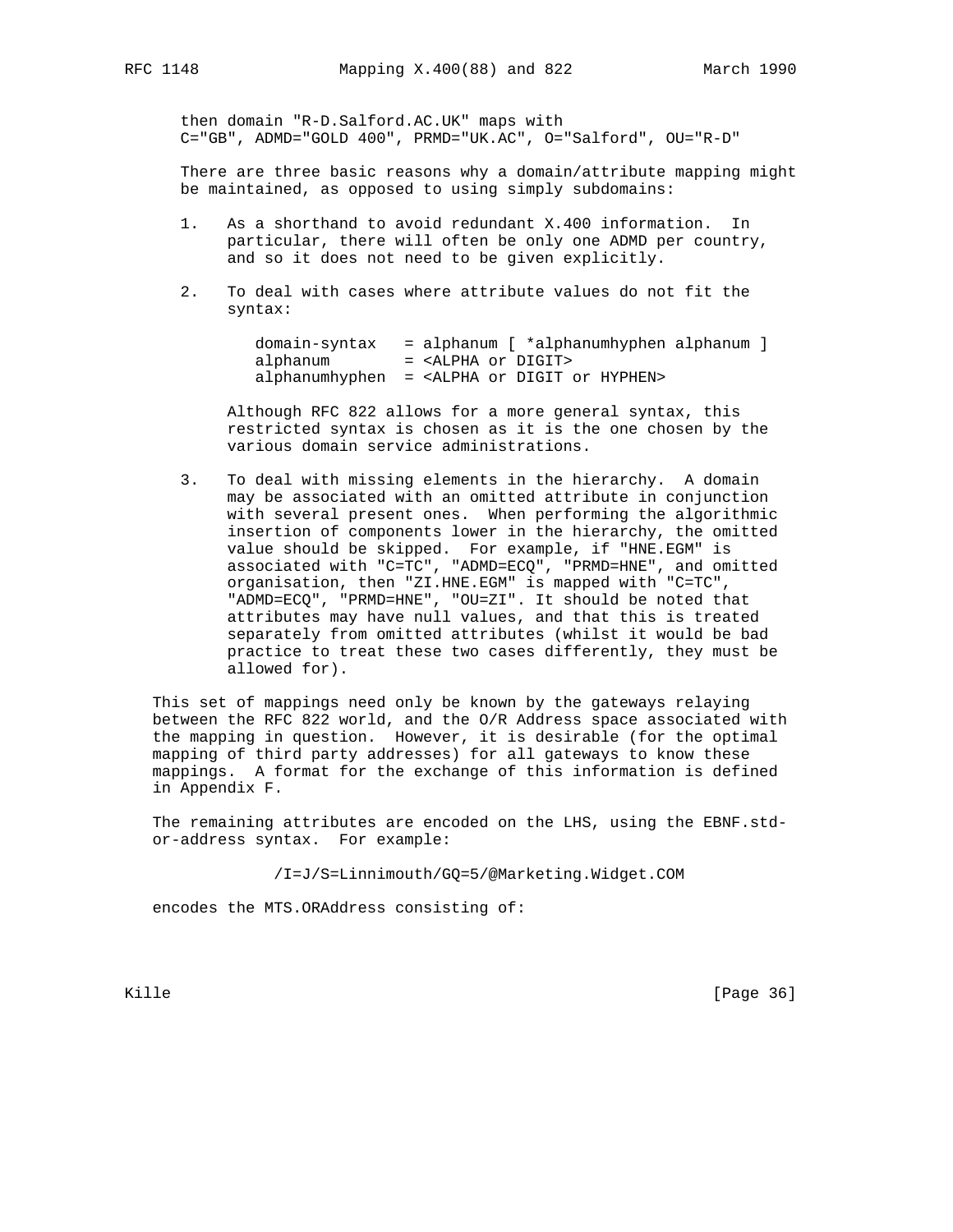then domain "R-D.Salford.AC.UK" maps with
C="GB", ADMD="GOLD 400", PRMD="UK.AC", O="Salford", OU="R-D"

There are three basic reasons why a domain/attribute mapping might be maintained, as opposed to using simply subdomains:

1. As a shorthand to avoid redundant X.400 information. In particular, there will often be only one ADMD per country, and so it does not need to be given explicitly.

2. To deal with cases where attribute values do not fit the syntax:

   ```
   domain-syntax   = alphanum [ *alphanumhyphen alphanum ]
   alphanum        = <ALPHA or DIGIT>
   alphanumhyphen  = <ALPHA or DIGIT or HYPHEN>
   ```

   Although RFC 822 allows for a more general syntax, this restricted syntax is chosen as it is the one chosen by the various domain service administrations.

3. To deal with missing elements in the hierarchy. A domain may be associated with an omitted attribute in conjunction with several present ones. When performing the algorithmic insertion of components lower in the hierarchy, the omitted value should be skipped. For example, if "HNE.EGM" is associated with "C=TC", "ADMD=ECQ", "PRMD=HNE", and omitted organisation, then "ZI.HNE.EGM" is mapped with "C=TC", "ADMD=ECQ", "PRMD=HNE", "OU=ZI". It should be noted that attributes may have null values, and that this is treated separately from omitted attributes (whilst it would be bad practice to treat these two cases differently, they must be allowed for).

This set of mappings need only be known by the gateways relaying between the RFC 822 world, and the O/R Address space associated with the mapping in question. However, it is desirable (for the optimal mapping of third party addresses) for all gateways to know these mappings. A format for the exchange of this information is defined in Appendix F.

The remaining attributes are encoded on the LHS, using the EBNF.std-or-address syntax. For example:

```
/I=J/S=Linnimouth/GQ=5/@Marketing.Widget.COM
```

encodes the MTS.ORAddress consisting of: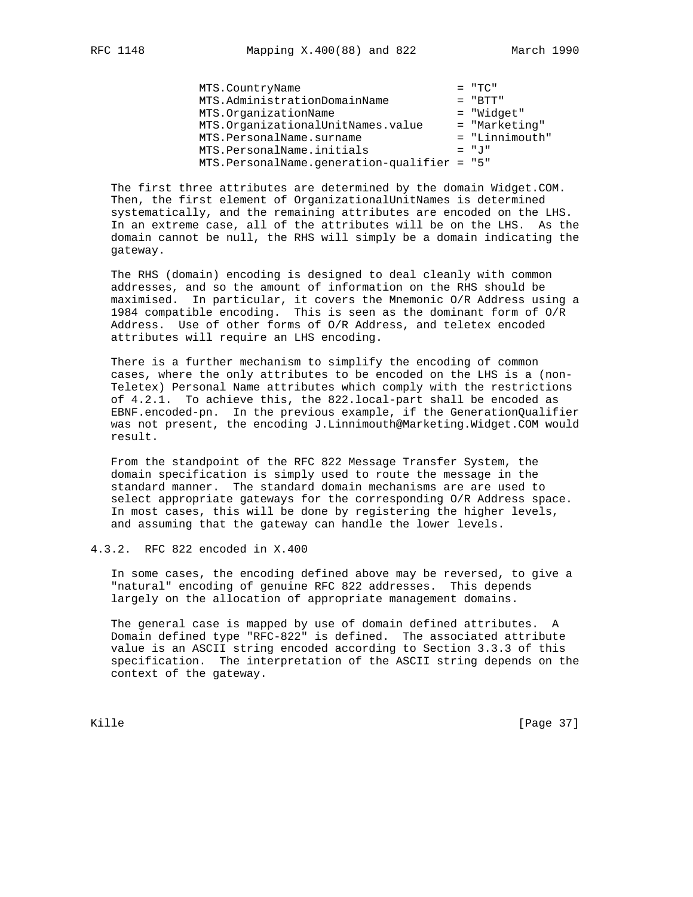```
MTS.CountryName                          = "TC"
MTS.AdministrationDomainName             = "BTT"
MTS.OrganizationName                     = "Widget"
MTS.OrganizationalUnitNames.value        = "Marketing"
MTS.PersonalName.surname                 = "Linnimouth"
MTS.PersonalName.initials                = "J"
MTS.PersonalName.generation-qualifier = "5"
```

The first three attributes are determined by the domain Widget.COM. Then, the first element of OrganizationalUnitNames is determined systematically, and the remaining attributes are encoded on the LHS. In an extreme case, all of the attributes will be on the LHS. As the domain cannot be null, the RHS will simply be a domain indicating the gateway.

The RHS (domain) encoding is designed to deal cleanly with common addresses, and so the amount of information on the RHS should be maximised. In particular, it covers the Mnemonic O/R Address using a 1984 compatible encoding. This is seen as the dominant form of O/R Address. Use of other forms of O/R Address, and teletex encoded attributes will require an LHS encoding.

There is a further mechanism to simplify the encoding of common cases, where the only attributes to be encoded on the LHS is a (non-Teletex) Personal Name attributes which comply with the restrictions of 4.2.1. To achieve this, the 822.local-part shall be encoded as EBNF.encoded-pn. In the previous example, if the GenerationQualifier was not present, the encoding J.Linnimouth@Marketing.Widget.COM would result.

From the standpoint of the RFC 822 Message Transfer System, the domain specification is simply used to route the message in the standard manner. The standard domain mechanisms are are used to select appropriate gateways for the corresponding O/R Address space. In most cases, this will be done by registering the higher levels, and assuming that the gateway can handle the lower levels.

### 4.3.2. RFC 822 encoded in X.400

In some cases, the encoding defined above may be reversed, to give a "natural" encoding of genuine RFC 822 addresses. This depends largely on the allocation of appropriate management domains.

The general case is mapped by use of domain defined attributes. A Domain defined type "RFC-822" is defined. The associated attribute value is an ASCII string encoded according to Section 3.3.3 of this specification. The interpretation of the ASCII string depends on the context of the gateway.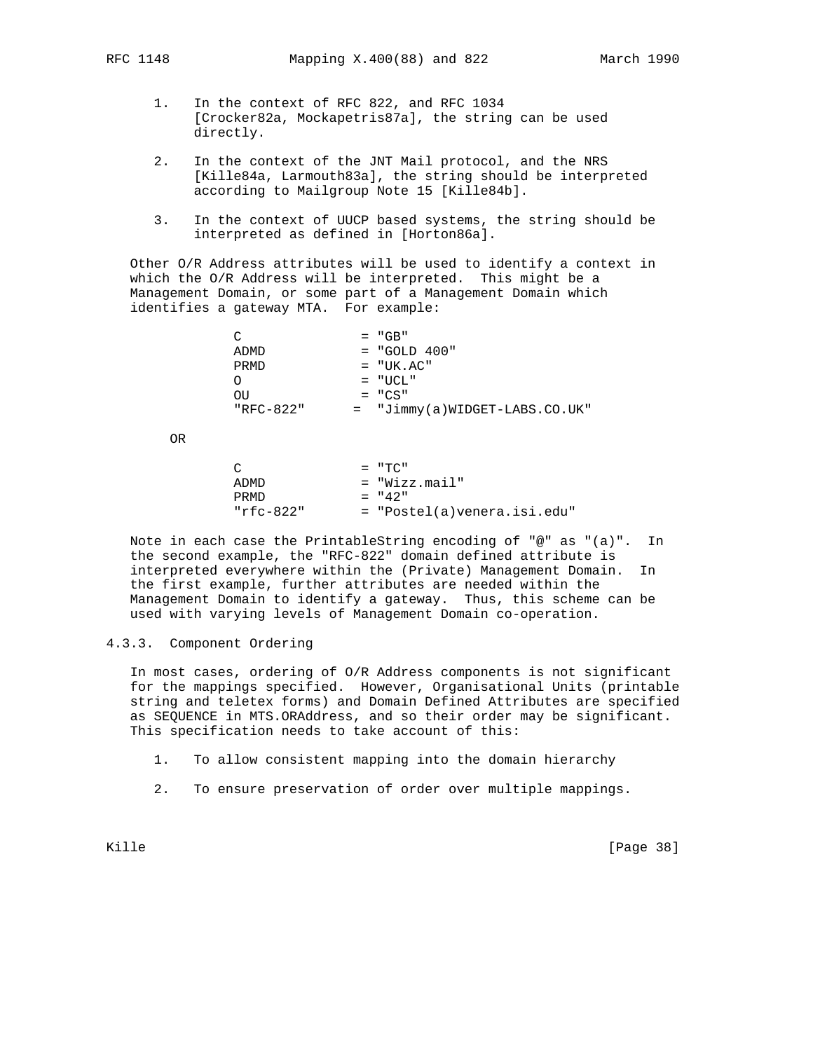1. In the context of RFC 822, and RFC 1034 [Crocker82a, Mockapetris87a], the string can be used directly.

2. In the context of the JNT Mail protocol, and the NRS [Kille84a, Larmouth83a], the string should be interpreted according to Mailgroup Note 15 [Kille84b].

3. In the context of UUCP based systems, the string should be interpreted as defined in [Horton86a].

Other O/R Address attributes will be used to identify a context in which the O/R Address will be interpreted. This might be a Management Domain, or some part of a Management Domain which identifies a gateway MTA. For example:

```
C               = "GB"
ADMD            = "GOLD 400"
PRMD            = "UK.AC"
O               = "UCL"
OU              = "CS"
"RFC-822"      =  "Jimmy(a)WIDGET-LABS.CO.UK"
```

OR

```
C               = "TC"
ADMD            = "Wizz.mail"
PRMD            = "42"
"rfc-822"       = "Postel(a)venera.isi.edu"
```

Note in each case the PrintableString encoding of "@" as "(a)". In the second example, the "RFC-822" domain defined attribute is interpreted everywhere within the (Private) Management Domain. In the first example, further attributes are needed within the Management Domain to identify a gateway. Thus, this scheme can be used with varying levels of Management Domain co-operation.

### 4.3.3. Component Ordering

In most cases, ordering of O/R Address components is not significant for the mappings specified. However, Organisational Units (printable string and teletex forms) and Domain Defined Attributes are specified as SEQUENCE in MTS.ORAddress, and so their order may be significant. This specification needs to take account of this:

1. To allow consistent mapping into the domain hierarchy

2. To ensure preservation of order over multiple mappings.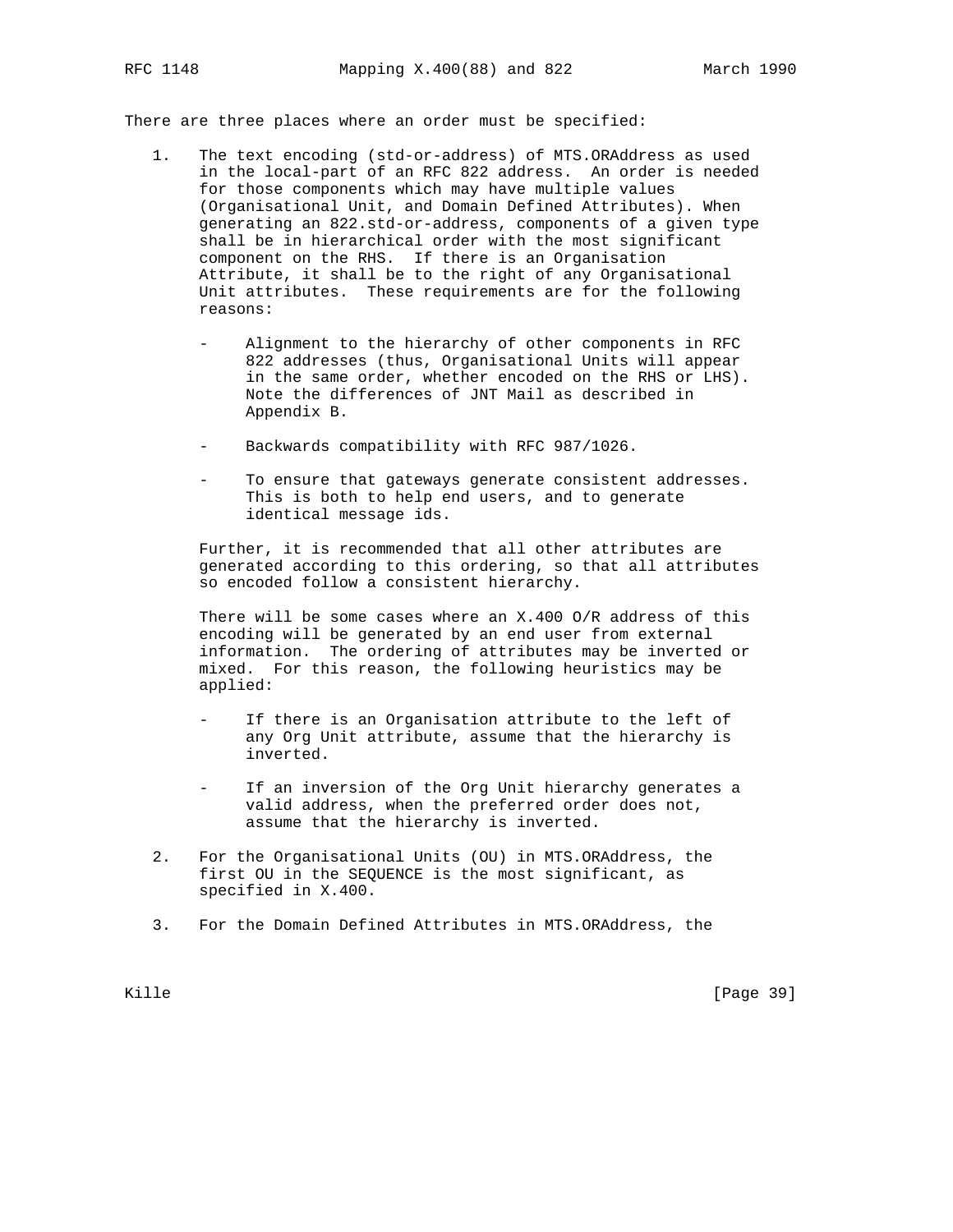There are three places where an order must be specified:

1. The text encoding (std-or-address) of MTS.ORAddress as used in the local-part of an RFC 822 address. An order is needed for those components which may have multiple values (Organisational Unit, and Domain Defined Attributes). When generating an 822.std-or-address, components of a given type shall be in hierarchical order with the most significant component on the RHS. If there is an Organisation Attribute, it shall be to the right of any Organisational Unit attributes. These requirements are for the following reasons:

   - Alignment to the hierarchy of other components in RFC 822 addresses (thus, Organisational Units will appear in the same order, whether encoded on the RHS or LHS). Note the differences of JNT Mail as described in Appendix B.

   - Backwards compatibility with RFC 987/1026.

   - To ensure that gateways generate consistent addresses. This is both to help end users, and to generate identical message ids.

   Further, it is recommended that all other attributes are generated according to this ordering, so that all attributes so encoded follow a consistent hierarchy.

   There will be some cases where an X.400 O/R address of this encoding will be generated by an end user from external information. The ordering of attributes may be inverted or mixed. For this reason, the following heuristics may be applied:

   - If there is an Organisation attribute to the left of any Org Unit attribute, assume that the hierarchy is inverted.

   - If an inversion of the Org Unit hierarchy generates a valid address, when the preferred order does not, assume that the hierarchy is inverted.

2. For the Organisational Units (OU) in MTS.ORAddress, the first OU in the SEQUENCE is the most significant, as specified in X.400.

3. For the Domain Defined Attributes in MTS.ORAddress, the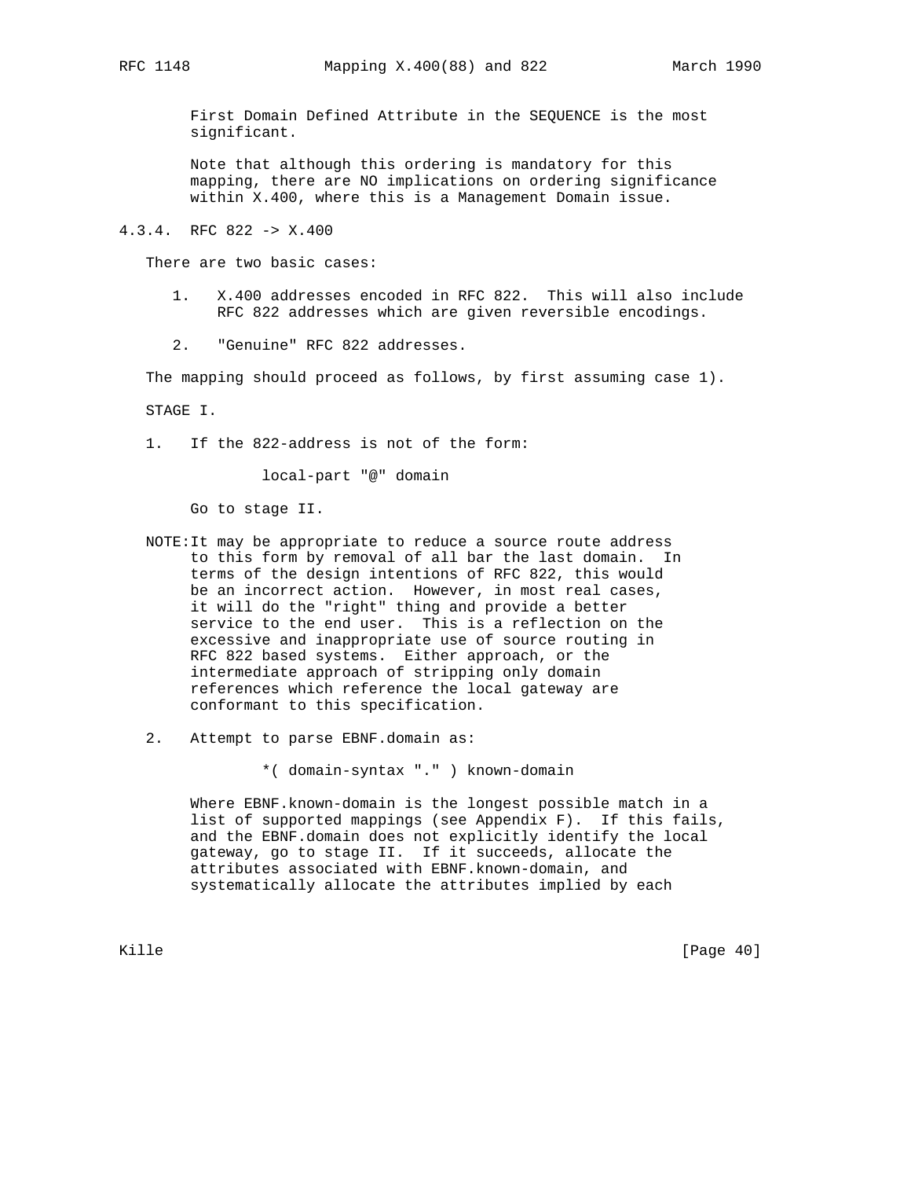First Domain Defined Attribute in the SEQUENCE is the most significant.

Note that although this ordering is mandatory for this mapping, there are NO implications on ordering significance within X.400, where this is a Management Domain issue.

### 4.3.4. RFC 822 -> X.400

There are two basic cases:

1. X.400 addresses encoded in RFC 822. This will also include RFC 822 addresses which are given reversible encodings.

2. "Genuine" RFC 822 addresses.

The mapping should proceed as follows, by first assuming case 1).

STAGE I.

1. If the 822-address is not of the form:

```
local-part "@" domain
```

   Go to stage II.

NOTE: It may be appropriate to reduce a source route address to this form by removal of all bar the last domain. In terms of the design intentions of RFC 822, this would be an incorrect action. However, in most real cases, it will do the "right" thing and provide a better service to the end user. This is a reflection on the excessive and inappropriate use of source routing in RFC 822 based systems. Either approach, or the intermediate approach of stripping only domain references which reference the local gateway are conformant to this specification.

2. Attempt to parse EBNF.domain as:

```
*( domain-syntax "." ) known-domain
```

   Where EBNF.known-domain is the longest possible match in a list of supported mappings (see Appendix F). If this fails, and the EBNF.domain does not explicitly identify the local gateway, go to stage II. If it succeeds, allocate the attributes associated with EBNF.known-domain, and systematically allocate the attributes implied by each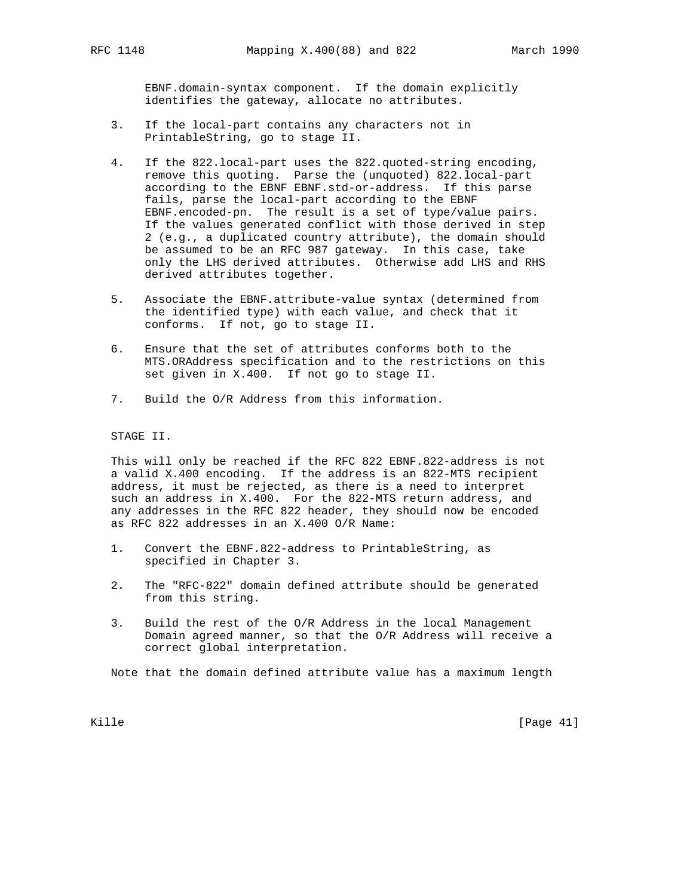EBNF.domain-syntax component. If the domain explicitly identifies the gateway, allocate no attributes.

3. If the local-part contains any characters not in PrintableString, go to stage II.

4. If the 822.local-part uses the 822.quoted-string encoding, remove this quoting. Parse the (unquoted) 822.local-part according to the EBNF EBNF.std-or-address. If this parse fails, parse the local-part according to the EBNF EBNF.encoded-pn. The result is a set of type/value pairs. If the values generated conflict with those derived in step 2 (e.g., a duplicated country attribute), the domain should be assumed to be an RFC 987 gateway. In this case, take only the LHS derived attributes. Otherwise add LHS and RHS derived attributes together.

5. Associate the EBNF.attribute-value syntax (determined from the identified type) with each value, and check that it conforms. If not, go to stage II.

6. Ensure that the set of attributes conforms both to the MTS.ORAddress specification and to the restrictions on this set given in X.400. If not go to stage II.

7. Build the O/R Address from this information.

STAGE II.

This will only be reached if the RFC 822 EBNF.822-address is not a valid X.400 encoding. If the address is an 822-MTS recipient address, it must be rejected, as there is a need to interpret such an address in X.400. For the 822-MTS return address, and any addresses in the RFC 822 header, they should now be encoded as RFC 822 addresses in an X.400 O/R Name:

1. Convert the EBNF.822-address to PrintableString, as specified in Chapter 3.

2. The "RFC-822" domain defined attribute should be generated from this string.

3. Build the rest of the O/R Address in the local Management Domain agreed manner, so that the O/R Address will receive a correct global interpretation.

Note that the domain defined attribute value has a maximum length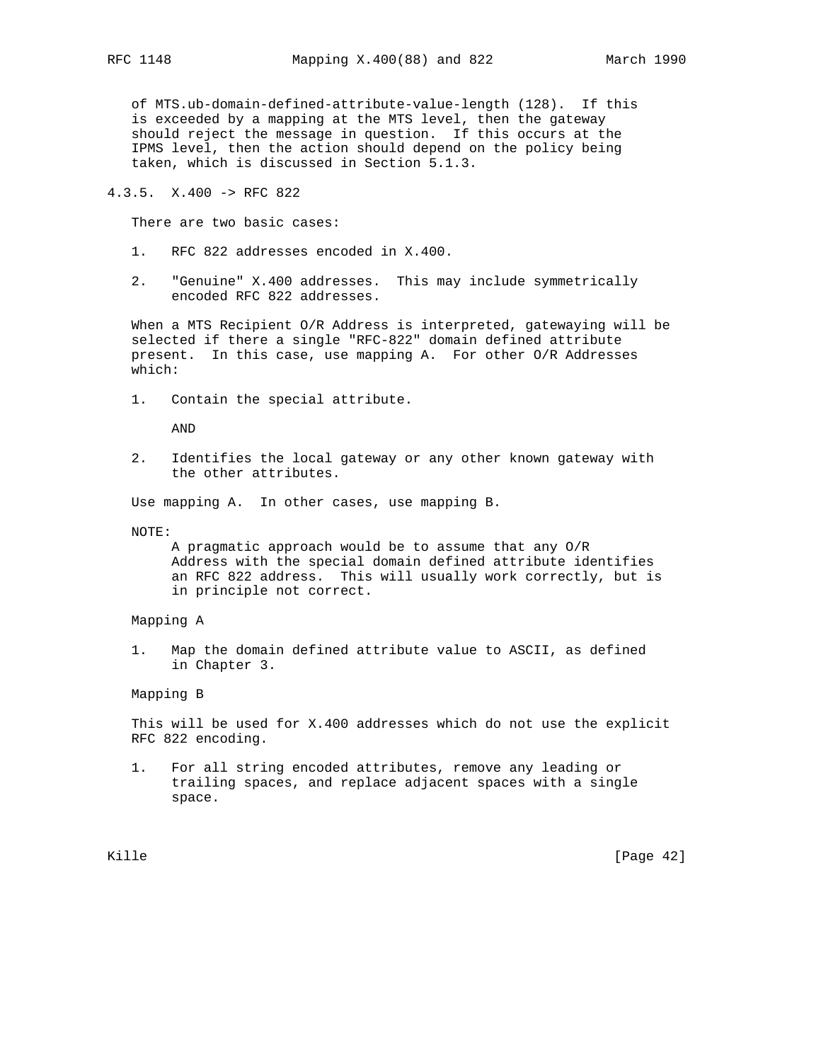of MTS.ub-domain-defined-attribute-value-length (128). If this is exceeded by a mapping at the MTS level, then the gateway should reject the message in question. If this occurs at the IPMS level, then the action should depend on the policy being taken, which is discussed in Section 5.1.3.

### 4.3.5. X.400 -> RFC 822

There are two basic cases:

1. RFC 822 addresses encoded in X.400.

2. "Genuine" X.400 addresses. This may include symmetrically encoded RFC 822 addresses.

When a MTS Recipient O/R Address is interpreted, gatewaying will be selected if there a single "RFC-822" domain defined attribute present. In this case, use mapping A. For other O/R Addresses which:

1. Contain the special attribute.

   AND

2. Identifies the local gateway or any other known gateway with the other attributes.

Use mapping A. In other cases, use mapping B.

NOTE:
A pragmatic approach would be to assume that any O/R Address with the special domain defined attribute identifies an RFC 822 address. This will usually work correctly, but is in principle not correct.

Mapping A

1. Map the domain defined attribute value to ASCII, as defined in Chapter 3.

Mapping B

This will be used for X.400 addresses which do not use the explicit RFC 822 encoding.

1. For all string encoded attributes, remove any leading or trailing spaces, and replace adjacent spaces with a single space.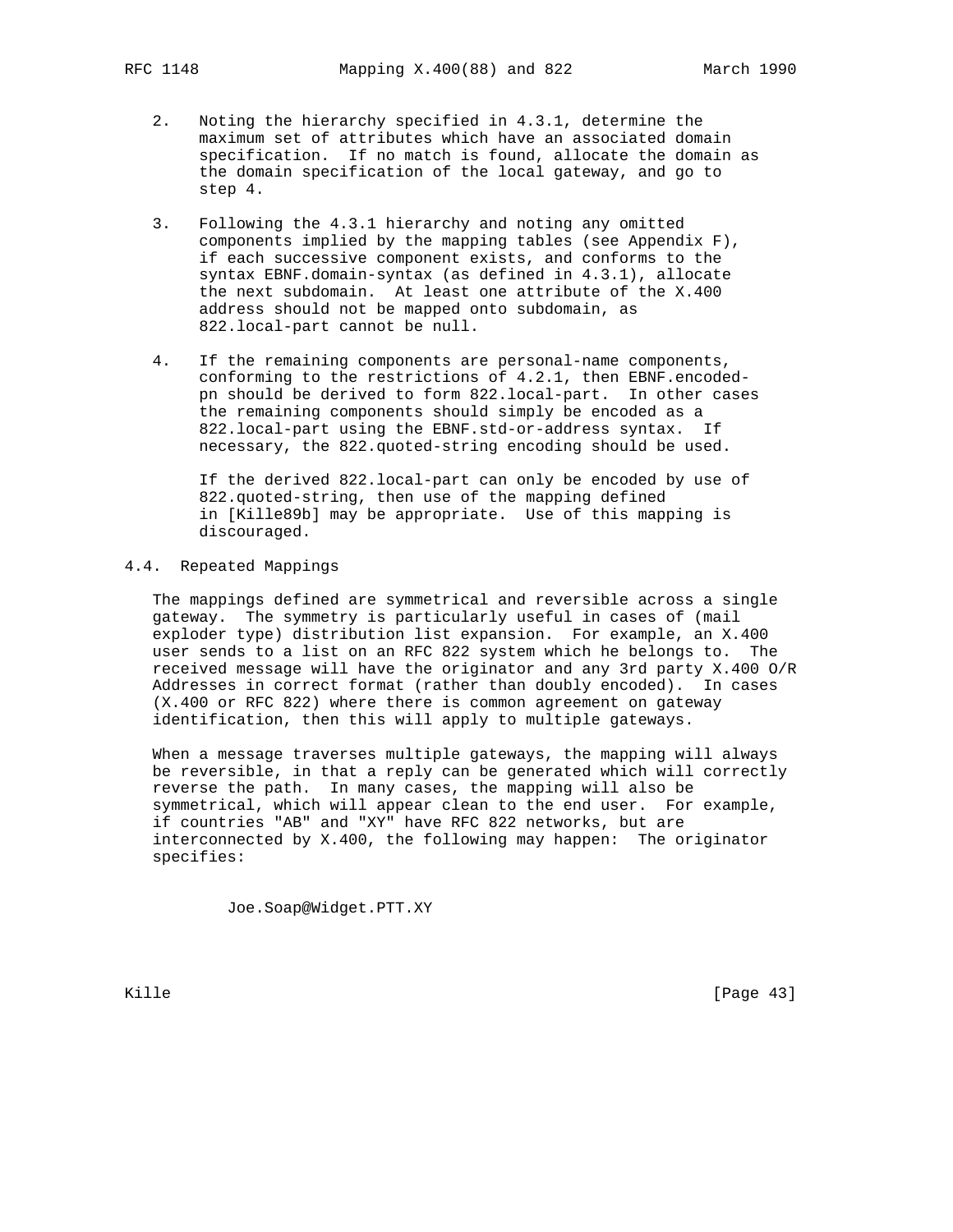2. Noting the hierarchy specified in 4.3.1, determine the maximum set of attributes which have an associated domain specification. If no match is found, allocate the domain as the domain specification of the local gateway, and go to step 4.

3. Following the 4.3.1 hierarchy and noting any omitted components implied by the mapping tables (see Appendix F), if each successive component exists, and conforms to the syntax EBNF.domain-syntax (as defined in 4.3.1), allocate the next subdomain. At least one attribute of the X.400 address should not be mapped onto subdomain, as 822.local-part cannot be null.

4. If the remaining components are personal-name components, conforming to the restrictions of 4.2.1, then EBNF.encoded-pn should be derived to form 822.local-part. In other cases the remaining components should simply be encoded as a 822.local-part using the EBNF.std-or-address syntax. If necessary, the 822.quoted-string encoding should be used.

   If the derived 822.local-part can only be encoded by use of 822.quoted-string, then use of the mapping defined in [Kille89b] may be appropriate. Use of this mapping is discouraged.

## 4.4. Repeated Mappings

The mappings defined are symmetrical and reversible across a single gateway. The symmetry is particularly useful in cases of (mail exploder type) distribution list expansion. For example, an X.400 user sends to a list on an RFC 822 system which he belongs to. The received message will have the originator and any 3rd party X.400 O/R Addresses in correct format (rather than doubly encoded). In cases (X.400 or RFC 822) where there is common agreement on gateway identification, then this will apply to multiple gateways.

When a message traverses multiple gateways, the mapping will always be reversible, in that a reply can be generated which will correctly reverse the path. In many cases, the mapping will also be symmetrical, which will appear clean to the end user. For example, if countries "AB" and "XY" have RFC 822 networks, but are interconnected by X.400, the following may happen: The originator specifies:

```
Joe.Soap@Widget.PTT.XY
```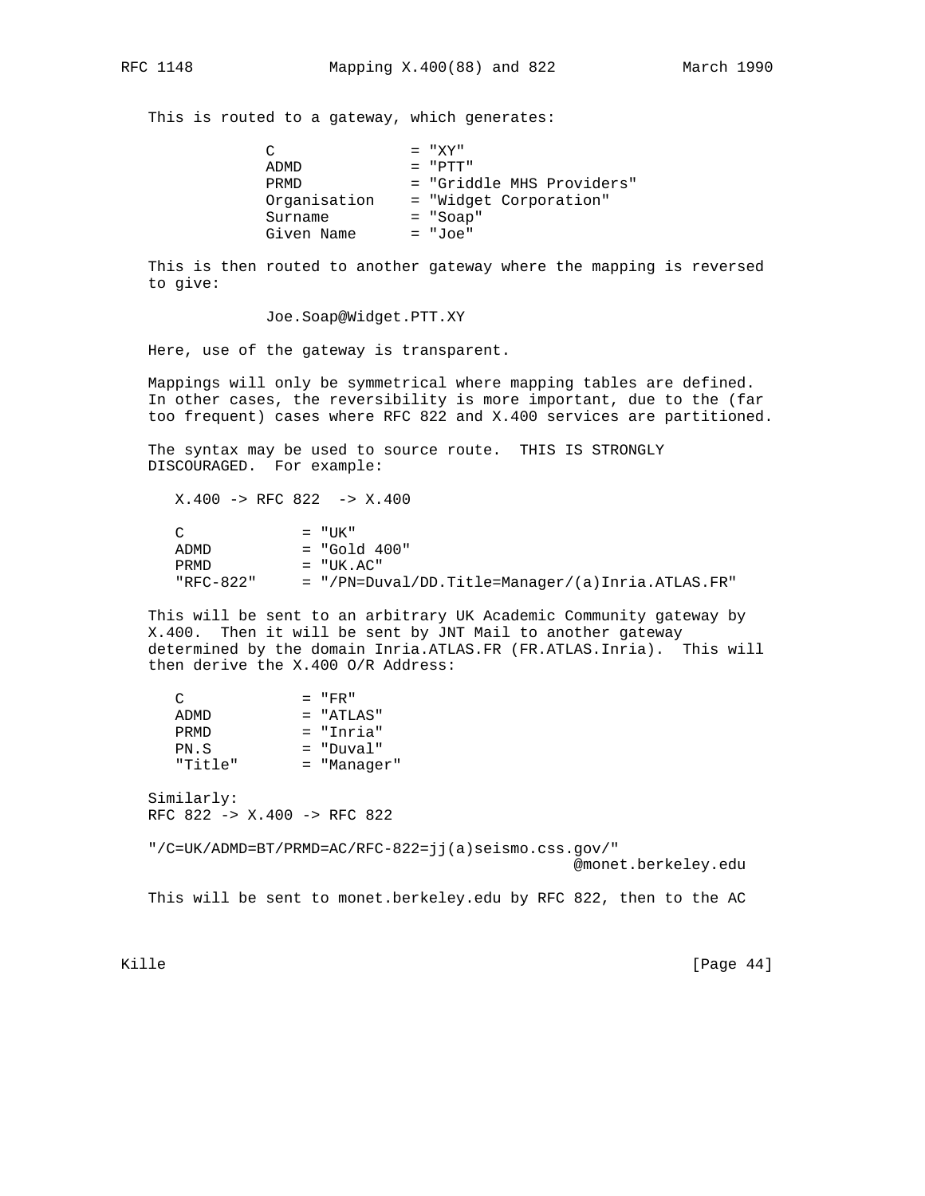This is routed to a gateway, which generates:

```
          C               = "XY"
          ADMD            = "PTT"
          PRMD            = "Griddle MHS Providers"
          Organisation    = "Widget Corporation"
          Surname         = "Soap"
          Given Name      = "Joe"
```

This is then routed to another gateway where the mapping is reversed to give:

```
          Joe.Soap@Widget.PTT.XY
```

Here, use of the gateway is transparent.

Mappings will only be symmetrical where mapping tables are defined. In other cases, the reversibility is more important, due to the (far too frequent) cases where RFC 822 and X.400 services are partitioned.

The syntax may be used to source route. THIS IS STRONGLY DISCOURAGED. For example:

```
   X.400 -> RFC 822  -> X.400

   C             = "UK"
   ADMD          = "Gold 400"
   PRMD          = "UK.AC"
   "RFC-822"     = "/PN=Duval/DD.Title=Manager/(a)Inria.ATLAS.FR"
```

This will be sent to an arbitrary UK Academic Community gateway by X.400. Then it will be sent by JNT Mail to another gateway determined by the domain Inria.ATLAS.FR (FR.ATLAS.Inria). This will then derive the X.400 O/R Address:

```
   C             = "FR"
   ADMD          = "ATLAS"
   PRMD          = "Inria"
   PN.S          = "Duval"
   "Title"       = "Manager"
```

Similarly:
RFC 822 -> X.400 -> RFC 822

```
"/C=UK/ADMD=BT/PRMD=AC/RFC-822=jj(a)seismo.css.gov/"
                                                @monet.berkeley.edu
```

This will be sent to monet.berkeley.edu by RFC 822, then to the AC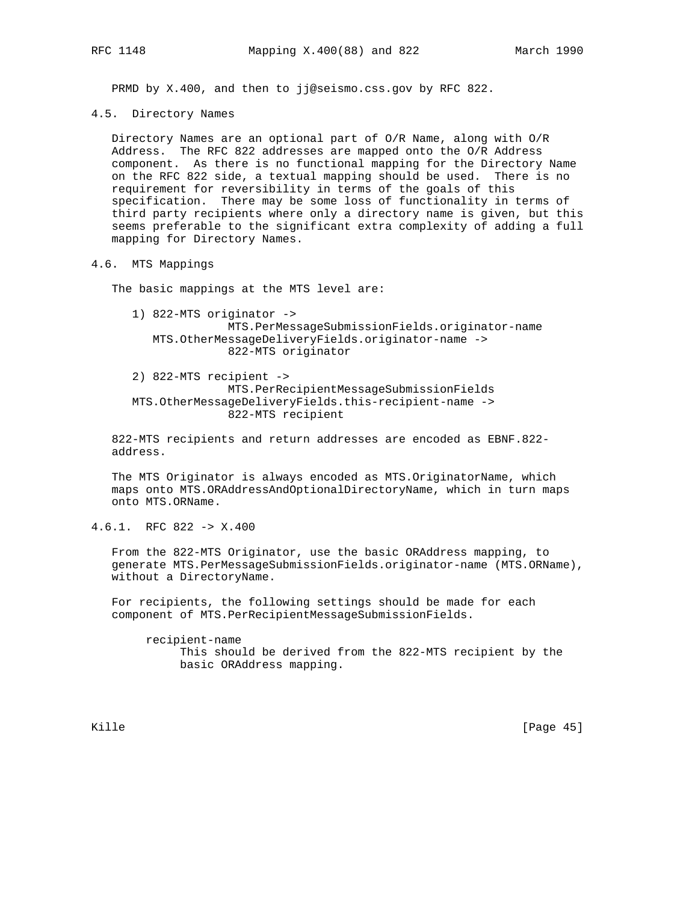PRMD by X.400, and then to jj@seismo.css.gov by RFC 822.

## 4.5. Directory Names

Directory Names are an optional part of O/R Name, along with O/R Address. The RFC 822 addresses are mapped onto the O/R Address component. As there is no functional mapping for the Directory Name on the RFC 822 side, a textual mapping should be used. There is no requirement for reversibility in terms of the goals of this specification. There may be some loss of functionality in terms of third party recipients where only a directory name is given, but this seems preferable to the significant extra complexity of adding a full mapping for Directory Names.

## 4.6. MTS Mappings

The basic mappings at the MTS level are:

```
   1) 822-MTS originator ->
                 MTS.PerMessageSubmissionFields.originator-name
      MTS.OtherMessageDeliveryFields.originator-name ->
                 822-MTS originator

   2) 822-MTS recipient ->
                 MTS.PerRecipientMessageSubmissionFields
   MTS.OtherMessageDeliveryFields.this-recipient-name ->
                 822-MTS recipient
```

822-MTS recipients and return addresses are encoded as EBNF.822-address.

The MTS Originator is always encoded as MTS.OriginatorName, which maps onto MTS.ORAddressAndOptionalDirectoryName, which in turn maps onto MTS.ORName.

### 4.6.1. RFC 822 -> X.400

From the 822-MTS Originator, use the basic ORAddress mapping, to generate MTS.PerMessageSubmissionFields.originator-name (MTS.ORName), without a DirectoryName.

For recipients, the following settings should be made for each component of MTS.PerRecipientMessageSubmissionFields.

recipient-name
: This should be derived from the 822-MTS recipient by the basic ORAddress mapping.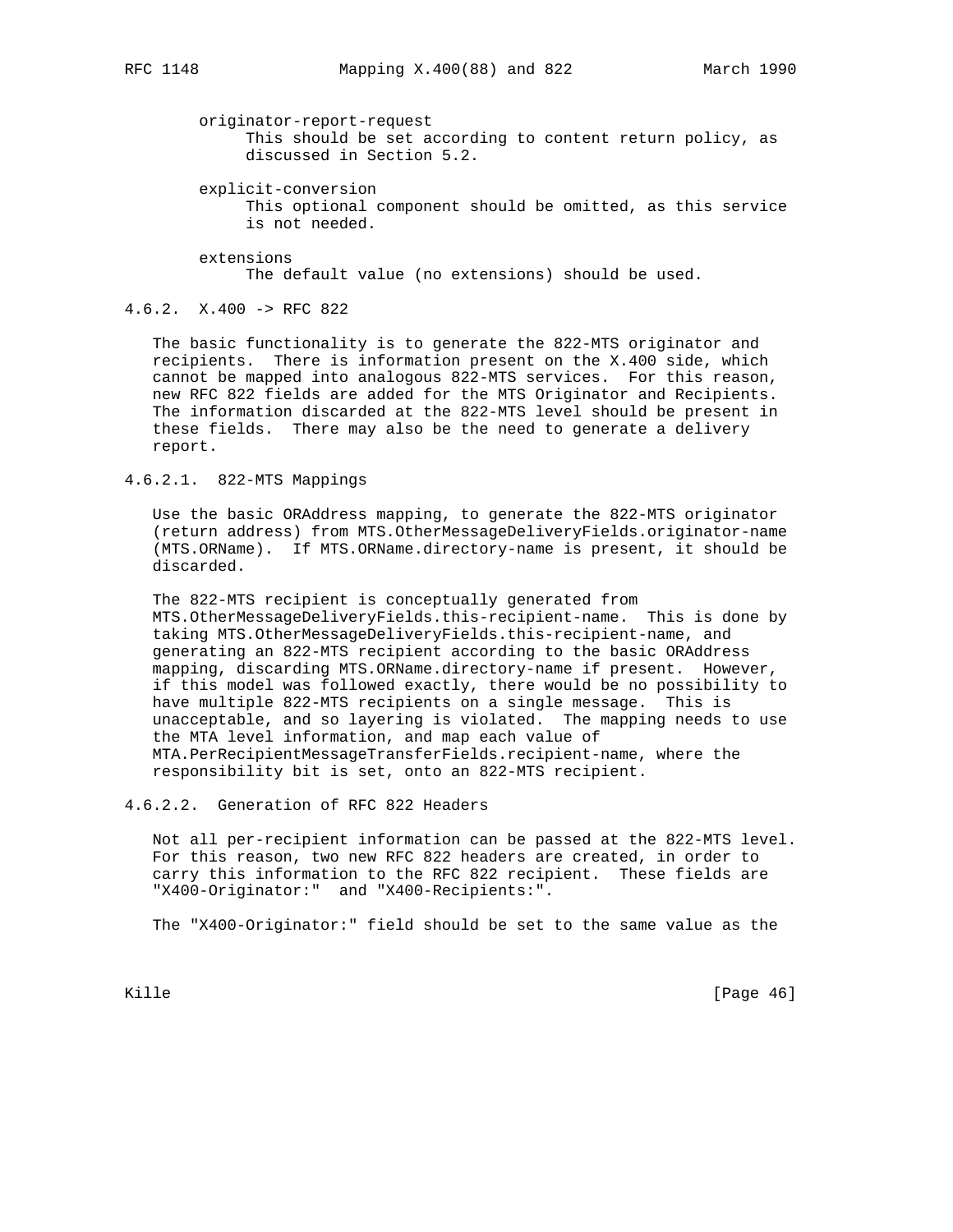originator-report-request
This should be set according to content return policy, as discussed in Section 5.2.

explicit-conversion
This optional component should be omitted, as this service is not needed.

extensions
The default value (no extensions) should be used.

#### 4.6.2. X.400 -> RFC 822

The basic functionality is to generate the 822-MTS originator and recipients. There is information present on the X.400 side, which cannot be mapped into analogous 822-MTS services. For this reason, new RFC 822 fields are added for the MTS Originator and Recipients. The information discarded at the 822-MTS level should be present in these fields. There may also be the need to generate a delivery report.

##### 4.6.2.1. 822-MTS Mappings

Use the basic ORAddress mapping, to generate the 822-MTS originator (return address) from MTS.OtherMessageDeliveryFields.originator-name (MTS.ORName). If MTS.ORName.directory-name is present, it should be discarded.

The 822-MTS recipient is conceptually generated from MTS.OtherMessageDeliveryFields.this-recipient-name. This is done by taking MTS.OtherMessageDeliveryFields.this-recipient-name, and generating an 822-MTS recipient according to the basic ORAddress mapping, discarding MTS.ORName.directory-name if present. However, if this model was followed exactly, there would be no possibility to have multiple 822-MTS recipients on a single message. This is unacceptable, and so layering is violated. The mapping needs to use the MTA level information, and map each value of MTA.PerRecipientMessageTransferFields.recipient-name, where the responsibility bit is set, onto an 822-MTS recipient.

##### 4.6.2.2. Generation of RFC 822 Headers

Not all per-recipient information can be passed at the 822-MTS level. For this reason, two new RFC 822 headers are created, in order to carry this information to the RFC 822 recipient. These fields are "X400-Originator:" and "X400-Recipients:".

The "X400-Originator:" field should be set to the same value as the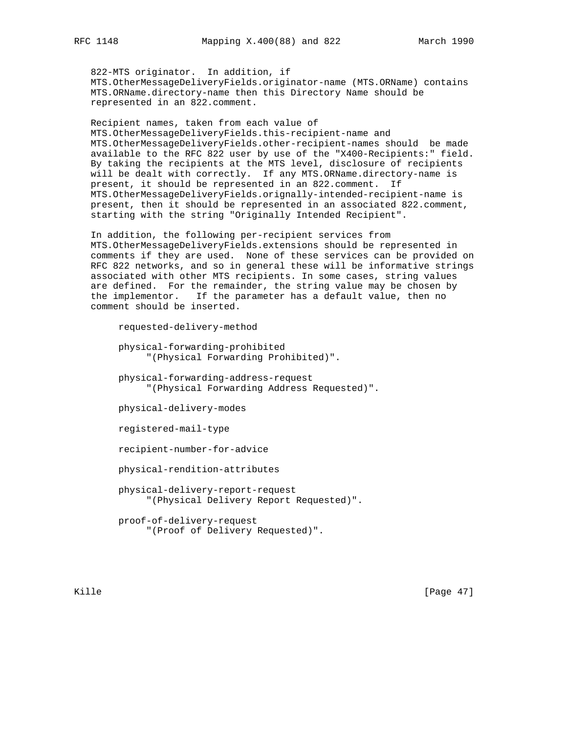822-MTS originator. In addition, if MTS.OtherMessageDeliveryFields.originator-name (MTS.ORName) contains MTS.ORName.directory-name then this Directory Name should be represented in an 822.comment.

Recipient names, taken from each value of MTS.OtherMessageDeliveryFields.this-recipient-name and MTS.OtherMessageDeliveryFields.other-recipient-names should be made available to the RFC 822 user by use of the "X400-Recipients:" field. By taking the recipients at the MTS level, disclosure of recipients will be dealt with correctly. If any MTS.ORName.directory-name is present, it should be represented in an 822.comment. If MTS.OtherMessageDeliveryFields.orignally-intended-recipient-name is present, then it should be represented in an associated 822.comment, starting with the string "Originally Intended Recipient".

In addition, the following per-recipient services from MTS.OtherMessageDeliveryFields.extensions should be represented in comments if they are used. None of these services can be provided on RFC 822 networks, and so in general these will be informative strings associated with other MTS recipients. In some cases, string values are defined. For the remainder, the string value may be chosen by the implementor. If the parameter has a default value, then no comment should be inserted.

```
requested-delivery-method

physical-forwarding-prohibited
     "(Physical Forwarding Prohibited)".

physical-forwarding-address-request
     "(Physical Forwarding Address Requested)".

physical-delivery-modes

registered-mail-type

recipient-number-for-advice

physical-rendition-attributes

physical-delivery-report-request
     "(Physical Delivery Report Requested)".

proof-of-delivery-request
     "(Proof of Delivery Requested)".
```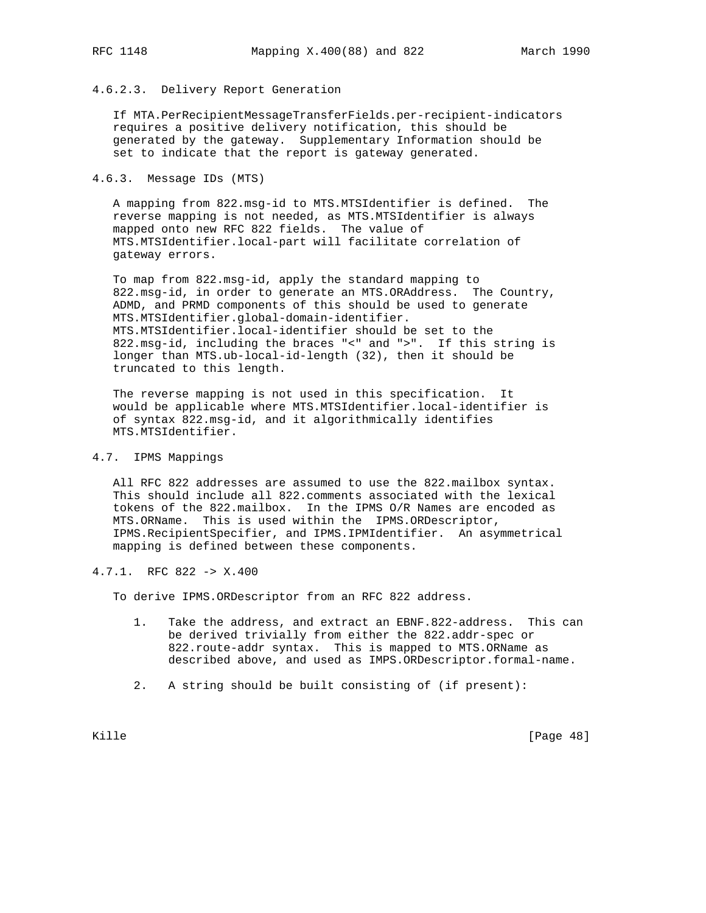#### 4.6.2.3. Delivery Report Generation

If MTA.PerRecipientMessageTransferFields.per-recipient-indicators requires a positive delivery notification, this should be generated by the gateway. Supplementary Information should be set to indicate that the report is gateway generated.

### 4.6.3. Message IDs (MTS)

A mapping from 822.msg-id to MTS.MTSIdentifier is defined. The reverse mapping is not needed, as MTS.MTSIdentifier is always mapped onto new RFC 822 fields. The value of MTS.MTSIdentifier.local-part will facilitate correlation of gateway errors.

To map from 822.msg-id, apply the standard mapping to 822.msg-id, in order to generate an MTS.ORAddress. The Country, ADMD, and PRMD components of this should be used to generate MTS.MTSIdentifier.global-domain-identifier. MTS.MTSIdentifier.local-identifier should be set to the 822.msg-id, including the braces "<" and ">". If this string is longer than MTS.ub-local-id-length (32), then it should be truncated to this length.

The reverse mapping is not used in this specification. It would be applicable where MTS.MTSIdentifier.local-identifier is of syntax 822.msg-id, and it algorithmically identifies MTS.MTSIdentifier.

## 4.7. IPMS Mappings

All RFC 822 addresses are assumed to use the 822.mailbox syntax. This should include all 822.comments associated with the lexical tokens of the 822.mailbox. In the IPMS O/R Names are encoded as MTS.ORName. This is used within the IPMS.ORDescriptor, IPMS.RecipientSpecifier, and IPMS.IPMIdentifier. An asymmetrical mapping is defined between these components.

### 4.7.1. RFC 822 -> X.400

To derive IPMS.ORDescriptor from an RFC 822 address.

1. Take the address, and extract an EBNF.822-address. This can be derived trivially from either the 822.addr-spec or 822.route-addr syntax. This is mapped to MTS.ORName as described above, and used as IMPS.ORDescriptor.formal-name.

2. A string should be built consisting of (if present):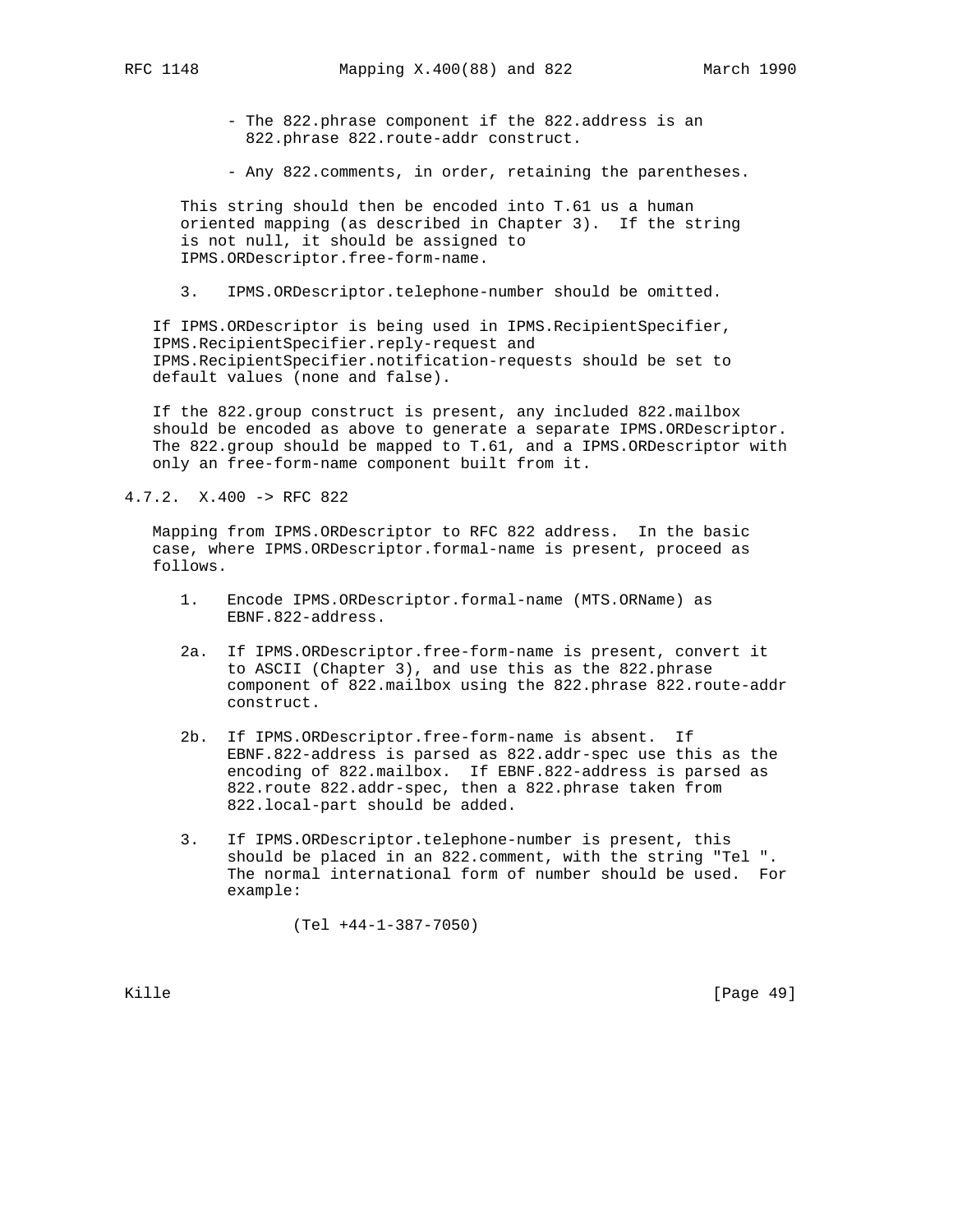- The 822.phrase component if the 822.address is an 822.phrase 822.route-addr construct.

- Any 822.comments, in order, retaining the parentheses.

This string should then be encoded into T.61 us a human oriented mapping (as described in Chapter 3). If the string is not null, it should be assigned to IPMS.ORDescriptor.free-form-name.

3. IPMS.ORDescriptor.telephone-number should be omitted.

If IPMS.ORDescriptor is being used in IPMS.RecipientSpecifier, IPMS.RecipientSpecifier.reply-request and IPMS.RecipientSpecifier.notification-requests should be set to default values (none and false).

If the 822.group construct is present, any included 822.mailbox should be encoded as above to generate a separate IPMS.ORDescriptor. The 822.group should be mapped to T.61, and a IPMS.ORDescriptor with only an free-form-name component built from it.

### 4.7.2. X.400 -> RFC 822

Mapping from IPMS.ORDescriptor to RFC 822 address. In the basic case, where IPMS.ORDescriptor.formal-name is present, proceed as follows.

1. Encode IPMS.ORDescriptor.formal-name (MTS.ORName) as EBNF.822-address.

2a. If IPMS.ORDescriptor.free-form-name is present, convert it to ASCII (Chapter 3), and use this as the 822.phrase component of 822.mailbox using the 822.phrase 822.route-addr construct.

2b. If IPMS.ORDescriptor.free-form-name is absent. If EBNF.822-address is parsed as 822.addr-spec use this as the encoding of 822.mailbox. If EBNF.822-address is parsed as 822.route 822.addr-spec, then a 822.phrase taken from 822.local-part should be added.

3. If IPMS.ORDescriptor.telephone-number is present, this should be placed in an 822.comment, with the string "Tel ". The normal international form of number should be used. For example:

```
(Tel +44-1-387-7050)
```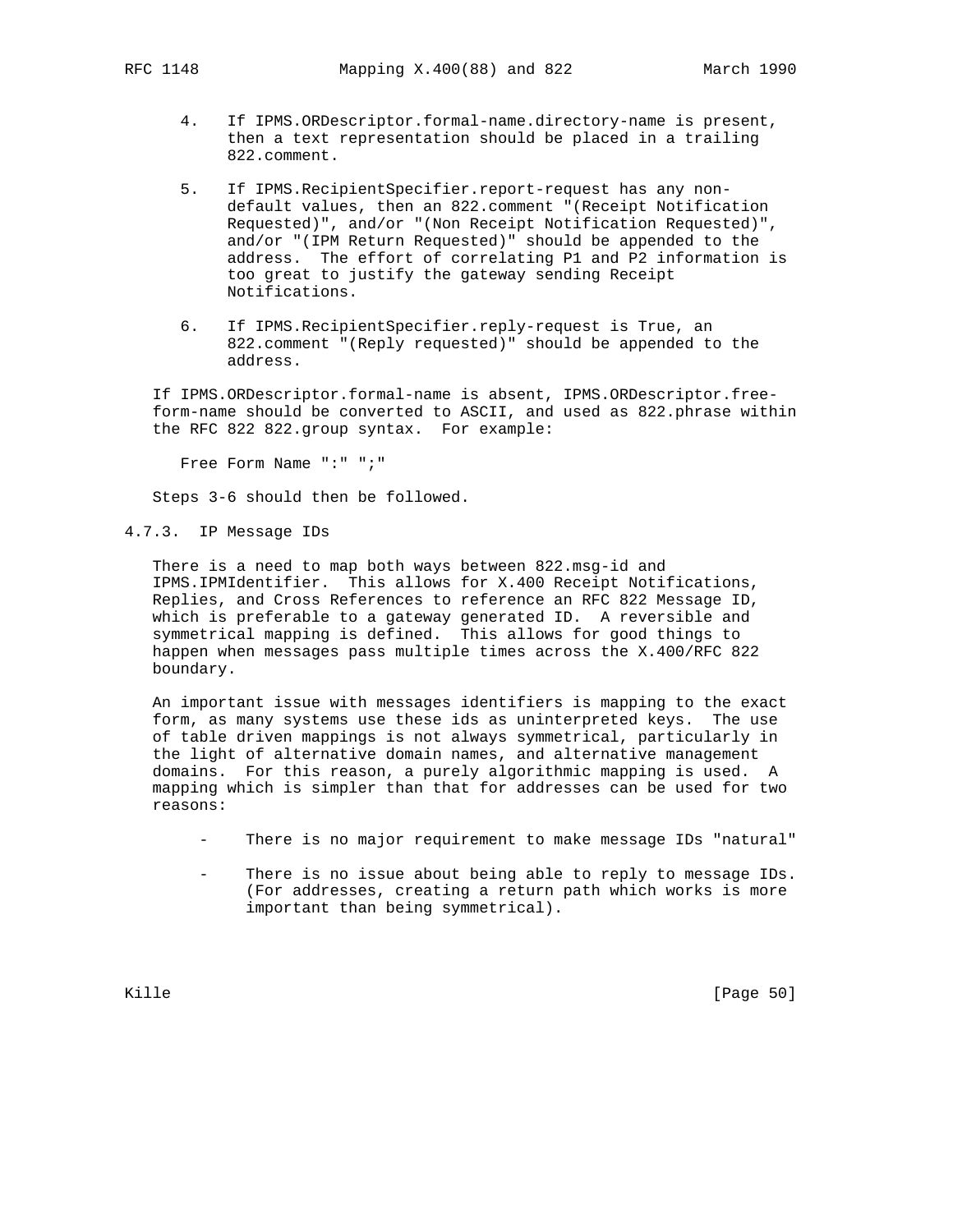4. If IPMS.ORDescriptor.formal-name.directory-name is present, then a text representation should be placed in a trailing 822.comment.

5. If IPMS.RecipientSpecifier.report-request has any non-default values, then an 822.comment "(Receipt Notification Requested)", and/or "(Non Receipt Notification Requested)", and/or "(IPM Return Requested)" should be appended to the address. The effort of correlating P1 and P2 information is too great to justify the gateway sending Receipt Notifications.

6. If IPMS.RecipientSpecifier.reply-request is True, an 822.comment "(Reply requested)" should be appended to the address.

If IPMS.ORDescriptor.formal-name is absent, IPMS.ORDescriptor.free-form-name should be converted to ASCII, and used as 822.phrase within the RFC 822 822.group syntax. For example:

```
Free Form Name ":" ";"
```

Steps 3-6 should then be followed.

### 4.7.3. IP Message IDs

There is a need to map both ways between 822.msg-id and IPMS.IPMIdentifier. This allows for X.400 Receipt Notifications, Replies, and Cross References to reference an RFC 822 Message ID, which is preferable to a gateway generated ID. A reversible and symmetrical mapping is defined. This allows for good things to happen when messages pass multiple times across the X.400/RFC 822 boundary.

An important issue with messages identifiers is mapping to the exact form, as many systems use these ids as uninterpreted keys. The use of table driven mappings is not always symmetrical, particularly in the light of alternative domain names, and alternative management domains. For this reason, a purely algorithmic mapping is used. A mapping which is simpler than that for addresses can be used for two reasons:

- There is no major requirement to make message IDs "natural"

- There is no issue about being able to reply to message IDs. (For addresses, creating a return path which works is more important than being symmetrical).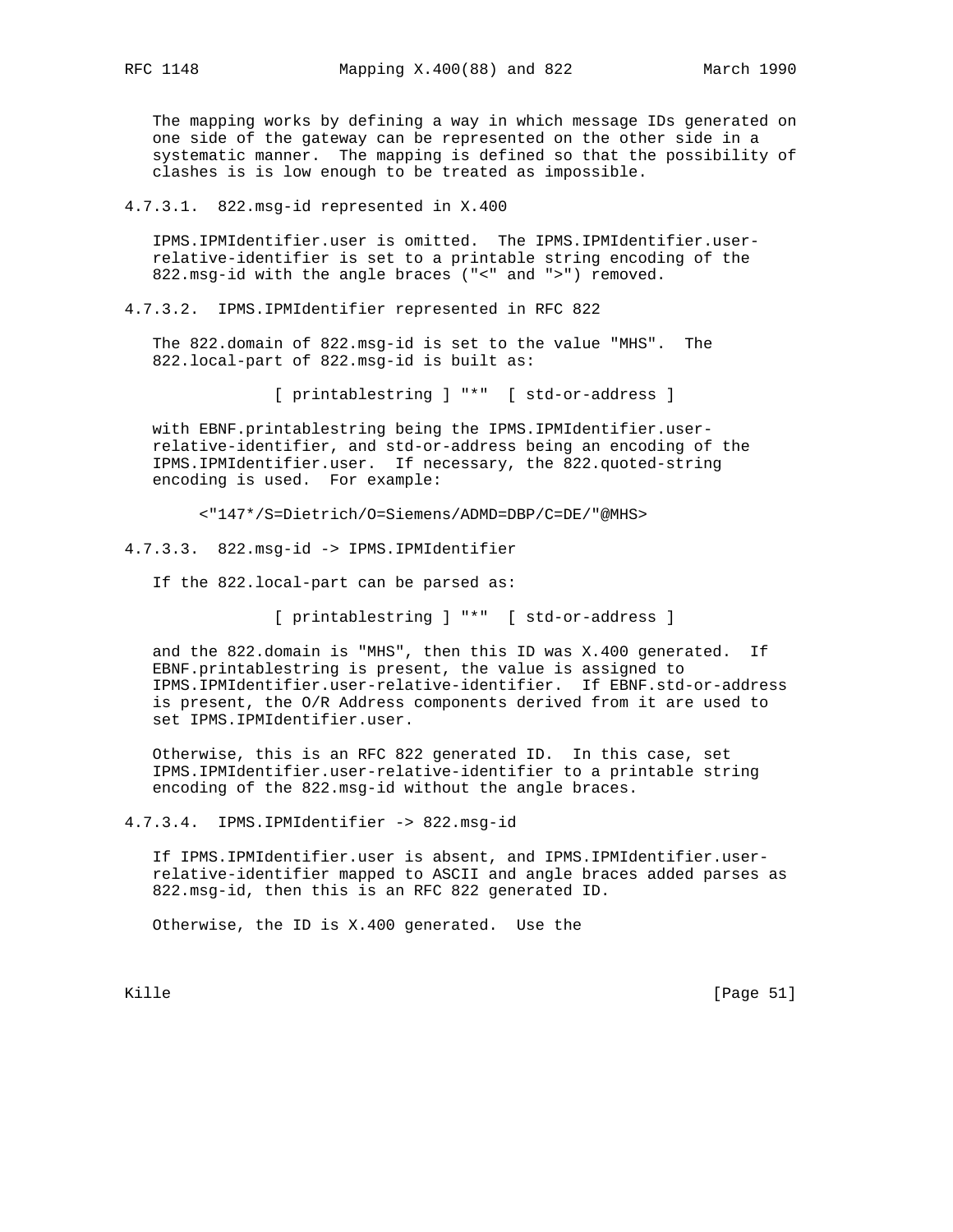The mapping works by defining a way in which message IDs generated on one side of the gateway can be represented on the other side in a systematic manner. The mapping is defined so that the possibility of clashes is is low enough to be treated as impossible.

#### 4.7.3.1. 822.msg-id represented in X.400

IPMS.IPMIdentifier.user is omitted. The IPMS.IPMIdentifier.user-relative-identifier is set to a printable string encoding of the 822.msg-id with the angle braces ("<" and ">") removed.

#### 4.7.3.2. IPMS.IPMIdentifier represented in RFC 822

The 822.domain of 822.msg-id is set to the value "MHS". The 822.local-part of 822.msg-id is built as:

```
[ printablestring ] "*"  [ std-or-address ]
```

with EBNF.printablestring being the IPMS.IPMIdentifier.user-relative-identifier, and std-or-address being an encoding of the IPMS.IPMIdentifier.user. If necessary, the 822.quoted-string encoding is used. For example:

```
<"147*/S=Dietrich/O=Siemens/ADMD=DBP/C=DE/"@MHS>
```

#### 4.7.3.3. 822.msg-id -> IPMS.IPMIdentifier

If the 822.local-part can be parsed as:

```
[ printablestring ] "*"  [ std-or-address ]
```

and the 822.domain is "MHS", then this ID was X.400 generated. If EBNF.printablestring is present, the value is assigned to IPMS.IPMIdentifier.user-relative-identifier. If EBNF.std-or-address is present, the O/R Address components derived from it are used to set IPMS.IPMIdentifier.user.

Otherwise, this is an RFC 822 generated ID. In this case, set IPMS.IPMIdentifier.user-relative-identifier to a printable string encoding of the 822.msg-id without the angle braces.

#### 4.7.3.4. IPMS.IPMIdentifier -> 822.msg-id

If IPMS.IPMIdentifier.user is absent, and IPMS.IPMIdentifier.user-relative-identifier mapped to ASCII and angle braces added parses as 822.msg-id, then this is an RFC 822 generated ID.

Otherwise, the ID is X.400 generated. Use the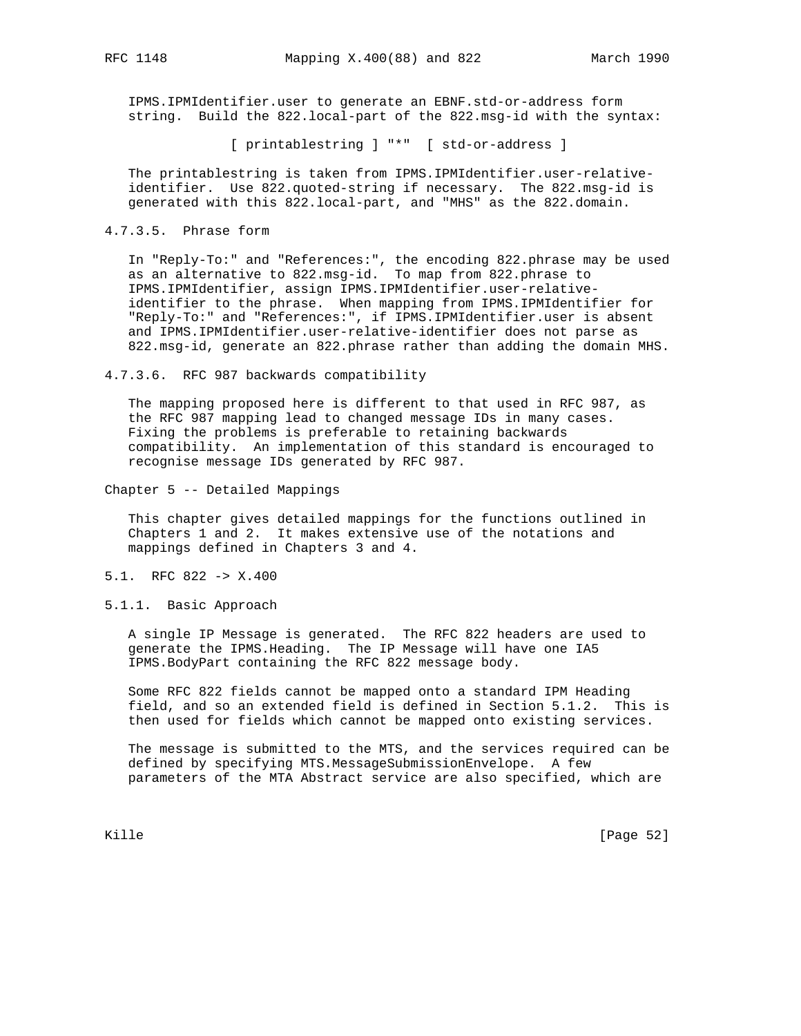IPMS.IPMIdentifier.user to generate an EBNF.std-or-address form string. Build the 822.local-part of the 822.msg-id with the syntax:

```
[ printablestring ] "*"  [ std-or-address ]
```

The printablestring is taken from IPMS.IPMIdentifier.user-relative-identifier. Use 822.quoted-string if necessary. The 822.msg-id is generated with this 822.local-part, and "MHS" as the 822.domain.

#### 4.7.3.5. Phrase form

In "Reply-To:" and "References:", the encoding 822.phrase may be used as an alternative to 822.msg-id. To map from 822.phrase to IPMS.IPMIdentifier, assign IPMS.IPMIdentifier.user-relative-identifier to the phrase. When mapping from IPMS.IPMIdentifier for "Reply-To:" and "References:", if IPMS.IPMIdentifier.user is absent and IPMS.IPMIdentifier.user-relative-identifier does not parse as 822.msg-id, generate an 822.phrase rather than adding the domain MHS.

#### 4.7.3.6. RFC 987 backwards compatibility

The mapping proposed here is different to that used in RFC 987, as the RFC 987 mapping lead to changed message IDs in many cases. Fixing the problems is preferable to retaining backwards compatibility. An implementation of this standard is encouraged to recognise message IDs generated by RFC 987.

# Chapter 5 -- Detailed Mappings

This chapter gives detailed mappings for the functions outlined in Chapters 1 and 2. It makes extensive use of the notations and mappings defined in Chapters 3 and 4.

## 5.1. RFC 822 -> X.400

### 5.1.1. Basic Approach

A single IP Message is generated. The RFC 822 headers are used to generate the IPMS.Heading. The IP Message will have one IA5 IPMS.BodyPart containing the RFC 822 message body.

Some RFC 822 fields cannot be mapped onto a standard IPM Heading field, and so an extended field is defined in Section 5.1.2. This is then used for fields which cannot be mapped onto existing services.

The message is submitted to the MTS, and the services required can be defined by specifying MTS.MessageSubmissionEnvelope. A few parameters of the MTA Abstract service are also specified, which are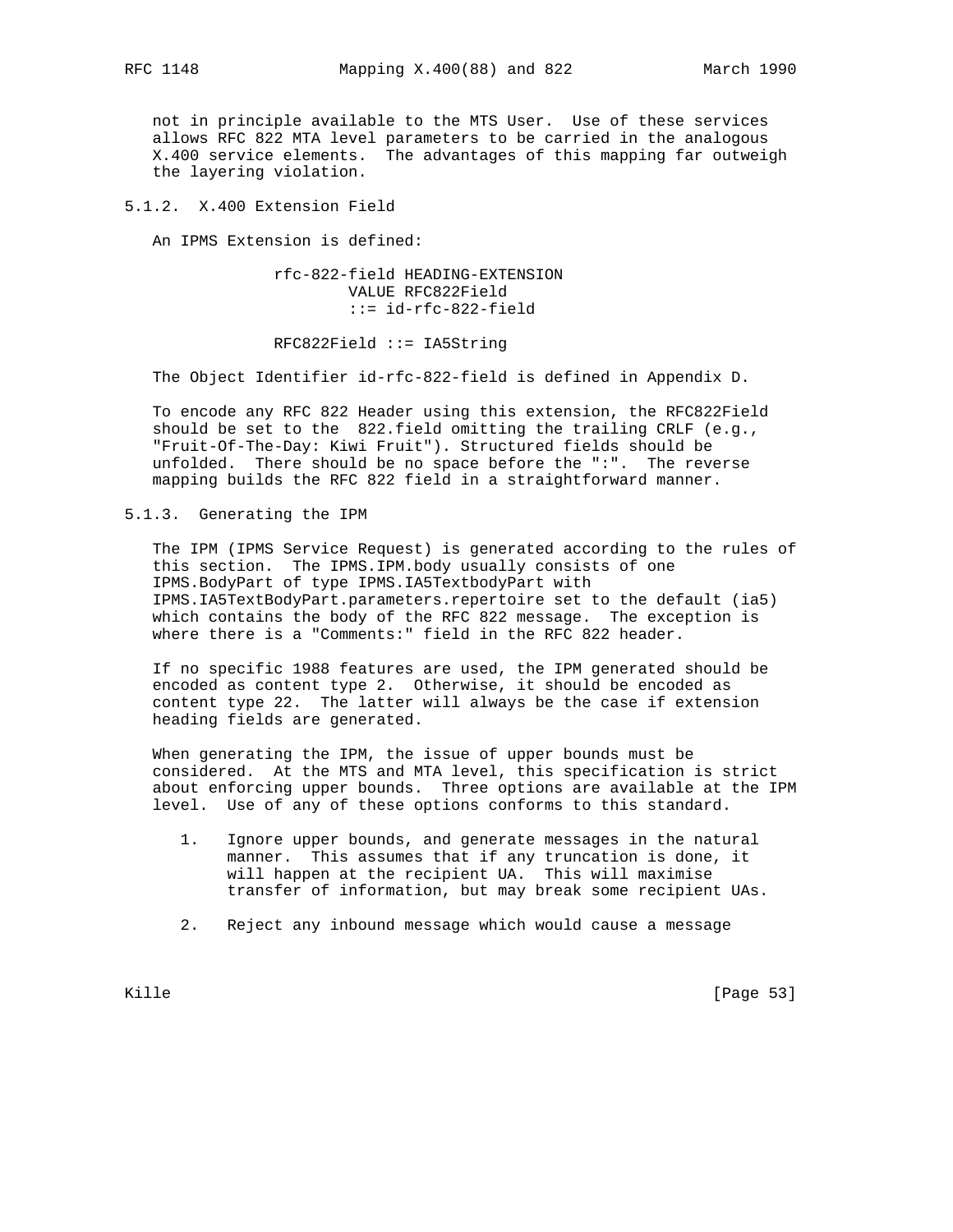not in principle available to the MTS User. Use of these services allows RFC 822 MTA level parameters to be carried in the analogous X.400 service elements. The advantages of this mapping far outweigh the layering violation.

### 5.1.2. X.400 Extension Field

An IPMS Extension is defined:

```
rfc-822-field HEADING-EXTENSION
        VALUE RFC822Field
        ::= id-rfc-822-field

RFC822Field ::= IA5String
```

The Object Identifier id-rfc-822-field is defined in Appendix D.

To encode any RFC 822 Header using this extension, the RFC822Field should be set to the 822.field omitting the trailing CRLF (e.g., "Fruit-Of-The-Day: Kiwi Fruit"). Structured fields should be unfolded. There should be no space before the ":". The reverse mapping builds the RFC 822 field in a straightforward manner.

### 5.1.3. Generating the IPM

The IPM (IPMS Service Request) is generated according to the rules of this section. The IPMS.IPM.body usually consists of one IPMS.BodyPart of type IPMS.IA5TextbodyPart with IPMS.IA5TextBodyPart.parameters.repertoire set to the default (ia5) which contains the body of the RFC 822 message. The exception is where there is a "Comments:" field in the RFC 822 header.

If no specific 1988 features are used, the IPM generated should be encoded as content type 2. Otherwise, it should be encoded as content type 22. The latter will always be the case if extension heading fields are generated.

When generating the IPM, the issue of upper bounds must be considered. At the MTS and MTA level, this specification is strict about enforcing upper bounds. Three options are available at the IPM level. Use of any of these options conforms to this standard.

1. Ignore upper bounds, and generate messages in the natural manner. This assumes that if any truncation is done, it will happen at the recipient UA. This will maximise transfer of information, but may break some recipient UAs.

2. Reject any inbound message which would cause a message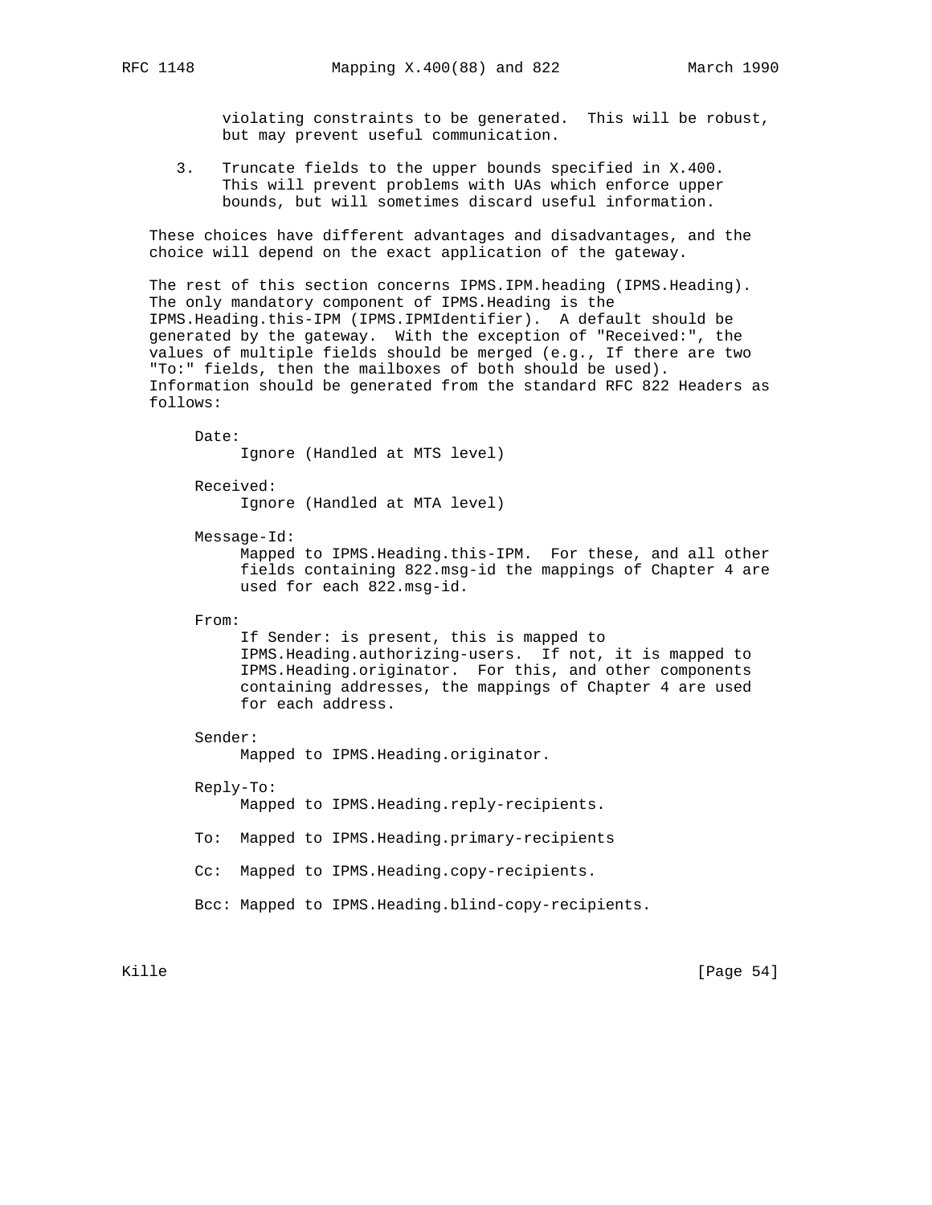violating constraints to be generated. This will be robust, but may prevent useful communication.

3. Truncate fields to the upper bounds specified in X.400. This will prevent problems with UAs which enforce upper bounds, but will sometimes discard useful information.

These choices have different advantages and disadvantages, and the choice will depend on the exact application of the gateway.

The rest of this section concerns IPMS.IPM.heading (IPMS.Heading). The only mandatory component of IPMS.Heading is the IPMS.Heading.this-IPM (IPMS.IPMIdentifier). A default should be generated by the gateway. With the exception of "Received:", the values of multiple fields should be merged (e.g., If there are two "To:" fields, then the mailboxes of both should be used). Information should be generated from the standard RFC 822 Headers as follows:

Date:
: Ignore (Handled at MTS level)

Received:
: Ignore (Handled at MTA level)

Message-Id:
: Mapped to IPMS.Heading.this-IPM. For these, and all other fields containing 822.msg-id the mappings of Chapter 4 are used for each 822.msg-id.

From:
: If Sender: is present, this is mapped to IPMS.Heading.authorizing-users. If not, it is mapped to IPMS.Heading.originator. For this, and other components containing addresses, the mappings of Chapter 4 are used for each address.

Sender:
: Mapped to IPMS.Heading.originator.

Reply-To:
: Mapped to IPMS.Heading.reply-recipients.

To: Mapped to IPMS.Heading.primary-recipients

Cc: Mapped to IPMS.Heading.copy-recipients.

Bcc: Mapped to IPMS.Heading.blind-copy-recipients.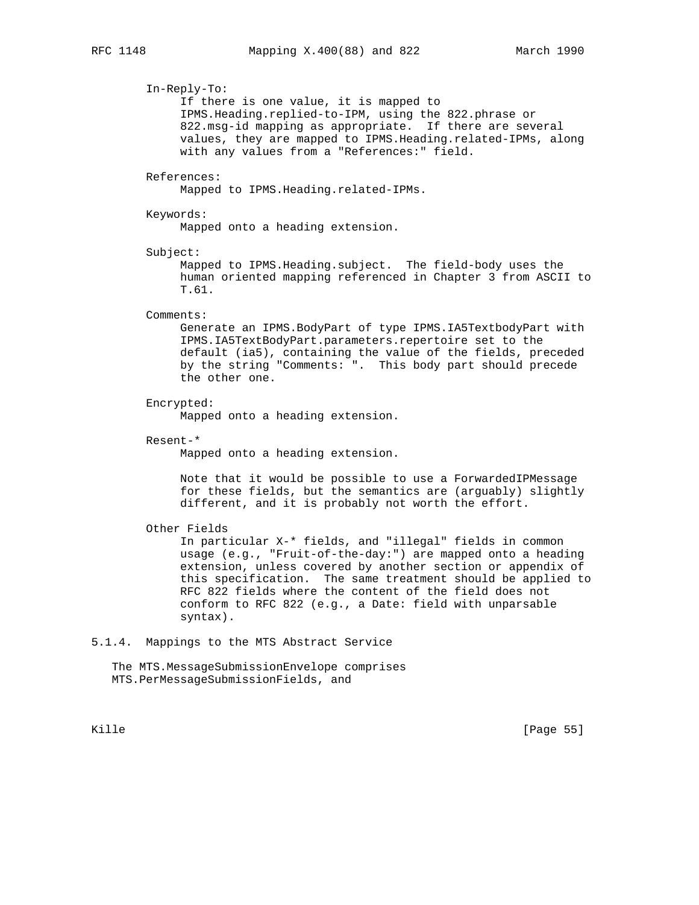In-Reply-To:
If there is one value, it is mapped to IPMS.Heading.replied-to-IPM, using the 822.phrase or 822.msg-id mapping as appropriate. If there are several values, they are mapped to IPMS.Heading.related-IPMs, along with any values from a "References:" field.

References:
Mapped to IPMS.Heading.related-IPMs.

Keywords:
Mapped onto a heading extension.

Subject:
Mapped to IPMS.Heading.subject. The field-body uses the human oriented mapping referenced in Chapter 3 from ASCII to T.61.

Comments:
Generate an IPMS.BodyPart of type IPMS.IA5TextbodyPart with IPMS.IA5TextBodyPart.parameters.repertoire set to the default (ia5), containing the value of the fields, preceded by the string "Comments: ". This body part should precede the other one.

Encrypted:
Mapped onto a heading extension.

Resent-*
Mapped onto a heading extension.

Note that it would be possible to use a ForwardedIPMessage for these fields, but the semantics are (arguably) slightly different, and it is probably not worth the effort.

Other Fields
In particular X-* fields, and "illegal" fields in common usage (e.g., "Fruit-of-the-day:") are mapped onto a heading extension, unless covered by another section or appendix of this specification. The same treatment should be applied to RFC 822 fields where the content of the field does not conform to RFC 822 (e.g., a Date: field with unparsable syntax).

### 5.1.4. Mappings to the MTS Abstract Service

The MTS.MessageSubmissionEnvelope comprises MTS.PerMessageSubmissionFields, and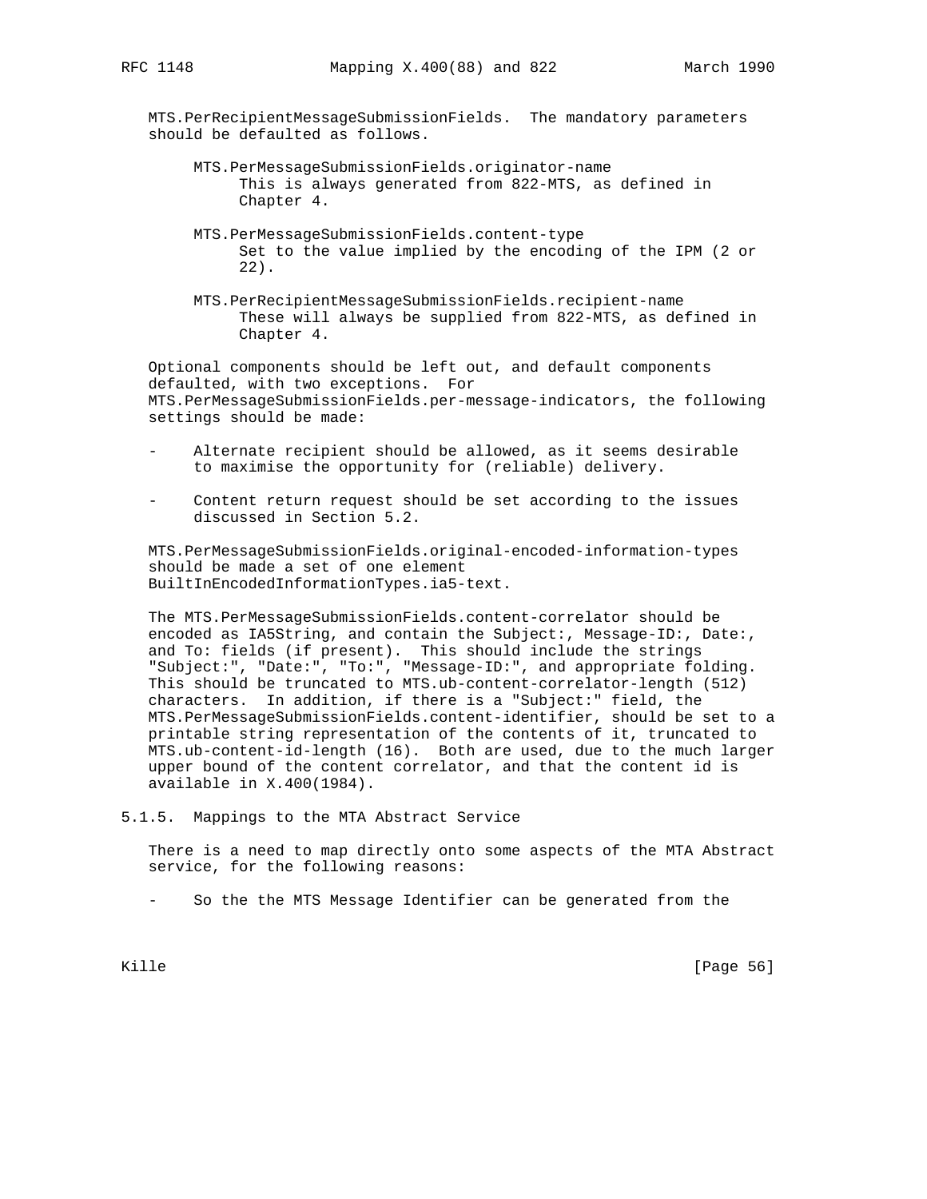MTS.PerRecipientMessageSubmissionFields. The mandatory parameters should be defaulted as follows.

MTS.PerMessageSubmissionFields.originator-name
: This is always generated from 822-MTS, as defined in Chapter 4.

MTS.PerMessageSubmissionFields.content-type
: Set to the value implied by the encoding of the IPM (2 or 22).

MTS.PerRecipientMessageSubmissionFields.recipient-name
: These will always be supplied from 822-MTS, as defined in Chapter 4.

Optional components should be left out, and default components defaulted, with two exceptions. For MTS.PerMessageSubmissionFields.per-message-indicators, the following settings should be made:

- Alternate recipient should be allowed, as it seems desirable to maximise the opportunity for (reliable) delivery.
- Content return request should be set according to the issues discussed in Section 5.2.

MTS.PerMessageSubmissionFields.original-encoded-information-types should be made a set of one element BuiltInEncodedInformationTypes.ia5-text.

The MTS.PerMessageSubmissionFields.content-correlator should be encoded as IA5String, and contain the Subject:, Message-ID:, Date:, and To: fields (if present). This should include the strings "Subject:", "Date:", "To:", "Message-ID:", and appropriate folding. This should be truncated to MTS.ub-content-correlator-length (512) characters. In addition, if there is a "Subject:" field, the MTS.PerMessageSubmissionFields.content-identifier, should be set to a printable string representation of the contents of it, truncated to MTS.ub-content-id-length (16). Both are used, due to the much larger upper bound of the content correlator, and that the content id is available in X.400(1984).

### 5.1.5. Mappings to the MTA Abstract Service

There is a need to map directly onto some aspects of the MTA Abstract service, for the following reasons:

- So the the MTS Message Identifier can be generated from the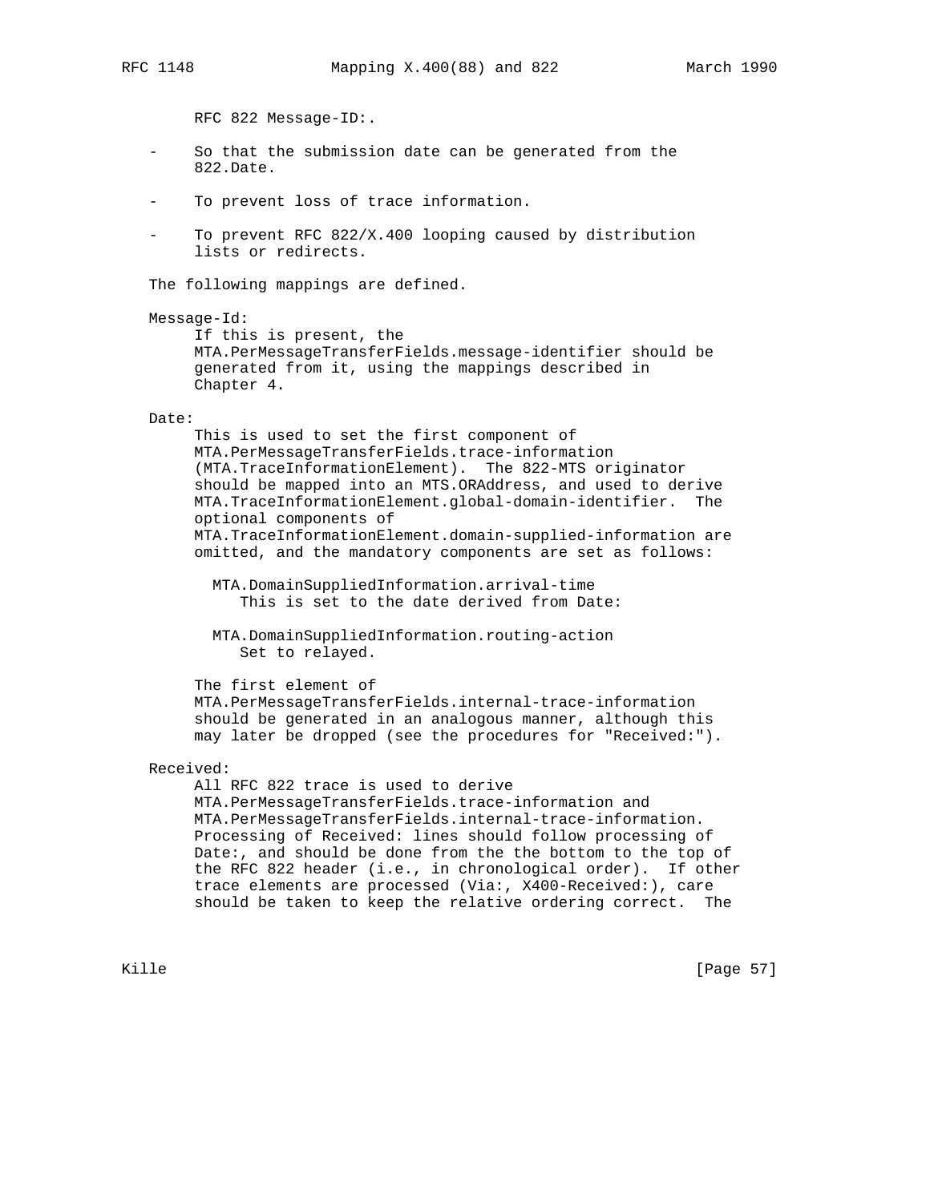RFC 822 Message-ID:.

- So that the submission date can be generated from the 822.Date.

- To prevent loss of trace information.

- To prevent RFC 822/X.400 looping caused by distribution lists or redirects.

The following mappings are defined.

Message-Id:
  If this is present, the MTA.PerMessageTransferFields.message-identifier should be generated from it, using the mappings described in Chapter 4.

Date:
  This is used to set the first component of MTA.PerMessageTransferFields.trace-information (MTA.TraceInformationElement). The 822-MTS originator should be mapped into an MTS.ORAddress, and used to derive MTA.TraceInformationElement.global-domain-identifier. The optional components of MTA.TraceInformationElement.domain-supplied-information are omitted, and the mandatory components are set as follows:

  MTA.DomainSuppliedInformation.arrival-time
    This is set to the date derived from Date:

  MTA.DomainSuppliedInformation.routing-action
    Set to relayed.

  The first element of MTA.PerMessageTransferFields.internal-trace-information should be generated in an analogous manner, although this may later be dropped (see the procedures for "Received:").

Received:
  All RFC 822 trace is used to derive MTA.PerMessageTransferFields.trace-information and MTA.PerMessageTransferFields.internal-trace-information. Processing of Received: lines should follow processing of Date:, and should be done from the the bottom to the top of the RFC 822 header (i.e., in chronological order). If other trace elements are processed (Via:, X400-Received:), care should be taken to keep the relative ordering correct. The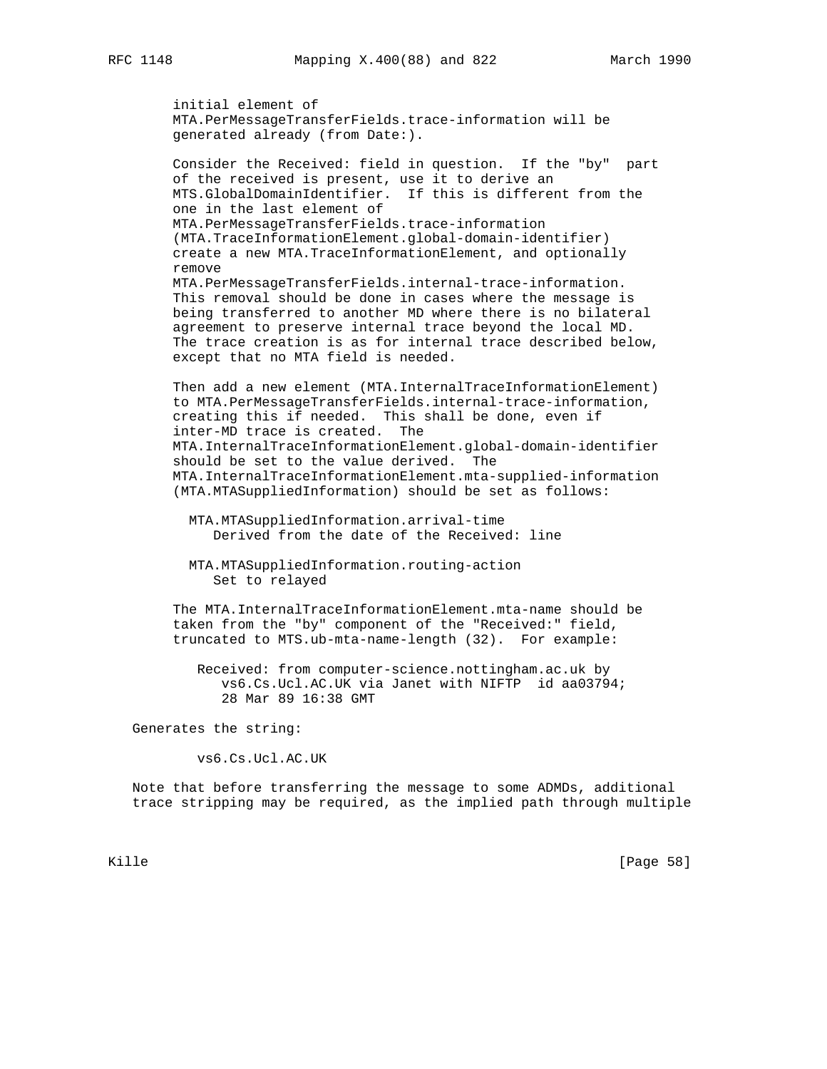initial element of MTA.PerMessageTransferFields.trace-information will be generated already (from Date:).

Consider the Received: field in question. If the "by" part of the received is present, use it to derive an MTS.GlobalDomainIdentifier. If this is different from the one in the last element of MTA.PerMessageTransferFields.trace-information (MTA.TraceInformationElement.global-domain-identifier) create a new MTA.TraceInformationElement, and optionally remove MTA.PerMessageTransferFields.internal-trace-information. This removal should be done in cases where the message is being transferred to another MD where there is no bilateral agreement to preserve internal trace beyond the local MD. The trace creation is as for internal trace described below, except that no MTA field is needed.

Then add a new element (MTA.InternalTraceInformationElement) to MTA.PerMessageTransferFields.internal-trace-information, creating this if needed. This shall be done, even if inter-MD trace is created. The MTA.InternalTraceInformationElement.global-domain-identifier should be set to the value derived. The MTA.InternalTraceInformationElement.mta-supplied-information (MTA.MTASuppliedInformation) should be set as follows:

MTA.MTASuppliedInformation.arrival-time
: Derived from the date of the Received: line

MTA.MTASuppliedInformation.routing-action
: Set to relayed

The MTA.InternalTraceInformationElement.mta-name should be taken from the "by" component of the "Received:" field, truncated to MTS.ub-mta-name-length (32). For example:

```
Received: from computer-science.nottingham.ac.uk by
   vs6.Cs.Ucl.AC.UK via Janet with NIFTP  id aa03794;
   28 Mar 89 16:38 GMT
```

Generates the string:

```
vs6.Cs.Ucl.AC.UK
```

Note that before transferring the message to some ADMDs, additional trace stripping may be required, as the implied path through multiple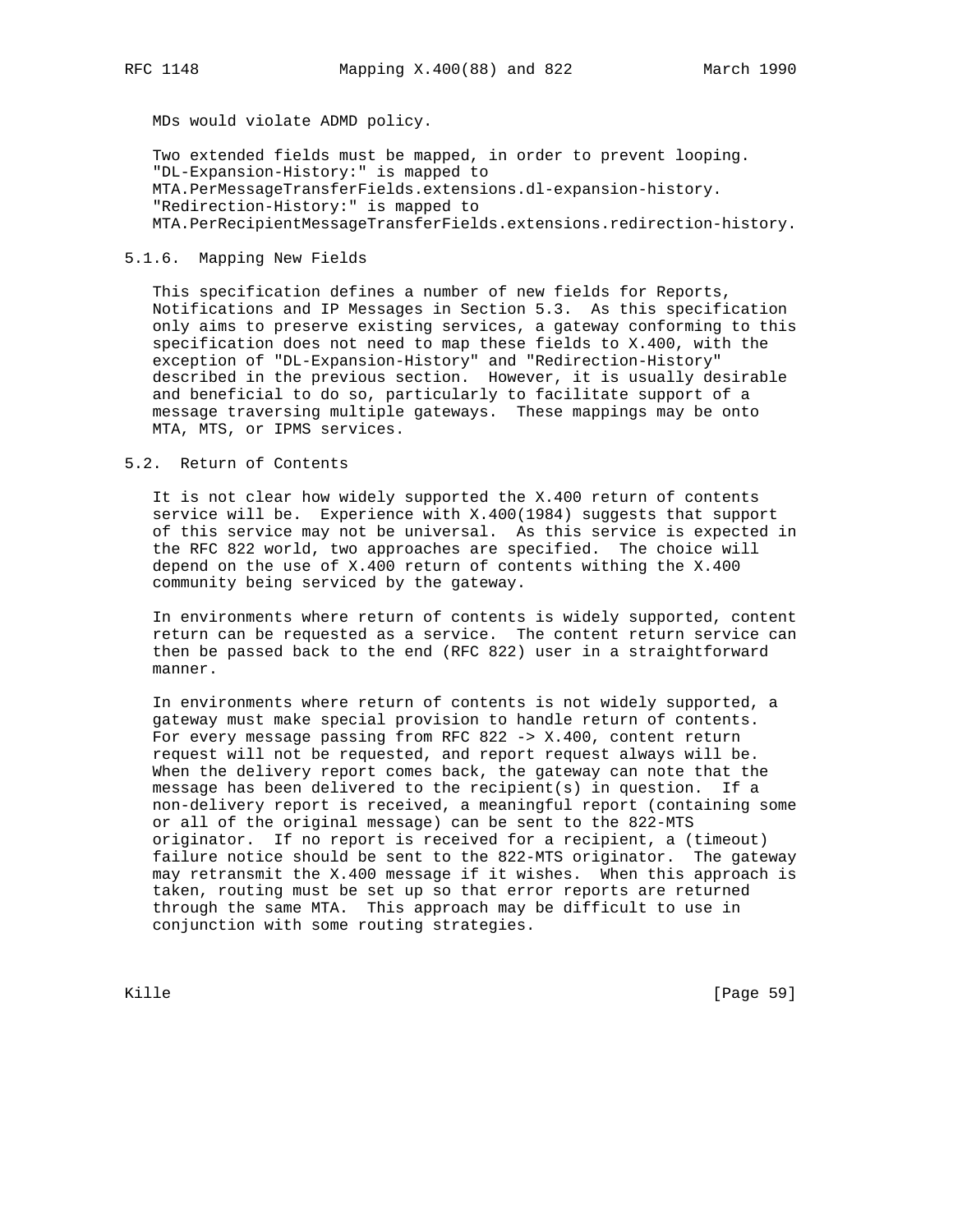MDs would violate ADMD policy.

Two extended fields must be mapped, in order to prevent looping. "DL-Expansion-History:" is mapped to MTA.PerMessageTransferFields.extensions.dl-expansion-history. "Redirection-History:" is mapped to MTA.PerRecipientMessageTransferFields.extensions.redirection-history.

### 5.1.6. Mapping New Fields

This specification defines a number of new fields for Reports, Notifications and IP Messages in Section 5.3. As this specification only aims to preserve existing services, a gateway conforming to this specification does not need to map these fields to X.400, with the exception of "DL-Expansion-History" and "Redirection-History" described in the previous section. However, it is usually desirable and beneficial to do so, particularly to facilitate support of a message traversing multiple gateways. These mappings may be onto MTA, MTS, or IPMS services.

## 5.2. Return of Contents

It is not clear how widely supported the X.400 return of contents service will be. Experience with X.400(1984) suggests that support of this service may not be universal. As this service is expected in the RFC 822 world, two approaches are specified. The choice will depend on the use of X.400 return of contents withing the X.400 community being serviced by the gateway.

In environments where return of contents is widely supported, content return can be requested as a service. The content return service can then be passed back to the end (RFC 822) user in a straightforward manner.

In environments where return of contents is not widely supported, a gateway must make special provision to handle return of contents. For every message passing from RFC 822 -> X.400, content return request will not be requested, and report request always will be. When the delivery report comes back, the gateway can note that the message has been delivered to the recipient(s) in question. If a non-delivery report is received, a meaningful report (containing some or all of the original message) can be sent to the 822-MTS originator. If no report is received for a recipient, a (timeout) failure notice should be sent to the 822-MTS originator. The gateway may retransmit the X.400 message if it wishes. When this approach is taken, routing must be set up so that error reports are returned through the same MTA. This approach may be difficult to use in conjunction with some routing strategies.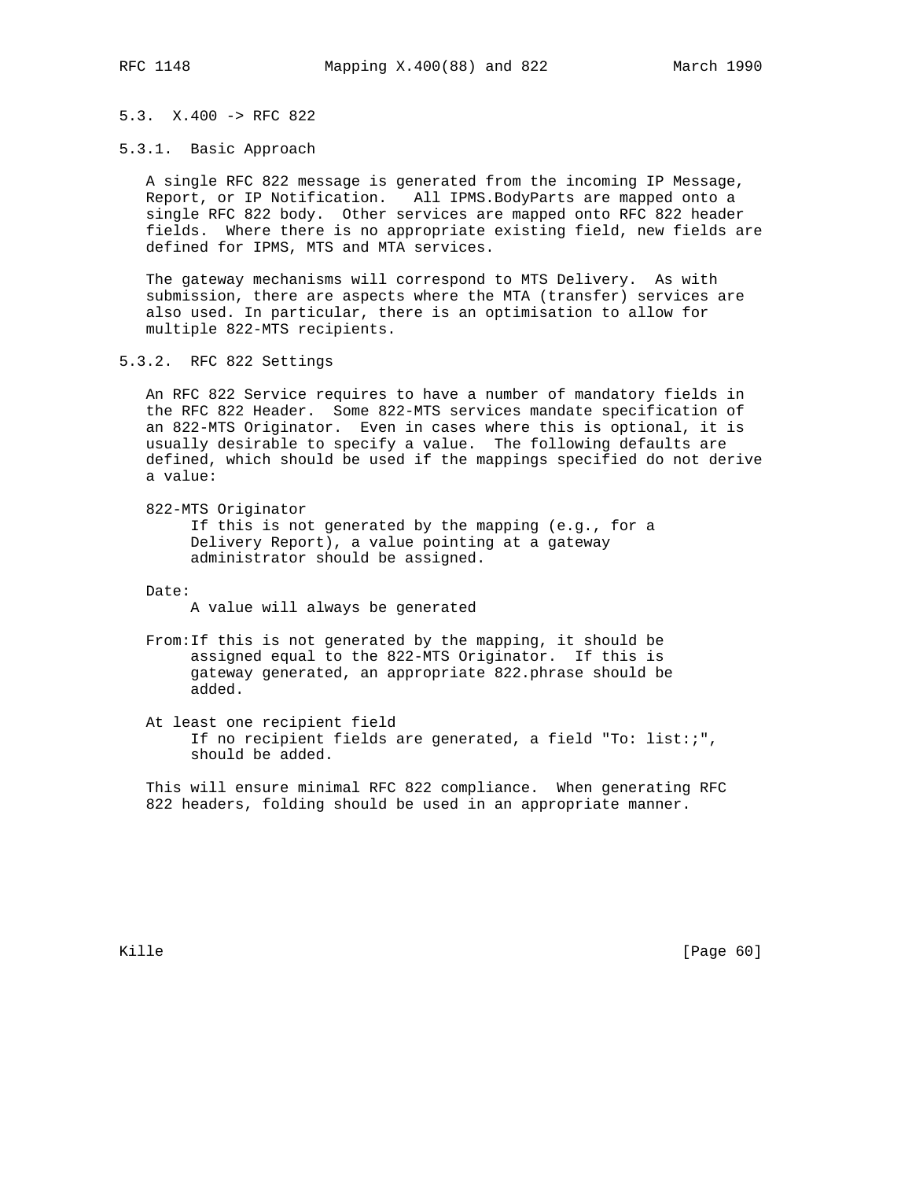### 5.3. X.400 -> RFC 822

#### 5.3.1. Basic Approach

A single RFC 822 message is generated from the incoming IP Message, Report, or IP Notification. All IPMS.BodyParts are mapped onto a single RFC 822 body. Other services are mapped onto RFC 822 header fields. Where there is no appropriate existing field, new fields are defined for IPMS, MTS and MTA services.

The gateway mechanisms will correspond to MTS Delivery. As with submission, there are aspects where the MTA (transfer) services are also used. In particular, there is an optimisation to allow for multiple 822-MTS recipients.

#### 5.3.2. RFC 822 Settings

An RFC 822 Service requires to have a number of mandatory fields in the RFC 822 Header. Some 822-MTS services mandate specification of an 822-MTS Originator. Even in cases where this is optional, it is usually desirable to specify a value. The following defaults are defined, which should be used if the mappings specified do not derive a value:

822-MTS Originator
: If this is not generated by the mapping (e.g., for a Delivery Report), a value pointing at a gateway administrator should be assigned.

Date:
: A value will always be generated

From:
: If this is not generated by the mapping, it should be assigned equal to the 822-MTS Originator. If this is gateway generated, an appropriate 822.phrase should be added.

At least one recipient field
: If no recipient fields are generated, a field "To: list:;", should be added.

This will ensure minimal RFC 822 compliance. When generating RFC 822 headers, folding should be used in an appropriate manner.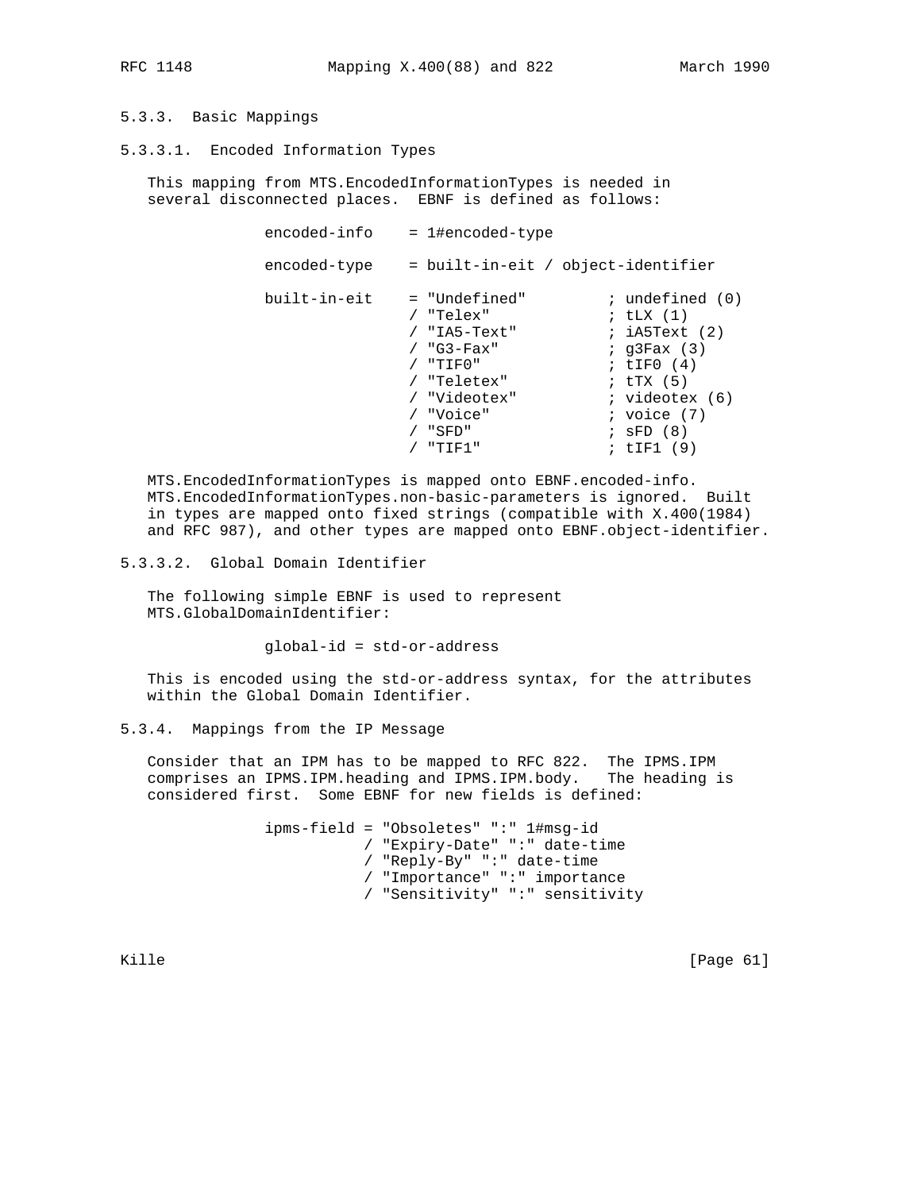### 5.3.3. Basic Mappings

#### 5.3.3.1. Encoded Information Types

This mapping from MTS.EncodedInformationTypes is needed in several disconnected places. EBNF is defined as follows:

```
encoded-info    = 1#encoded-type

encoded-type    = built-in-eit / object-identifier

built-in-eit    = "Undefined"         ; undefined (0)
                / "Telex"             ; tLX (1)
                / "IA5-Text"          ; iA5Text (2)
                / "G3-Fax"            ; g3Fax (3)
                / "TIF0"              ; tIF0 (4)
                / "Teletex"           ; tTX (5)
                / "Videotex"          ; videotex (6)
                / "Voice"             ; voice (7)
                / "SFD"               ; sFD (8)
                / "TIF1"              ; tIF1 (9)
```

MTS.EncodedInformationTypes is mapped onto EBNF.encoded-info. MTS.EncodedInformationTypes.non-basic-parameters is ignored. Built in types are mapped onto fixed strings (compatible with X.400(1984) and RFC 987), and other types are mapped onto EBNF.object-identifier.

#### 5.3.3.2. Global Domain Identifier

The following simple EBNF is used to represent MTS.GlobalDomainIdentifier:

```
global-id = std-or-address
```

This is encoded using the std-or-address syntax, for the attributes within the Global Domain Identifier.

### 5.3.4. Mappings from the IP Message

Consider that an IPM has to be mapped to RFC 822. The IPMS.IPM comprises an IPMS.IPM.heading and IPMS.IPM.body. The heading is considered first. Some EBNF for new fields is defined:

```
ipms-field = "Obsoletes" ":" 1#msg-id
           / "Expiry-Date" ":" date-time
           / "Reply-By" ":" date-time
           / "Importance" ":" importance
           / "Sensitivity" ":" sensitivity
```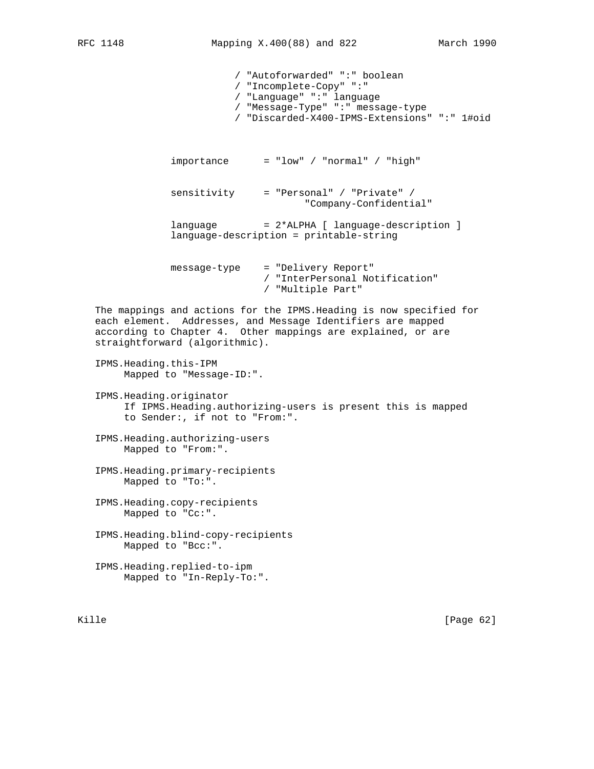```
                    / "Autoforwarded" ":" boolean
                    / "Incomplete-Copy" ":"
                    / "Language" ":" language
                    / "Message-Type" ":" message-type
                    / "Discarded-X400-IPMS-Extensions" ":" 1#oid


        importance      = "low" / "normal" / "high"


        sensitivity     = "Personal" / "Private" /
                                 "Company-Confidential"

        language        = 2*ALPHA [ language-description ]
        language-description = printable-string


        message-type    = "Delivery Report"
                        / "InterPersonal Notification"
                        / "Multiple Part"
```

The mappings and actions for the IPMS.Heading is now specified for each element. Addresses, and Message Identifiers are mapped according to Chapter 4. Other mappings are explained, or are straightforward (algorithmic).

IPMS.Heading.this-IPM
    Mapped to "Message-ID:".

IPMS.Heading.originator
    If IPMS.Heading.authorizing-users is present this is mapped to Sender:, if not to "From:".

IPMS.Heading.authorizing-users
    Mapped to "From:".

IPMS.Heading.primary-recipients
    Mapped to "To:".

IPMS.Heading.copy-recipients
    Mapped to "Cc:".

IPMS.Heading.blind-copy-recipients
    Mapped to "Bcc:".

IPMS.Heading.replied-to-ipm
    Mapped to "In-Reply-To:".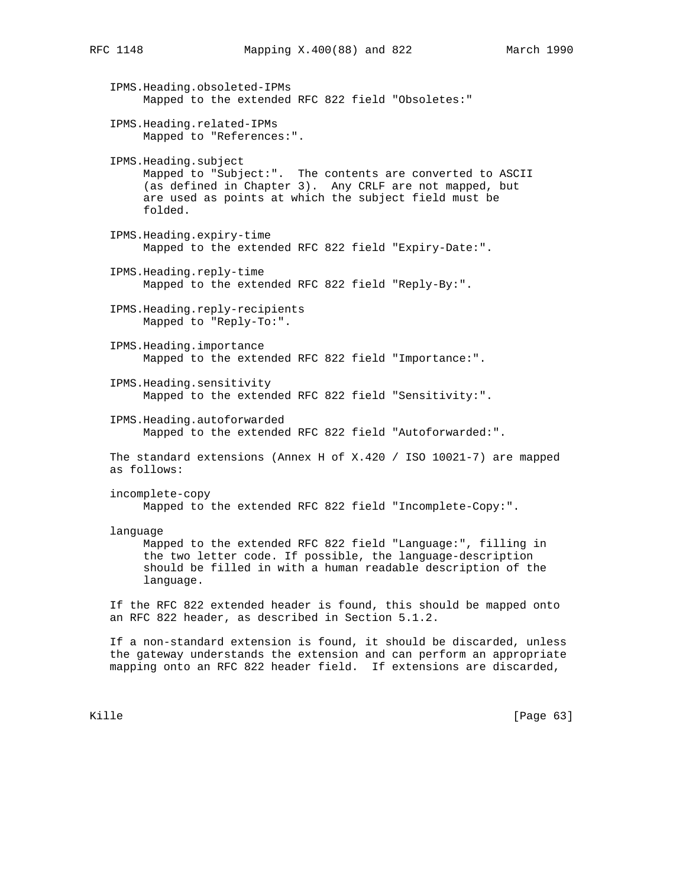IPMS.Heading.obsoleted-IPMs
Mapped to the extended RFC 822 field "Obsoletes:"

IPMS.Heading.related-IPMs
Mapped to "References:".

IPMS.Heading.subject
Mapped to "Subject:". The contents are converted to ASCII (as defined in Chapter 3). Any CRLF are not mapped, but are used as points at which the subject field must be folded.

IPMS.Heading.expiry-time
Mapped to the extended RFC 822 field "Expiry-Date:".

IPMS.Heading.reply-time
Mapped to the extended RFC 822 field "Reply-By:".

IPMS.Heading.reply-recipients
Mapped to "Reply-To:".

IPMS.Heading.importance
Mapped to the extended RFC 822 field "Importance:".

IPMS.Heading.sensitivity
Mapped to the extended RFC 822 field "Sensitivity:".

IPMS.Heading.autoforwarded
Mapped to the extended RFC 822 field "Autoforwarded:".

The standard extensions (Annex H of X.420 / ISO 10021-7) are mapped as follows:

incomplete-copy
Mapped to the extended RFC 822 field "Incomplete-Copy:".

language
Mapped to the extended RFC 822 field "Language:", filling in the two letter code. If possible, the language-description should be filled in with a human readable description of the language.

If the RFC 822 extended header is found, this should be mapped onto an RFC 822 header, as described in Section 5.1.2.

If a non-standard extension is found, it should be discarded, unless the gateway understands the extension and can perform an appropriate mapping onto an RFC 822 header field. If extensions are discarded,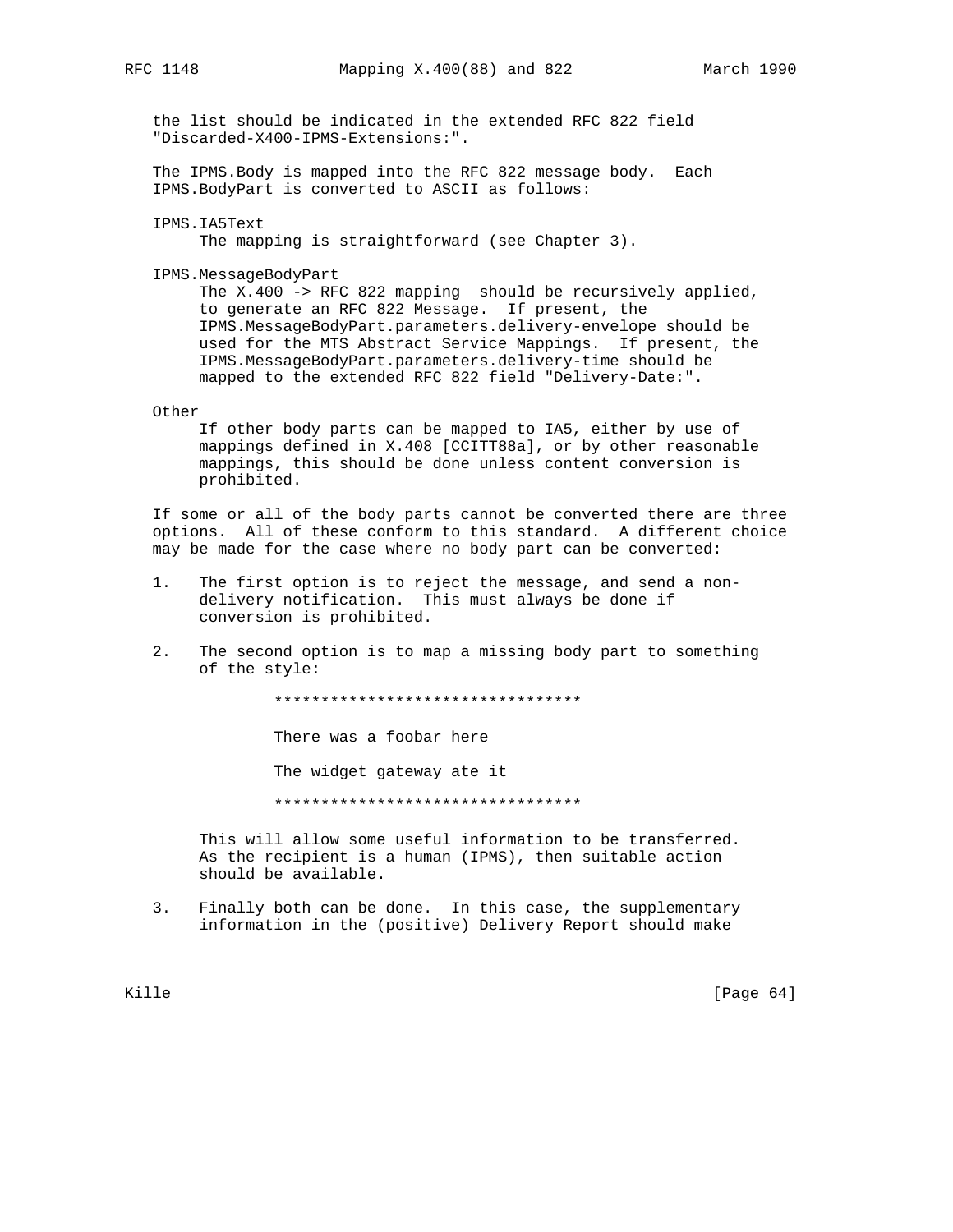the list should be indicated in the extended RFC 822 field "Discarded-X400-IPMS-Extensions:".

The IPMS.Body is mapped into the RFC 822 message body. Each IPMS.BodyPart is converted to ASCII as follows:

IPMS.IA5Text
: The mapping is straightforward (see Chapter 3).

IPMS.MessageBodyPart
: The X.400 -> RFC 822 mapping should be recursively applied, to generate an RFC 822 Message. If present, the IPMS.MessageBodyPart.parameters.delivery-envelope should be used for the MTS Abstract Service Mappings. If present, the IPMS.MessageBodyPart.parameters.delivery-time should be mapped to the extended RFC 822 field "Delivery-Date:".

Other
: If other body parts can be mapped to IA5, either by use of mappings defined in X.408 [CCITT88a], or by other reasonable mappings, this should be done unless content conversion is prohibited.

If some or all of the body parts cannot be converted there are three options. All of these conform to this standard. A different choice may be made for the case where no body part can be converted:

1. The first option is to reject the message, and send a non-delivery notification. This must always be done if conversion is prohibited.

2. The second option is to map a missing body part to something of the style:

```
*********************************

There was a foobar here

The widget gateway ate it

*********************************
```

   This will allow some useful information to be transferred. As the recipient is a human (IPMS), then suitable action should be available.

3. Finally both can be done. In this case, the supplementary information in the (positive) Delivery Report should make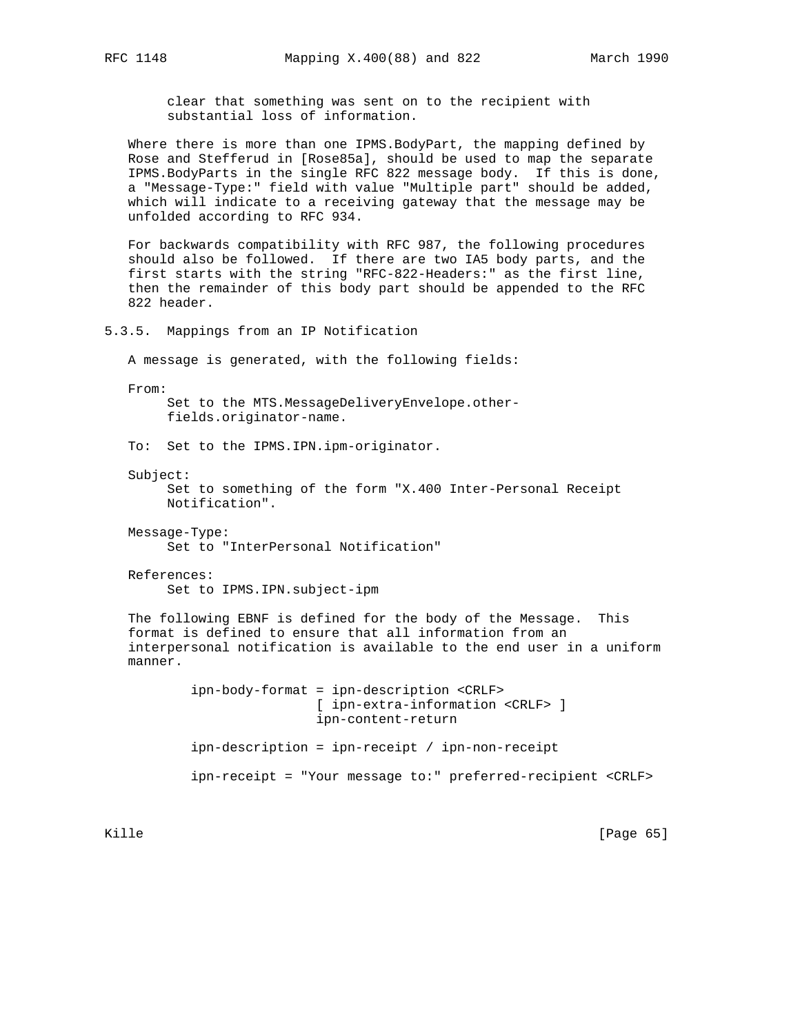clear that something was sent on to the recipient with substantial loss of information.

Where there is more than one IPMS.BodyPart, the mapping defined by Rose and Stefferud in [Rose85a], should be used to map the separate IPMS.BodyParts in the single RFC 822 message body. If this is done, a "Message-Type:" field with value "Multiple part" should be added, which will indicate to a receiving gateway that the message may be unfolded according to RFC 934.

For backwards compatibility with RFC 987, the following procedures should also be followed. If there are two IA5 body parts, and the first starts with the string "RFC-822-Headers:" as the first line, then the remainder of this body part should be appended to the RFC 822 header.

### 5.3.5. Mappings from an IP Notification

A message is generated, with the following fields:

From:
: Set to the MTS.MessageDeliveryEnvelope.other-fields.originator-name.

To: Set to the IPMS.IPN.ipm-originator.

Subject:
: Set to something of the form "X.400 Inter-Personal Receipt Notification".

Message-Type:
: Set to "InterPersonal Notification"

References:
: Set to IPMS.IPN.subject-ipm

The following EBNF is defined for the body of the Message. This format is defined to ensure that all information from an interpersonal notification is available to the end user in a uniform manner.

```
ipn-body-format = ipn-description <CRLF>
                  [ ipn-extra-information <CRLF> ]
                  ipn-content-return

ipn-description = ipn-receipt / ipn-non-receipt

ipn-receipt = "Your message to:" preferred-recipient <CRLF>
```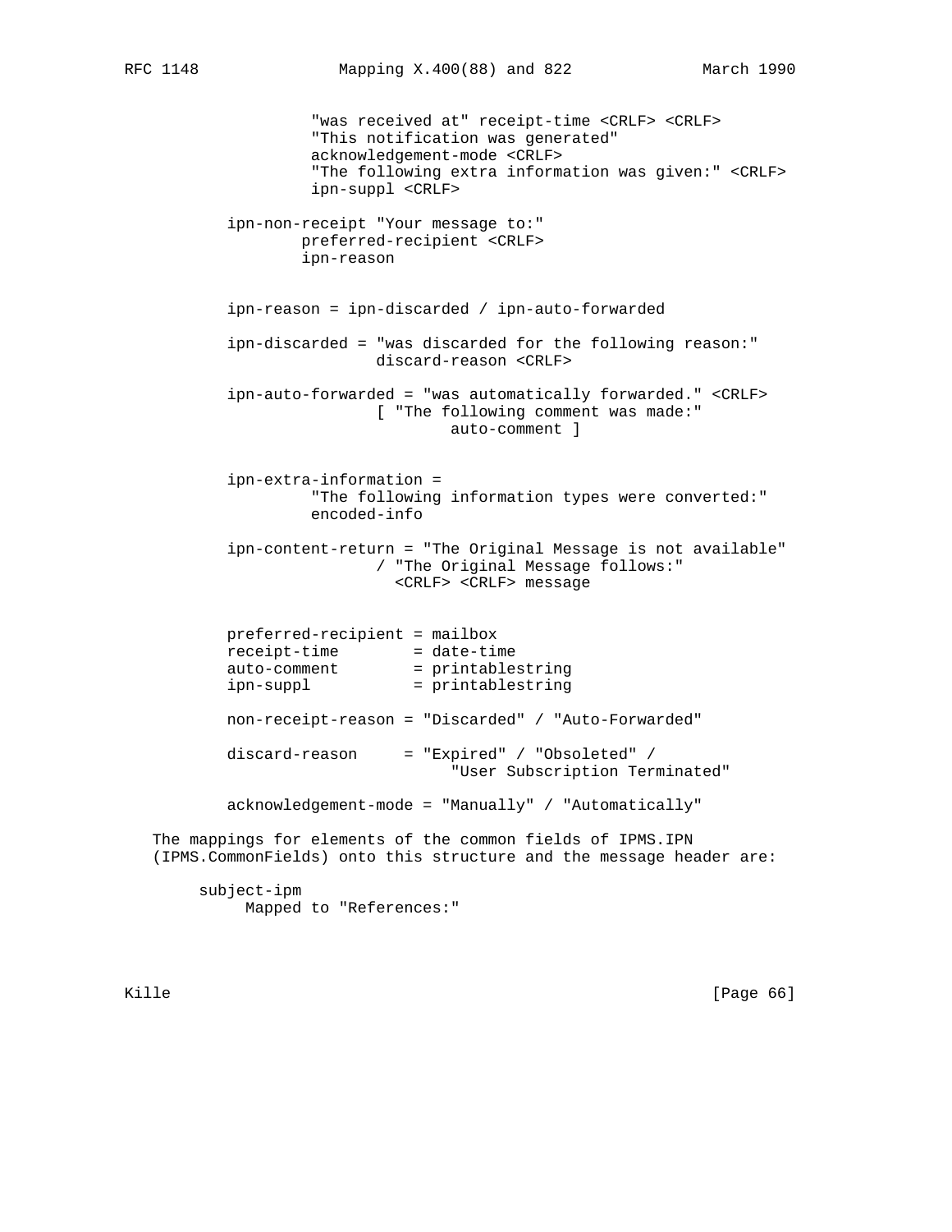```
                 "was received at" receipt-time <CRLF> <CRLF>
                 "This notification was generated"
                 acknowledgement-mode <CRLF>
                 "The following extra information was given:" <CRLF>
                 ipn-suppl <CRLF>

        ipn-non-receipt "Your message to:"
                preferred-recipient <CRLF>
                ipn-reason


        ipn-reason = ipn-discarded / ipn-auto-forwarded

        ipn-discarded = "was discarded for the following reason:"
                        discard-reason <CRLF>

        ipn-auto-forwarded = "was automatically forwarded." <CRLF>
                        [ "The following comment was made:"
                                auto-comment ]


        ipn-extra-information =
                 "The following information types were converted:"
                 encoded-info

        ipn-content-return = "The Original Message is not available"
                        / "The Original Message follows:"
                          <CRLF> <CRLF> message


        preferred-recipient = mailbox
        receipt-time        = date-time
        auto-comment        = printablestring
        ipn-suppl           = printablestring

        non-receipt-reason = "Discarded" / "Auto-Forwarded"

        discard-reason     = "Expired" / "Obsoleted" /
                                "User Subscription Terminated"

        acknowledgement-mode = "Manually" / "Automatically"
```

The mappings for elements of the common fields of IPMS.IPN (IPMS.CommonFields) onto this structure and the message header are:

subject-ipm
    Mapped to "References:"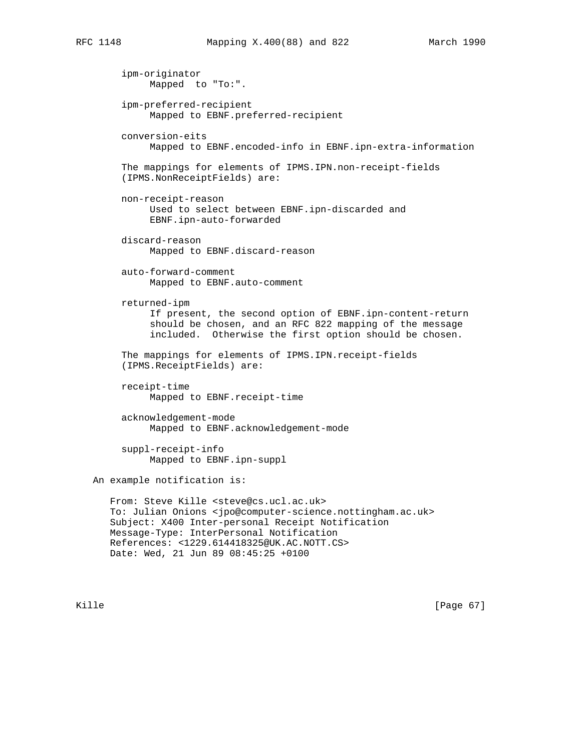ipm-originator
     Mapped  to "To:".

ipm-preferred-recipient
     Mapped to EBNF.preferred-recipient

conversion-eits
     Mapped to EBNF.encoded-info in EBNF.ipn-extra-information

The mappings for elements of IPMS.IPN.non-receipt-fields (IPMS.NonReceiptFields) are:

non-receipt-reason
     Used to select between EBNF.ipn-discarded and EBNF.ipn-auto-forwarded

discard-reason
     Mapped to EBNF.discard-reason

auto-forward-comment
     Mapped to EBNF.auto-comment

returned-ipm
     If present, the second option of EBNF.ipn-content-return should be chosen, and an RFC 822 mapping of the message included.  Otherwise the first option should be chosen.

The mappings for elements of IPMS.IPN.receipt-fields (IPMS.ReceiptFields) are:

receipt-time
     Mapped to EBNF.receipt-time

acknowledgement-mode
     Mapped to EBNF.acknowledgement-mode

suppl-receipt-info
     Mapped to EBNF.ipn-suppl

An example notification is:

```
From: Steve Kille <steve@cs.ucl.ac.uk>
To: Julian Onions <jpo@computer-science.nottingham.ac.uk>
Subject: X400 Inter-personal Receipt Notification
Message-Type: InterPersonal Notification
References: <1229.614418325@UK.AC.NOTT.CS>
Date: Wed, 21 Jun 89 08:45:25 +0100
```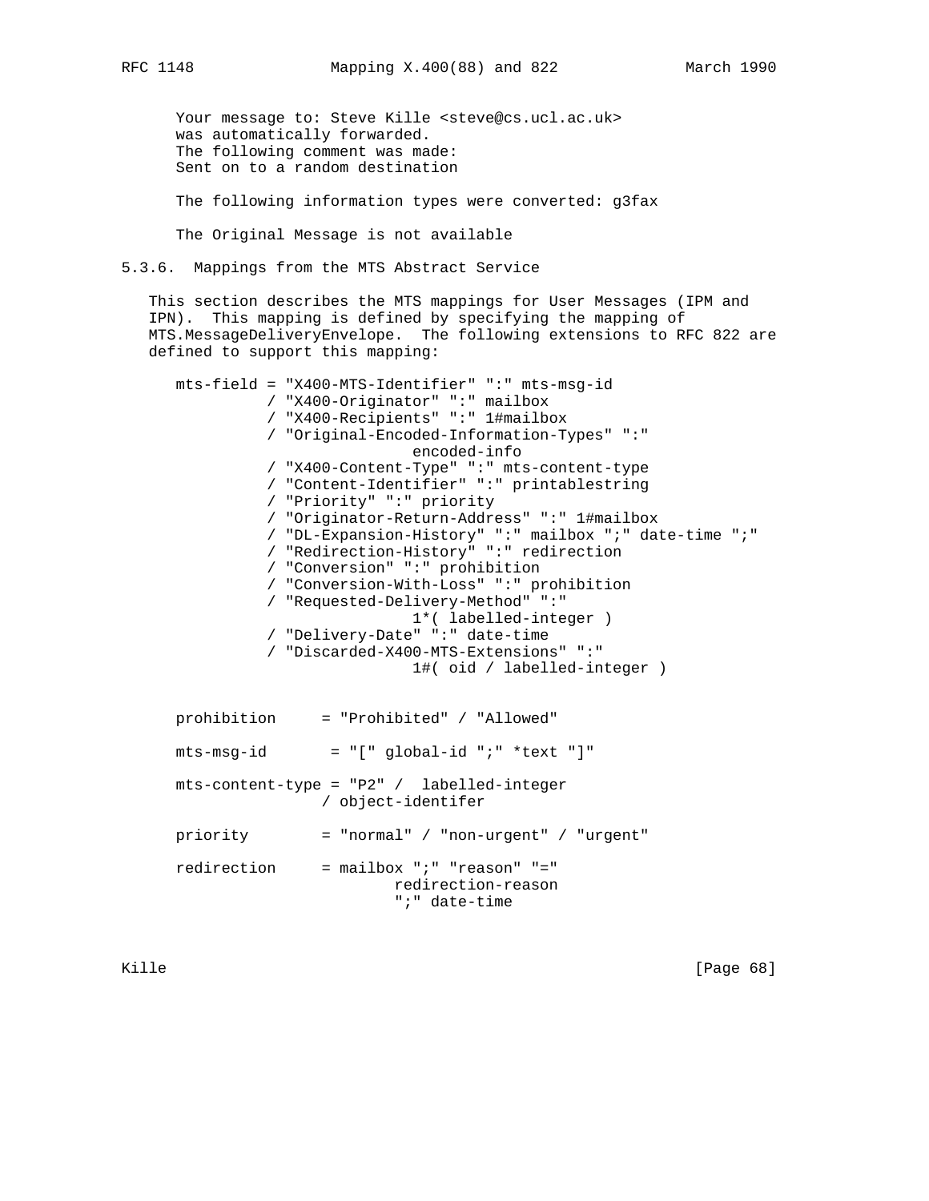```
Your message to: Steve Kille <steve@cs.ucl.ac.uk>
was automatically forwarded.
The following comment was made:
Sent on to a random destination

The following information types were converted: g3fax

The Original Message is not available
```

### 5.3.6. Mappings from the MTS Abstract Service

This section describes the MTS mappings for User Messages (IPM and IPN). This mapping is defined by specifying the mapping of MTS.MessageDeliveryEnvelope. The following extensions to RFC 822 are defined to support this mapping:

```
mts-field = "X400-MTS-Identifier" ":" mts-msg-id
          / "X400-Originator" ":" mailbox
          / "X400-Recipients" ":" 1#mailbox
          / "Original-Encoded-Information-Types" ":"
                          encoded-info
          / "X400-Content-Type" ":" mts-content-type
          / "Content-Identifier" ":" printablestring
          / "Priority" ":" priority
          / "Originator-Return-Address" ":" 1#mailbox
          / "DL-Expansion-History" ":" mailbox ";" date-time ";"
          / "Redirection-History" ":" redirection
          / "Conversion" ":" prohibition
          / "Conversion-With-Loss" ":" prohibition
          / "Requested-Delivery-Method" ":"
                          1*( labelled-integer )
          / "Delivery-Date" ":" date-time
          / "Discarded-X400-MTS-Extensions" ":"
                          1#( oid / labelled-integer )


prohibition     = "Prohibited" / "Allowed"

mts-msg-id       = "[" global-id ";" *text "]"

mts-content-type = "P2" /  labelled-integer
                / object-identifer

priority        = "normal" / "non-urgent" / "urgent"

redirection     = mailbox ";" "reason" "="
                        redirection-reason
                        ";" date-time
```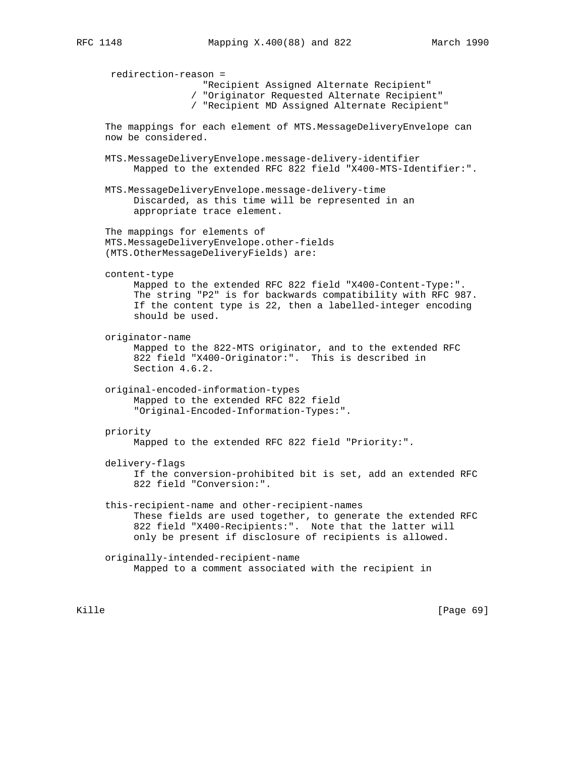```
redirection-reason =
                "Recipient Assigned Alternate Recipient"
              / "Originator Requested Alternate Recipient"
              / "Recipient MD Assigned Alternate Recipient"
```

The mappings for each element of MTS.MessageDeliveryEnvelope can now be considered.

MTS.MessageDeliveryEnvelope.message-delivery-identifier
: Mapped to the extended RFC 822 field "X400-MTS-Identifier:".

MTS.MessageDeliveryEnvelope.message-delivery-time
: Discarded, as this time will be represented in an appropriate trace element.

The mappings for elements of MTS.MessageDeliveryEnvelope.other-fields (MTS.OtherMessageDeliveryFields) are:

content-type
: Mapped to the extended RFC 822 field "X400-Content-Type:". The string "P2" is for backwards compatibility with RFC 987. If the content type is 22, then a labelled-integer encoding should be used.

originator-name
: Mapped to the 822-MTS originator, and to the extended RFC 822 field "X400-Originator:". This is described in Section 4.6.2.

original-encoded-information-types
: Mapped to the extended RFC 822 field "Original-Encoded-Information-Types:".

priority
: Mapped to the extended RFC 822 field "Priority:".

delivery-flags
: If the conversion-prohibited bit is set, add an extended RFC 822 field "Conversion:".

this-recipient-name and other-recipient-names
: These fields are used together, to generate the extended RFC 822 field "X400-Recipients:". Note that the latter will only be present if disclosure of recipients is allowed.

originally-intended-recipient-name
: Mapped to a comment associated with the recipient in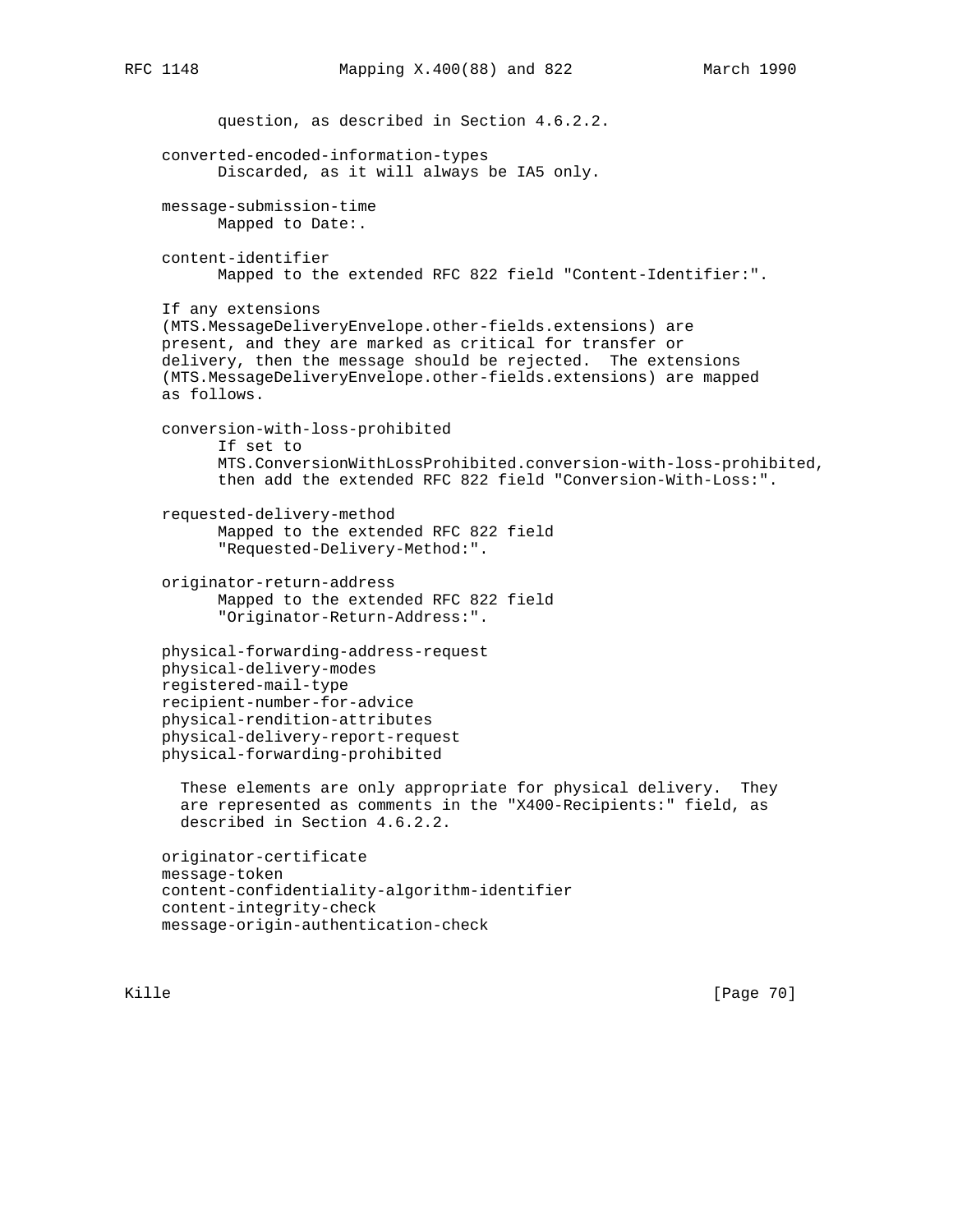question, as described in Section 4.6.2.2.

converted-encoded-information-types
Discarded, as it will always be IA5 only.

message-submission-time
Mapped to Date:.

content-identifier
Mapped to the extended RFC 822 field "Content-Identifier:".

If any extensions (MTS.MessageDeliveryEnvelope.other-fields.extensions) are present, and they are marked as critical for transfer or delivery, then the message should be rejected. The extensions (MTS.MessageDeliveryEnvelope.other-fields.extensions) are mapped as follows.

conversion-with-loss-prohibited
If set to MTS.ConversionWithLossProhibited.conversion-with-loss-prohibited, then add the extended RFC 822 field "Conversion-With-Loss:".

requested-delivery-method
Mapped to the extended RFC 822 field "Requested-Delivery-Method:".

originator-return-address
Mapped to the extended RFC 822 field "Originator-Return-Address:".

physical-forwarding-address-request
physical-delivery-modes
registered-mail-type
recipient-number-for-advice
physical-rendition-attributes
physical-delivery-report-request
physical-forwarding-prohibited

These elements are only appropriate for physical delivery. They are represented as comments in the "X400-Recipients:" field, as described in Section 4.6.2.2.

originator-certificate
message-token
content-confidentiality-algorithm-identifier
content-integrity-check
message-origin-authentication-check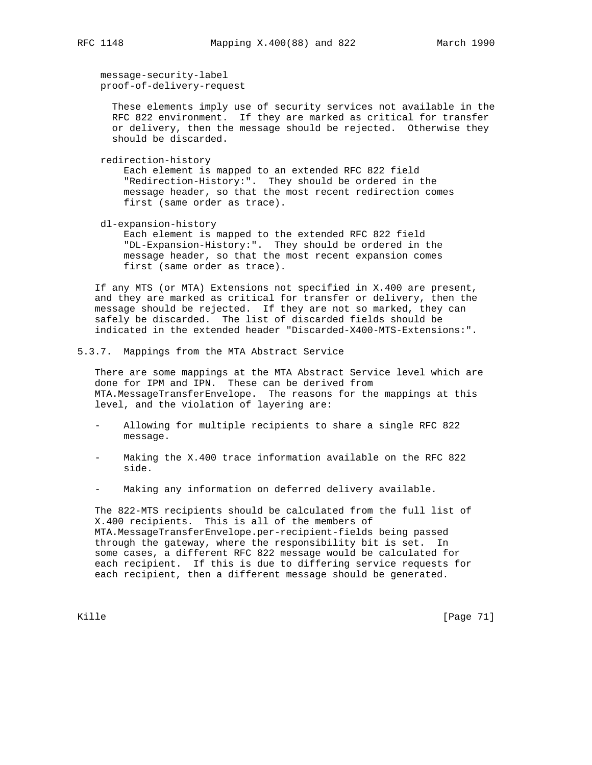message-security-label
proof-of-delivery-request

These elements imply use of security services not available in the RFC 822 environment. If they are marked as critical for transfer or delivery, then the message should be rejected. Otherwise they should be discarded.

redirection-history

Each element is mapped to an extended RFC 822 field "Redirection-History:". They should be ordered in the message header, so that the most recent redirection comes first (same order as trace).

dl-expansion-history

Each element is mapped to the extended RFC 822 field "DL-Expansion-History:". They should be ordered in the message header, so that the most recent expansion comes first (same order as trace).

If any MTS (or MTA) Extensions not specified in X.400 are present, and they are marked as critical for transfer or delivery, then the message should be rejected. If they are not so marked, they can safely be discarded. The list of discarded fields should be indicated in the extended header "Discarded-X400-MTS-Extensions:".

### 5.3.7. Mappings from the MTA Abstract Service

There are some mappings at the MTA Abstract Service level which are done for IPM and IPN. These can be derived from MTA.MessageTransferEnvelope. The reasons for the mappings at this level, and the violation of layering are:

- Allowing for multiple recipients to share a single RFC 822 message.
- Making the X.400 trace information available on the RFC 822 side.
- Making any information on deferred delivery available.

The 822-MTS recipients should be calculated from the full list of X.400 recipients. This is all of the members of MTA.MessageTransferEnvelope.per-recipient-fields being passed through the gateway, where the responsibility bit is set. In some cases, a different RFC 822 message would be calculated for each recipient. If this is due to differing service requests for each recipient, then a different message should be generated.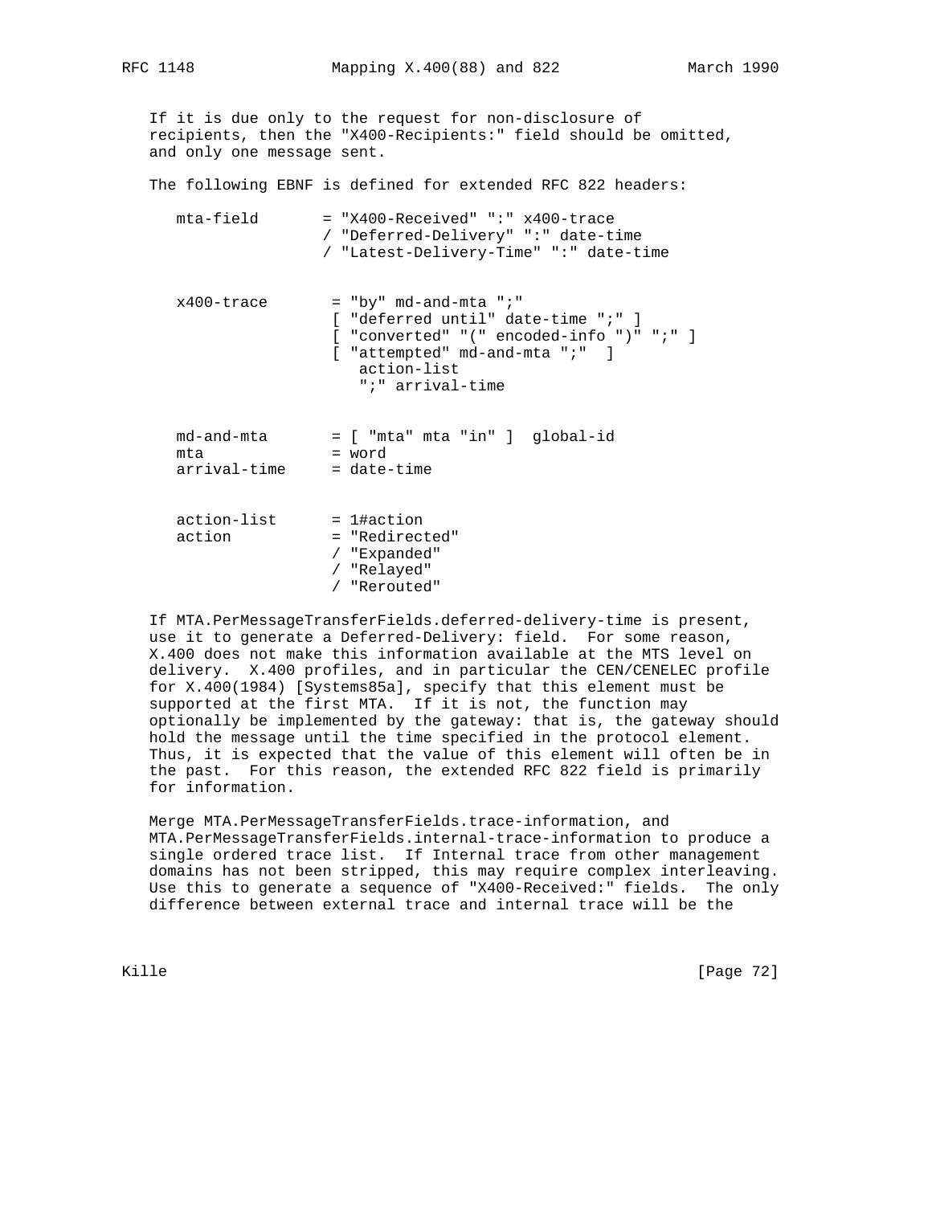If it is due only to the request for non-disclosure of recipients, then the "X400-Recipients:" field should be omitted, and only one message sent.

The following EBNF is defined for extended RFC 822 headers:

```
   mta-field       = "X400-Received" ":" x400-trace
                   / "Deferred-Delivery" ":" date-time
                   / "Latest-Delivery-Time" ":" date-time


   x400-trace       = "by" md-and-mta ";"
                    [ "deferred until" date-time ";" ]
                    [ "converted" "(" encoded-info ")" ";" ]
                    [ "attempted" md-and-mta ";"  ]
                       action-list
                       ";" arrival-time


   md-and-mta       = [ "mta" mta "in" ]  global-id
   mta              = word
   arrival-time     = date-time


   action-list      = 1#action
   action           = "Redirected"
                    / "Expanded"
                    / "Relayed"
                    / "Rerouted"
```

If MTA.PerMessageTransferFields.deferred-delivery-time is present, use it to generate a Deferred-Delivery: field. For some reason, X.400 does not make this information available at the MTS level on delivery. X.400 profiles, and in particular the CEN/CENELEC profile for X.400(1984) [Systems85a], specify that this element must be supported at the first MTA. If it is not, the function may optionally be implemented by the gateway: that is, the gateway should hold the message until the time specified in the protocol element. Thus, it is expected that the value of this element will often be in the past. For this reason, the extended RFC 822 field is primarily for information.

Merge MTA.PerMessageTransferFields.trace-information, and MTA.PerMessageTransferFields.internal-trace-information to produce a single ordered trace list. If Internal trace from other management domains has not been stripped, this may require complex interleaving. Use this to generate a sequence of "X400-Received:" fields. The only difference between external trace and internal trace will be the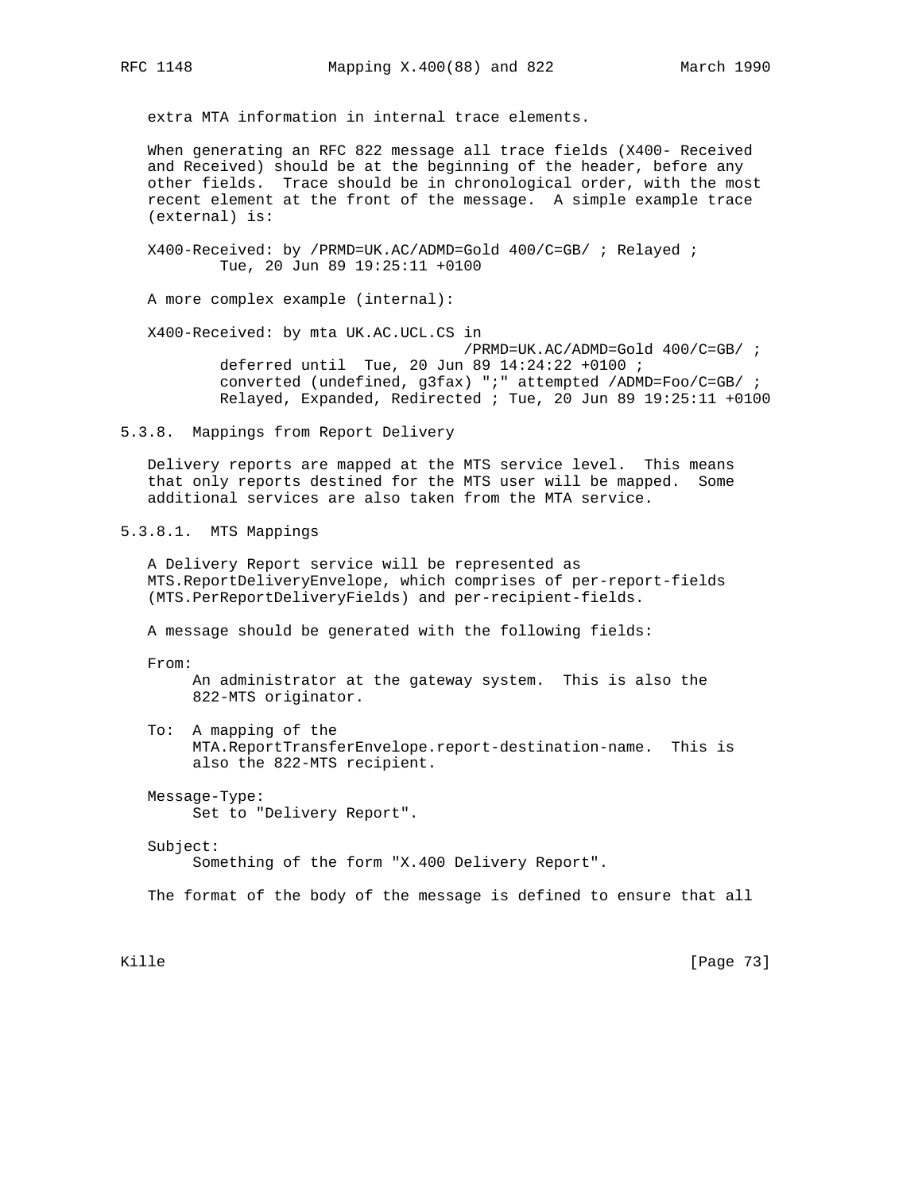extra MTA information in internal trace elements.

When generating an RFC 822 message all trace fields (X400- Received and Received) should be at the beginning of the header, before any other fields. Trace should be in chronological order, with the most recent element at the front of the message. A simple example trace (external) is:

```
X400-Received: by /PRMD=UK.AC/ADMD=Gold 400/C=GB/ ; Relayed ;
        Tue, 20 Jun 89 19:25:11 +0100
```

A more complex example (internal):

```
X400-Received: by mta UK.AC.UCL.CS in
                                /PRMD=UK.AC/ADMD=Gold 400/C=GB/ ;
        deferred until  Tue, 20 Jun 89 14:24:22 +0100 ;
        converted (undefined, g3fax) ";" attempted /ADMD=Foo/C=GB/ ;
        Relayed, Expanded, Redirected ; Tue, 20 Jun 89 19:25:11 +0100
```

### 5.3.8. Mappings from Report Delivery

Delivery reports are mapped at the MTS service level. This means that only reports destined for the MTS user will be mapped. Some additional services are also taken from the MTA service.

#### 5.3.8.1. MTS Mappings

A Delivery Report service will be represented as MTS.ReportDeliveryEnvelope, which comprises of per-report-fields (MTS.PerReportDeliveryFields) and per-recipient-fields.

A message should be generated with the following fields:

From:
: An administrator at the gateway system. This is also the 822-MTS originator.

To:
: A mapping of the MTA.ReportTransferEnvelope.report-destination-name. This is also the 822-MTS recipient.

Message-Type:
: Set to "Delivery Report".

Subject:
: Something of the form "X.400 Delivery Report".

The format of the body of the message is defined to ensure that all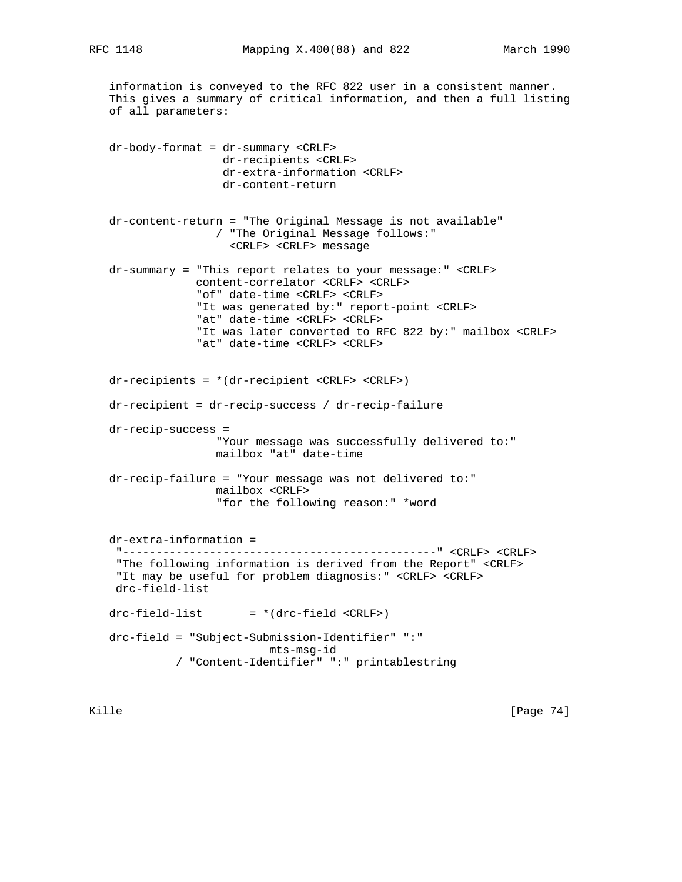information is conveyed to the RFC 822 user in a consistent manner. This gives a summary of critical information, and then a full listing of all parameters:

```
dr-body-format = dr-summary <CRLF>
                 dr-recipients <CRLF>
                 dr-extra-information <CRLF>
                 dr-content-return


dr-content-return = "The Original Message is not available"
                / "The Original Message follows:"
                  <CRLF> <CRLF> message

dr-summary = "This report relates to your message:" <CRLF>
             content-correlator <CRLF> <CRLF>
             "of" date-time <CRLF> <CRLF>
             "It was generated by:" report-point <CRLF>
             "at" date-time <CRLF> <CRLF>
             "It was later converted to RFC 822 by:" mailbox <CRLF>
             "at" date-time <CRLF> <CRLF>


dr-recipients = *(dr-recipient <CRLF> <CRLF>)

dr-recipient = dr-recip-success / dr-recip-failure

dr-recip-success =
                "Your message was successfully delivered to:"
                mailbox "at" date-time

dr-recip-failure = "Your message was not delivered to:"
                mailbox <CRLF>
                "for the following reason:" *word


dr-extra-information =
 "-----------------------------------------------" <CRLF> <CRLF>
 "The following information is derived from the Report" <CRLF>
 "It may be useful for problem diagnosis:" <CRLF> <CRLF>
 drc-field-list

drc-field-list       = *(drc-field <CRLF>)

drc-field = "Subject-Submission-Identifier" ":"
                      mts-msg-id
          / "Content-Identifier" ":" printablestring
```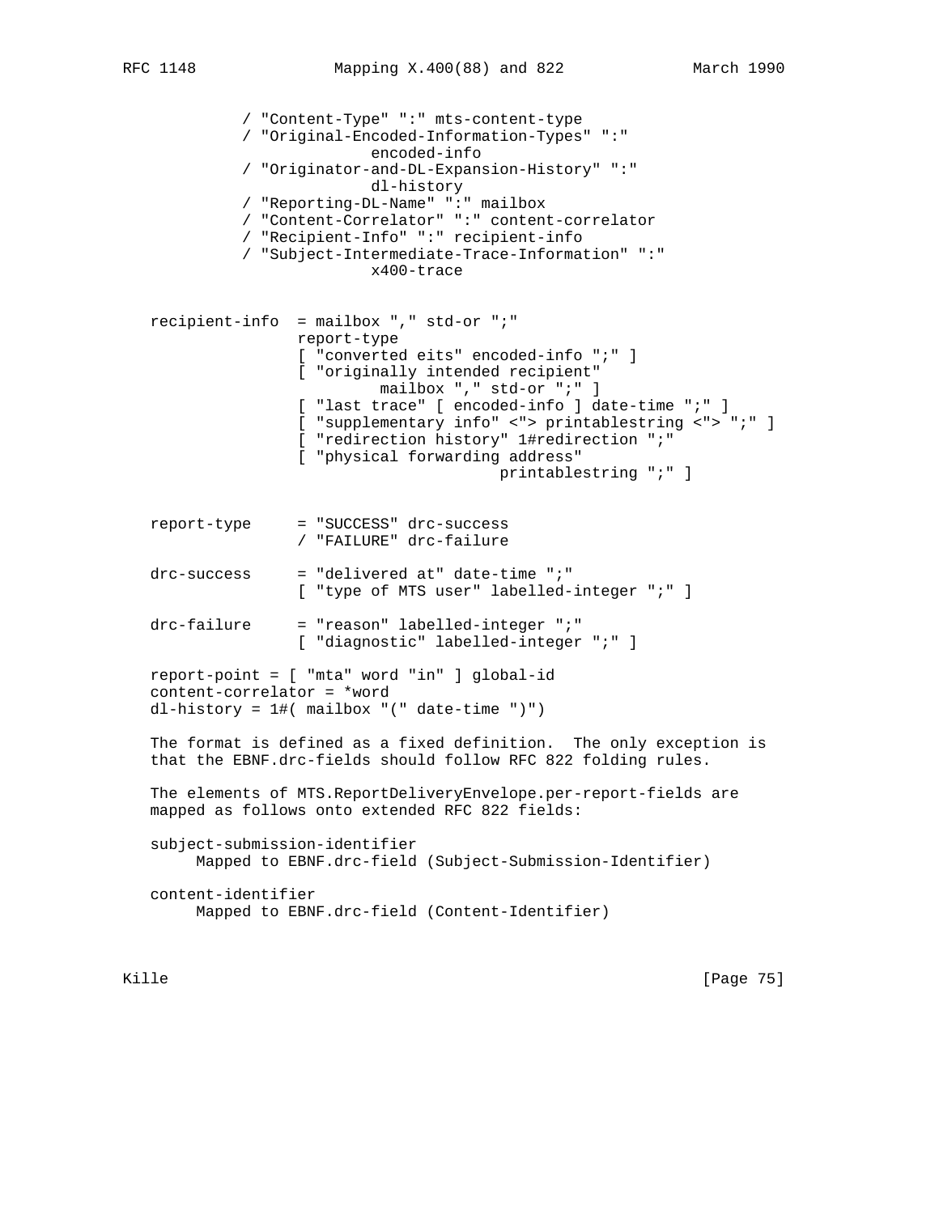```
            / "Content-Type" ":" mts-content-type
            / "Original-Encoded-Information-Types" ":"
                        encoded-info
            / "Originator-and-DL-Expansion-History" ":"
                        dl-history
            / "Reporting-DL-Name" ":" mailbox
            / "Content-Correlator" ":" content-correlator
            / "Recipient-Info" ":" recipient-info
            / "Subject-Intermediate-Trace-Information" ":"
                        x400-trace


   recipient-info  = mailbox "," std-or ";"
                   report-type
                   [ "converted eits" encoded-info ";" ]
                   [ "originally intended recipient"
                           mailbox "," std-or ";" ]
                   [ "last trace" [ encoded-info ] date-time ";" ]
                   [ "supplementary info" <"> printablestring <"> ";" ]
                   [ "redirection history" 1#redirection ";"
                   [ "physical forwarding address"
                                         printablestring ";" ]


   report-type     = "SUCCESS" drc-success
                   / "FAILURE" drc-failure

   drc-success     = "delivered at" date-time ";"
                   [ "type of MTS user" labelled-integer ";" ]

   drc-failure     = "reason" labelled-integer ";"
                   [ "diagnostic" labelled-integer ";" ]

   report-point = [ "mta" word "in" ] global-id
   content-correlator = *word
   dl-history = 1#( mailbox "(" date-time ")")
```

The format is defined as a fixed definition. The only exception is that the EBNF.drc-fields should follow RFC 822 folding rules.

The elements of MTS.ReportDeliveryEnvelope.per-report-fields are mapped as follows onto extended RFC 822 fields:

subject-submission-identifier
   Mapped to EBNF.drc-field (Subject-Submission-Identifier)

content-identifier
   Mapped to EBNF.drc-field (Content-Identifier)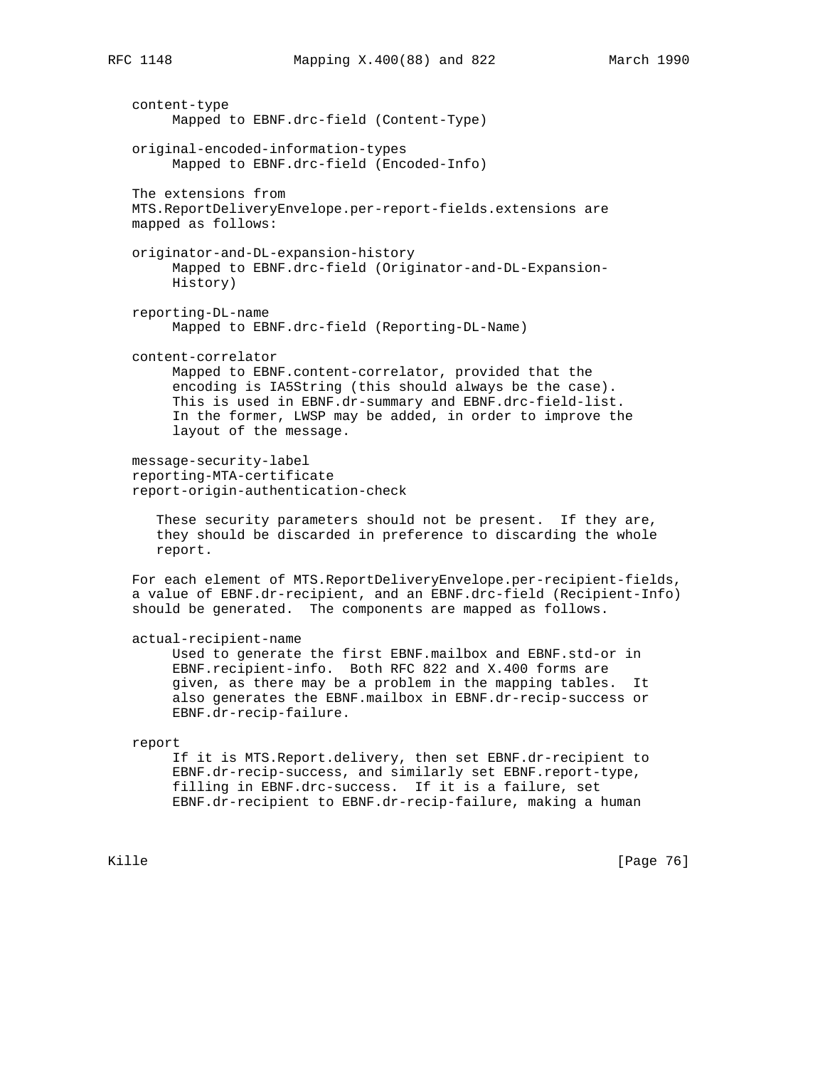content-type
     Mapped to EBNF.drc-field (Content-Type)

original-encoded-information-types
     Mapped to EBNF.drc-field (Encoded-Info)

The extensions from MTS.ReportDeliveryEnvelope.per-report-fields.extensions are mapped as follows:

originator-and-DL-expansion-history
     Mapped to EBNF.drc-field (Originator-and-DL-Expansion-History)

reporting-DL-name
     Mapped to EBNF.drc-field (Reporting-DL-Name)

content-correlator
     Mapped to EBNF.content-correlator, provided that the encoding is IA5String (this should always be the case). This is used in EBNF.dr-summary and EBNF.drc-field-list. In the former, LWSP may be added, in order to improve the layout of the message.

message-security-label
reporting-MTA-certificate
report-origin-authentication-check

These security parameters should not be present. If they are, they should be discarded in preference to discarding the whole report.

For each element of MTS.ReportDeliveryEnvelope.per-recipient-fields, a value of EBNF.dr-recipient, and an EBNF.drc-field (Recipient-Info) should be generated. The components are mapped as follows.

actual-recipient-name
     Used to generate the first EBNF.mailbox and EBNF.std-or in EBNF.recipient-info. Both RFC 822 and X.400 forms are given, as there may be a problem in the mapping tables. It also generates the EBNF.mailbox in EBNF.dr-recip-success or EBNF.dr-recip-failure.

report
     If it is MTS.Report.delivery, then set EBNF.dr-recipient to EBNF.dr-recip-success, and similarly set EBNF.report-type, filling in EBNF.drc-success. If it is a failure, set EBNF.dr-recipient to EBNF.dr-recip-failure, making a human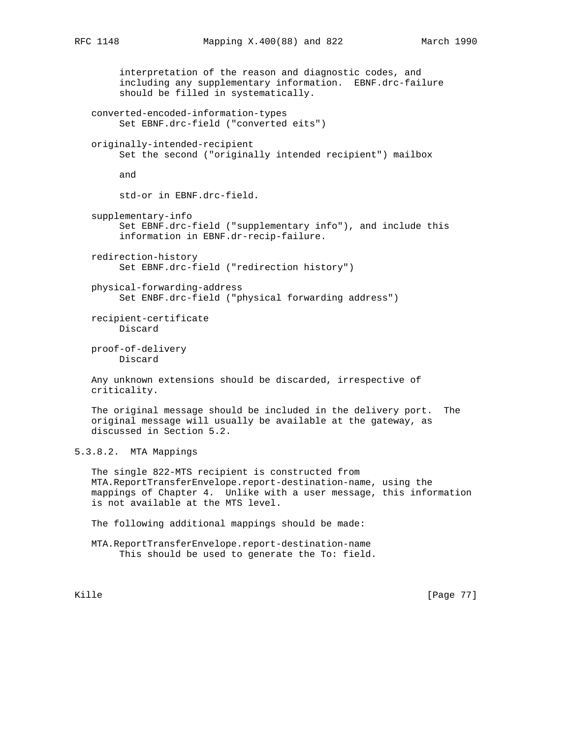interpretation of the reason and diagnostic codes, and including any supplementary information. EBNF.drc-failure should be filled in systematically.

converted-encoded-information-types
: Set EBNF.drc-field ("converted eits")

originally-intended-recipient
: Set the second ("originally intended recipient") mailbox

  and

  std-or in EBNF.drc-field.

supplementary-info
: Set EBNF.drc-field ("supplementary info"), and include this information in EBNF.dr-recip-failure.

redirection-history
: Set EBNF.drc-field ("redirection history")

physical-forwarding-address
: Set ENBF.drc-field ("physical forwarding address")

recipient-certificate
: Discard

proof-of-delivery
: Discard

Any unknown extensions should be discarded, irrespective of criticality.

The original message should be included in the delivery port. The original message will usually be available at the gateway, as discussed in Section 5.2.

#### 5.3.8.2. MTA Mappings

The single 822-MTS recipient is constructed from MTA.ReportTransferEnvelope.report-destination-name, using the mappings of Chapter 4. Unlike with a user message, this information is not available at the MTS level.

The following additional mappings should be made:

MTA.ReportTransferEnvelope.report-destination-name
: This should be used to generate the To: field.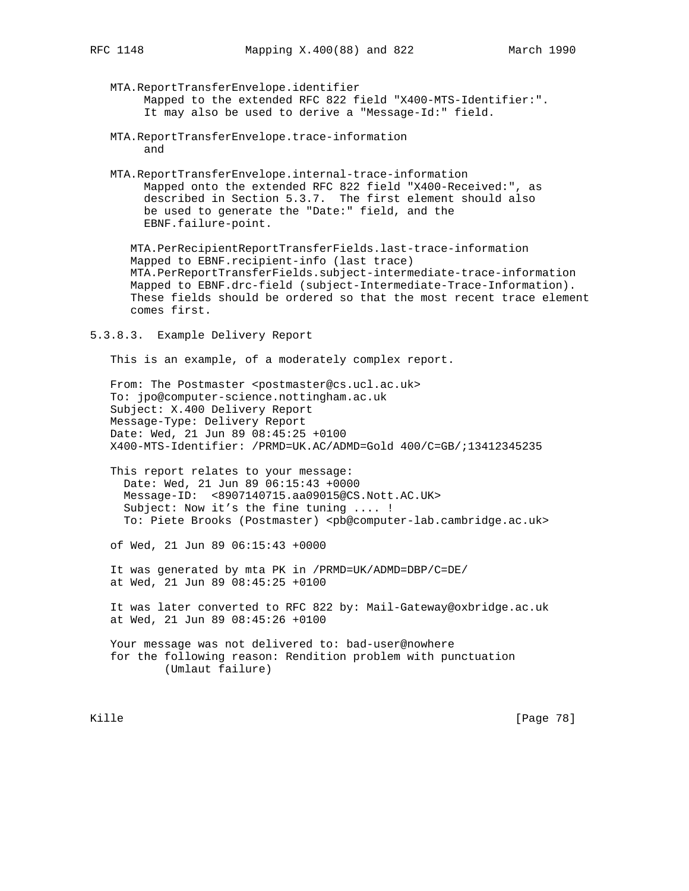MTA.ReportTransferEnvelope.identifier
Mapped to the extended RFC 822 field "X400-MTS-Identifier:". It may also be used to derive a "Message-Id:" field.

MTA.ReportTransferEnvelope.trace-information
and

MTA.ReportTransferEnvelope.internal-trace-information
Mapped onto the extended RFC 822 field "X400-Received:", as described in Section 5.3.7. The first element should also be used to generate the "Date:" field, and the EBNF.failure-point.

MTA.PerRecipientReportTransferFields.last-trace-information
Mapped to EBNF.recipient-info (last trace)
MTA.PerReportTransferFields.subject-intermediate-trace-information
Mapped to EBNF.drc-field (subject-Intermediate-Trace-Information).
These fields should be ordered so that the most recent trace element comes first.

### 5.3.8.3. Example Delivery Report

This is an example, of a moderately complex report.

```
From: The Postmaster <postmaster@cs.ucl.ac.uk>
To: jpo@computer-science.nottingham.ac.uk
Subject: X.400 Delivery Report
Message-Type: Delivery Report
Date: Wed, 21 Jun 89 08:45:25 +0100
X400-MTS-Identifier: /PRMD=UK.AC/ADMD=Gold 400/C=GB/;13412345235

This report relates to your message:
  Date: Wed, 21 Jun 89 06:15:43 +0000
  Message-ID:  <8907140715.aa09015@CS.Nott.AC.UK>
  Subject: Now it's the fine tuning .... !
  To: Piete Brooks (Postmaster) <pb@computer-lab.cambridge.ac.uk>

of Wed, 21 Jun 89 06:15:43 +0000

It was generated by mta PK in /PRMD=UK/ADMD=DBP/C=DE/
at Wed, 21 Jun 89 08:45:25 +0100

It was later converted to RFC 822 by: Mail-Gateway@oxbridge.ac.uk
at Wed, 21 Jun 89 08:45:26 +0100

Your message was not delivered to: bad-user@nowhere
for the following reason: Rendition problem with punctuation
        (Umlaut failure)
```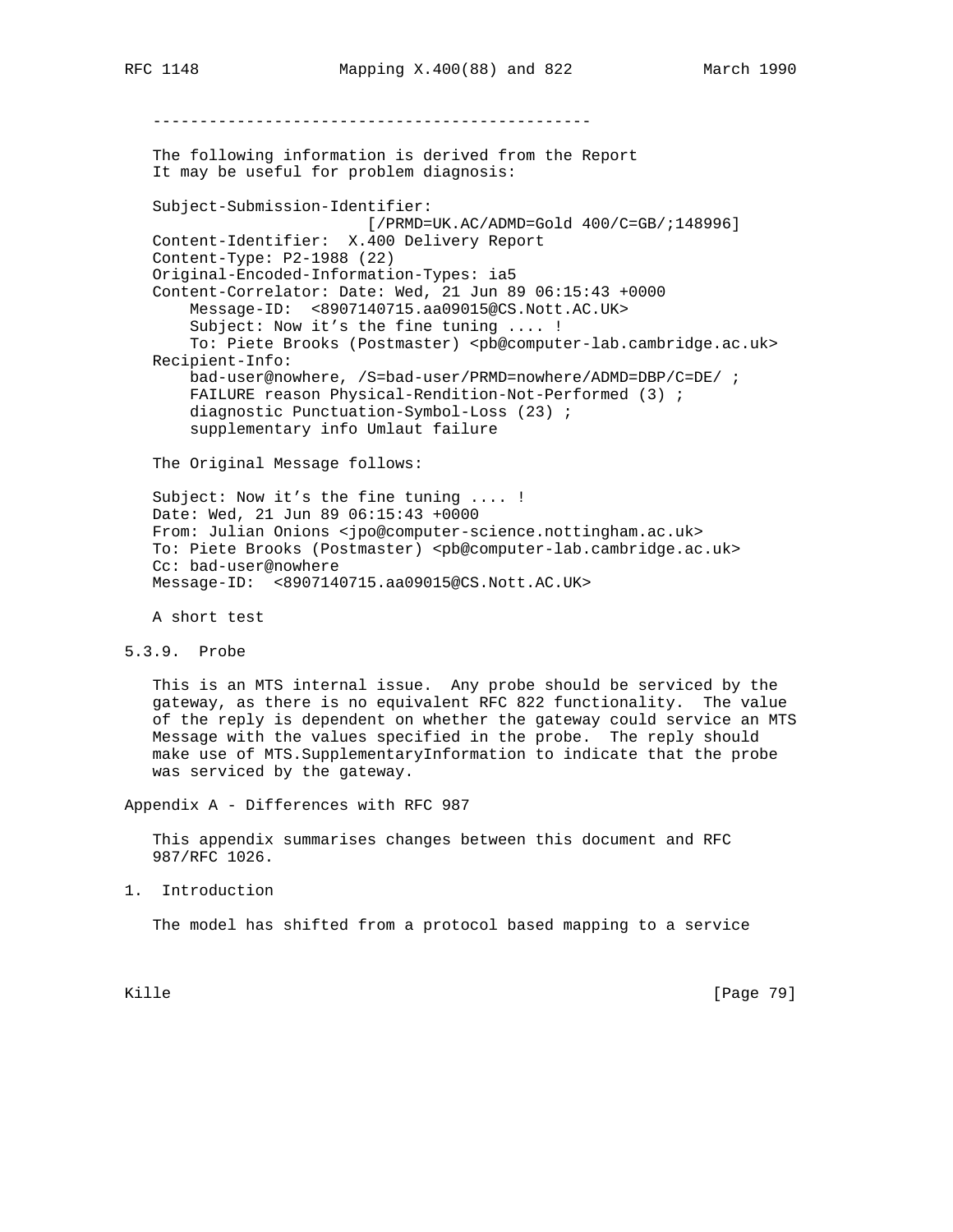```
   -----------------------------------------------

   The following information is derived from the Report
   It may be useful for problem diagnosis:

   Subject-Submission-Identifier:
                            [/PRMD=UK.AC/ADMD=Gold 400/C=GB/;148996]
   Content-Identifier:  X.400 Delivery Report
   Content-Type: P2-1988 (22)
   Original-Encoded-Information-Types: ia5
   Content-Correlator: Date: Wed, 21 Jun 89 06:15:43 +0000
       Message-ID:  <8907140715.aa09015@CS.Nott.AC.UK>
       Subject: Now it's the fine tuning .... !
       To: Piete Brooks (Postmaster) <pb@computer-lab.cambridge.ac.uk>
   Recipient-Info:
       bad-user@nowhere, /S=bad-user/PRMD=nowhere/ADMD=DBP/C=DE/ ;
       FAILURE reason Physical-Rendition-Not-Performed (3) ;
       diagnostic Punctuation-Symbol-Loss (23) ;
       supplementary info Umlaut failure

   The Original Message follows:

   Subject: Now it's the fine tuning .... !
   Date: Wed, 21 Jun 89 06:15:43 +0000
   From: Julian Onions <jpo@computer-science.nottingham.ac.uk>
   To: Piete Brooks (Postmaster) <pb@computer-lab.cambridge.ac.uk>
   Cc: bad-user@nowhere
   Message-ID:  <8907140715.aa09015@CS.Nott.AC.UK>

   A short test
```

### 5.3.9. Probe

This is an MTS internal issue. Any probe should be serviced by the gateway, as there is no equivalent RFC 822 functionality. The value of the reply is dependent on whether the gateway could service an MTS Message with the values specified in the probe. The reply should make use of MTS.SupplementaryInformation to indicate that the probe was serviced by the gateway.

## Appendix A - Differences with RFC 987

This appendix summarises changes between this document and RFC 987/RFC 1026.

### 1. Introduction

The model has shifted from a protocol based mapping to a service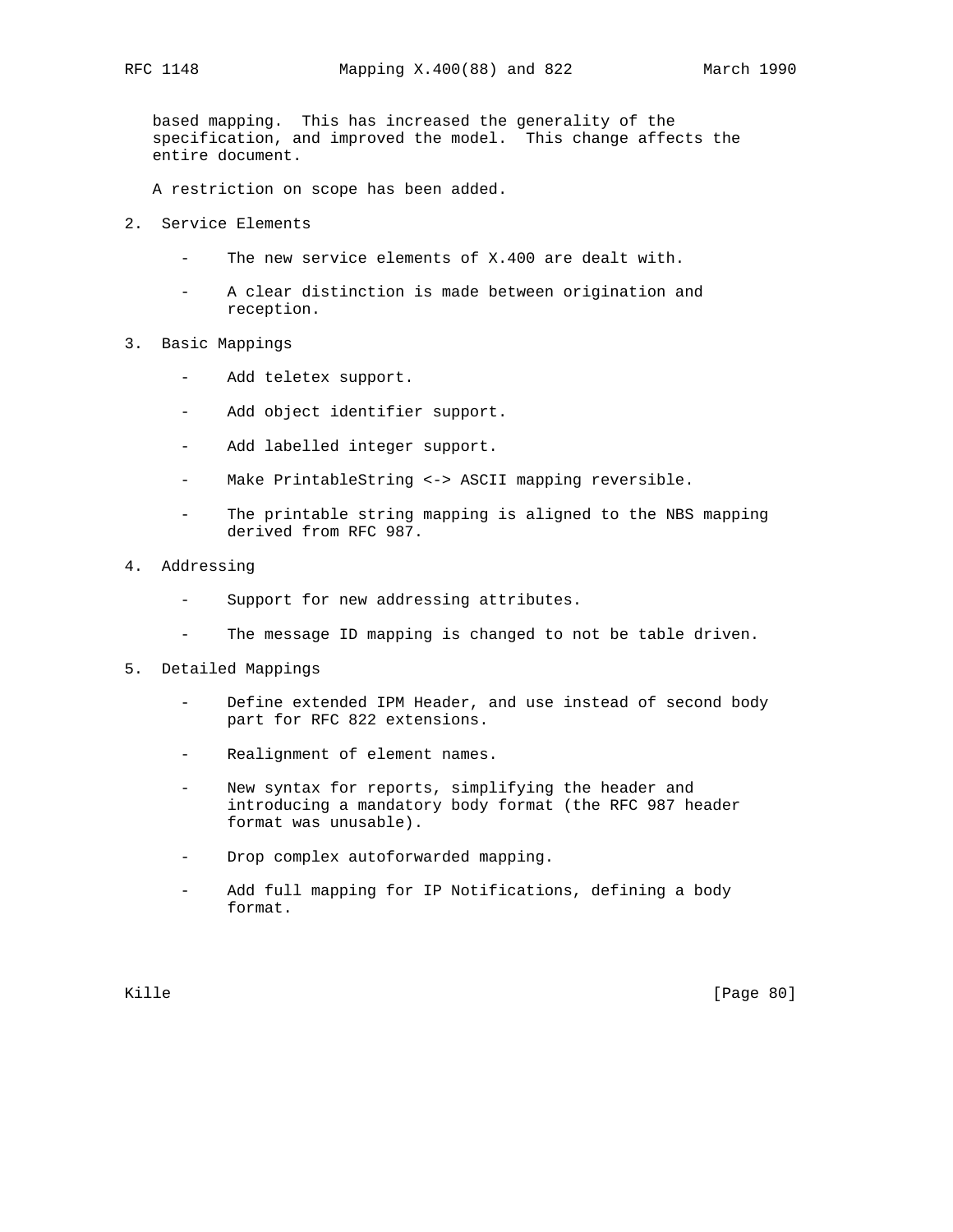based mapping. This has increased the generality of the specification, and improved the model. This change affects the entire document.

A restriction on scope has been added.

2. Service Elements

   - The new service elements of X.400 are dealt with.

   - A clear distinction is made between origination and reception.

3. Basic Mappings

   - Add teletex support.

   - Add object identifier support.

   - Add labelled integer support.

   - Make PrintableString <-> ASCII mapping reversible.

   - The printable string mapping is aligned to the NBS mapping derived from RFC 987.

4. Addressing

   - Support for new addressing attributes.

   - The message ID mapping is changed to not be table driven.

5. Detailed Mappings

   - Define extended IPM Header, and use instead of second body part for RFC 822 extensions.

   - Realignment of element names.

   - New syntax for reports, simplifying the header and introducing a mandatory body format (the RFC 987 header format was unusable).

   - Drop complex autoforwarded mapping.

   - Add full mapping for IP Notifications, defining a body format.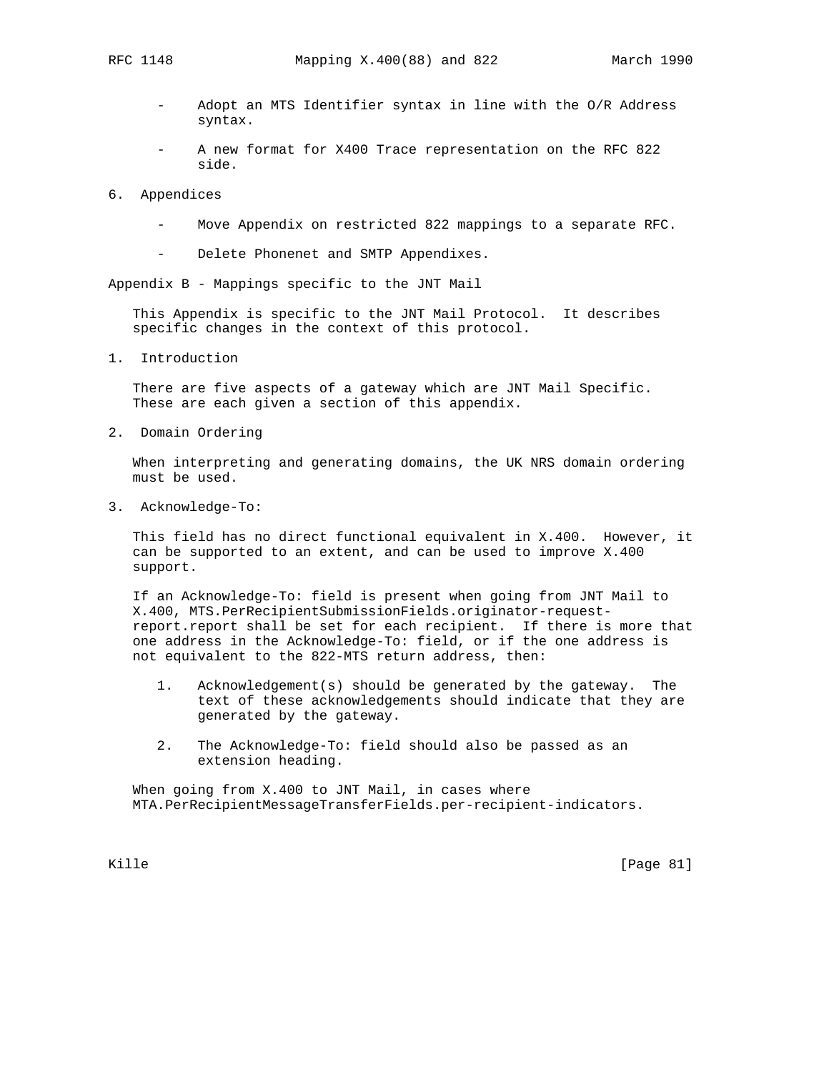- Adopt an MTS Identifier syntax in line with the O/R Address syntax.

- A new format for X400 Trace representation on the RFC 822 side.

6. Appendices

- Move Appendix on restricted 822 mappings to a separate RFC.

- Delete Phonenet and SMTP Appendixes.

## Appendix B - Mappings specific to the JNT Mail

This Appendix is specific to the JNT Mail Protocol. It describes specific changes in the context of this protocol.

### 1. Introduction

There are five aspects of a gateway which are JNT Mail Specific. These are each given a section of this appendix.

### 2. Domain Ordering

When interpreting and generating domains, the UK NRS domain ordering must be used.

### 3. Acknowledge-To:

This field has no direct functional equivalent in X.400. However, it can be supported to an extent, and can be used to improve X.400 support.

If an Acknowledge-To: field is present when going from JNT Mail to X.400, MTS.PerRecipientSubmissionFields.originator-request-report.report shall be set for each recipient. If there is more that one address in the Acknowledge-To: field, or if the one address is not equivalent to the 822-MTS return address, then:

1. Acknowledgement(s) should be generated by the gateway. The text of these acknowledgements should indicate that they are generated by the gateway.

2. The Acknowledge-To: field should also be passed as an extension heading.

When going from X.400 to JNT Mail, in cases where MTA.PerRecipientMessageTransferFields.per-recipient-indicators.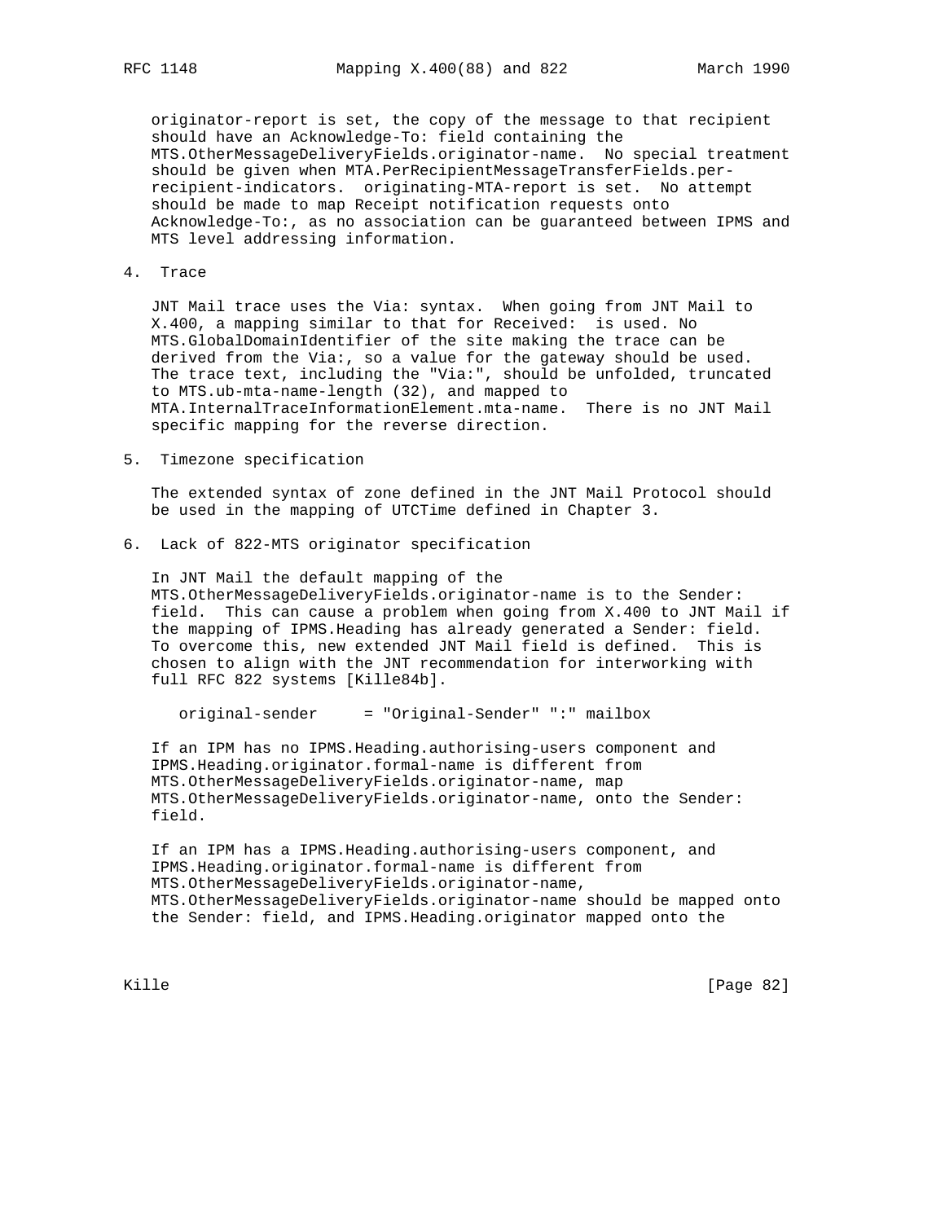originator-report is set, the copy of the message to that recipient should have an Acknowledge-To: field containing the MTS.OtherMessageDeliveryFields.originator-name. No special treatment should be given when MTA.PerRecipientMessageTransferFields.per-recipient-indicators. originating-MTA-report is set. No attempt should be made to map Receipt notification requests onto Acknowledge-To:, as no association can be guaranteed between IPMS and MTS level addressing information.

## 4. Trace

JNT Mail trace uses the Via: syntax. When going from JNT Mail to X.400, a mapping similar to that for Received: is used. No MTS.GlobalDomainIdentifier of the site making the trace can be derived from the Via:, so a value for the gateway should be used. The trace text, including the "Via:", should be unfolded, truncated to MTS.ub-mta-name-length (32), and mapped to MTA.InternalTraceInformationElement.mta-name. There is no JNT Mail specific mapping for the reverse direction.

## 5. Timezone specification

The extended syntax of zone defined in the JNT Mail Protocol should be used in the mapping of UTCTime defined in Chapter 3.

## 6. Lack of 822-MTS originator specification

In JNT Mail the default mapping of the MTS.OtherMessageDeliveryFields.originator-name is to the Sender: field. This can cause a problem when going from X.400 to JNT Mail if the mapping of IPMS.Heading has already generated a Sender: field. To overcome this, new extended JNT Mail field is defined. This is chosen to align with the JNT recommendation for interworking with full RFC 822 systems [Kille84b].

```
original-sender     = "Original-Sender" ":" mailbox
```

If an IPM has no IPMS.Heading.authorising-users component and IPMS.Heading.originator.formal-name is different from MTS.OtherMessageDeliveryFields.originator-name, map MTS.OtherMessageDeliveryFields.originator-name, onto the Sender: field.

If an IPM has a IPMS.Heading.authorising-users component, and IPMS.Heading.originator.formal-name is different from MTS.OtherMessageDeliveryFields.originator-name, MTS.OtherMessageDeliveryFields.originator-name should be mapped onto the Sender: field, and IPMS.Heading.originator mapped onto the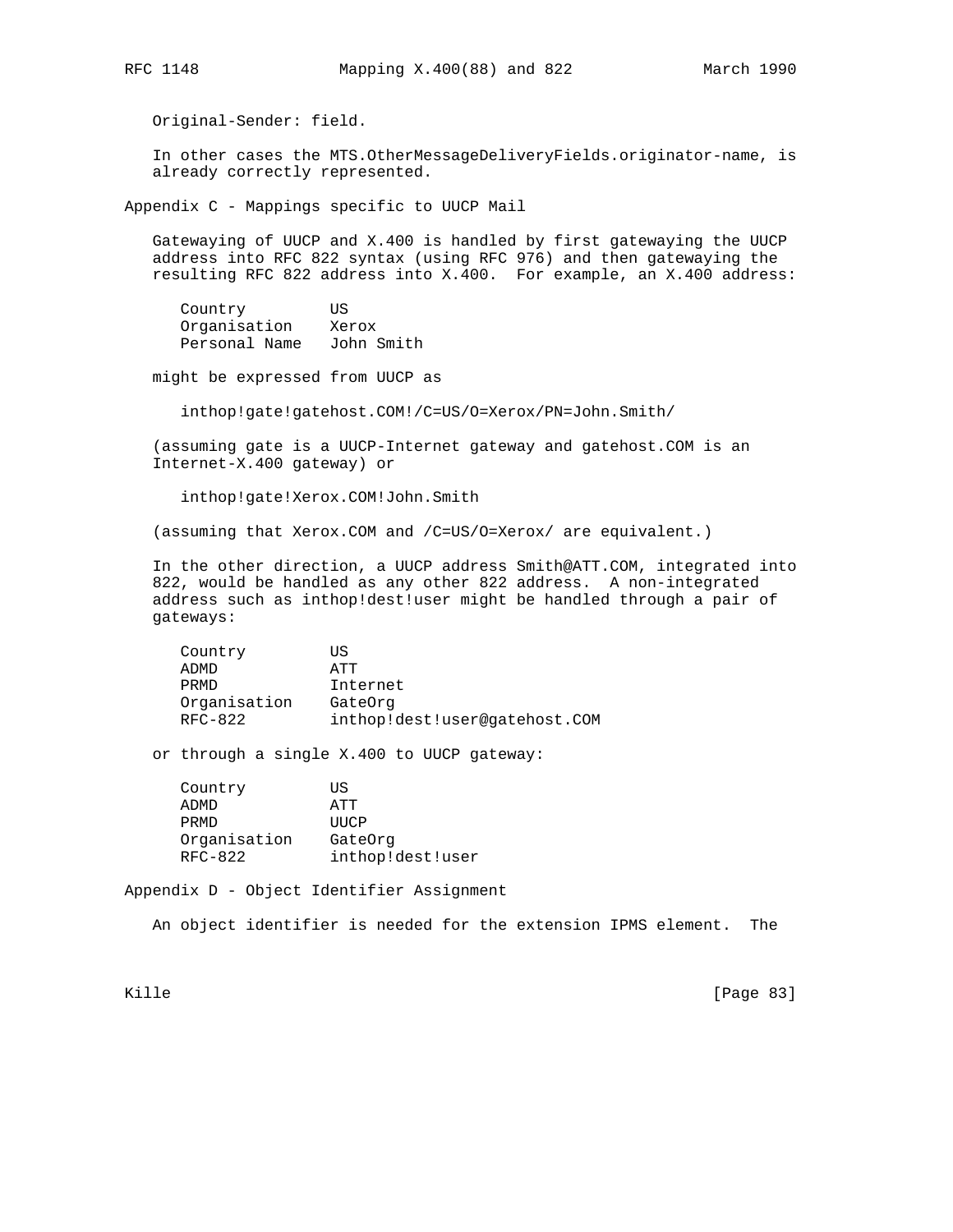Original-Sender: field.

In other cases the MTS.OtherMessageDeliveryFields.originator-name, is already correctly represented.

## Appendix C - Mappings specific to UUCP Mail

Gatewaying of UUCP and X.400 is handled by first gatewaying the UUCP address into RFC 822 syntax (using RFC 976) and then gatewaying the resulting RFC 822 address into X.400. For example, an X.400 address:

```
Country         US
Organisation    Xerox
Personal Name   John Smith
```

might be expressed from UUCP as

```
inthop!gate!gatehost.COM!/C=US/O=Xerox/PN=John.Smith/
```

(assuming gate is a UUCP-Internet gateway and gatehost.COM is an Internet-X.400 gateway) or

```
inthop!gate!Xerox.COM!John.Smith
```

(assuming that Xerox.COM and /C=US/O=Xerox/ are equivalent.)

In the other direction, a UUCP address Smith@ATT.COM, integrated into 822, would be handled as any other 822 address. A non-integrated address such as inthop!dest!user might be handled through a pair of gateways:

```
Country         US
ADMD            ATT
PRMD            Internet
Organisation    GateOrg
RFC-822         inthop!dest!user@gatehost.COM
```

or through a single X.400 to UUCP gateway:

```
Country         US
ADMD            ATT
PRMD            UUCP
Organisation    GateOrg
RFC-822         inthop!dest!user
```

## Appendix D - Object Identifier Assignment

An object identifier is needed for the extension IPMS element. The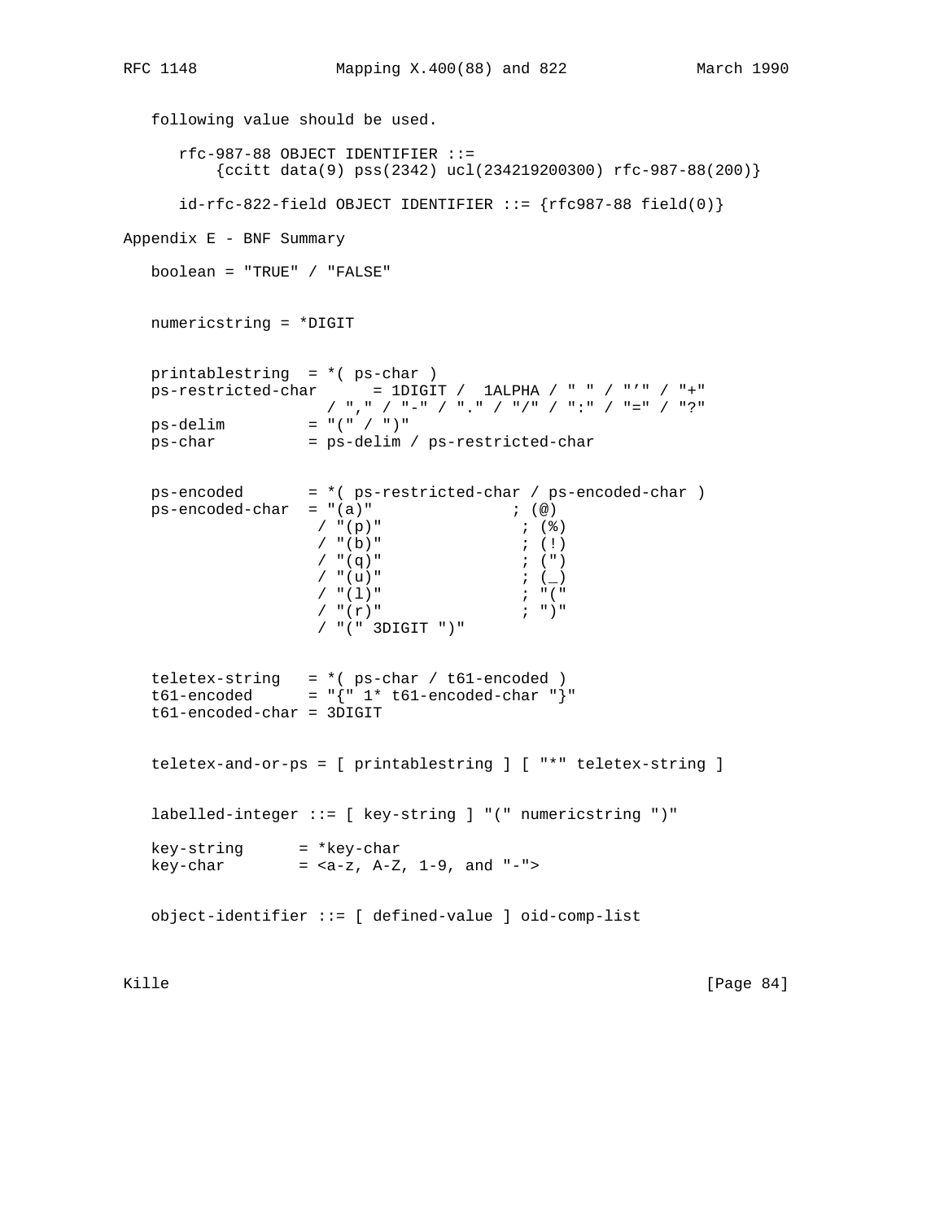following value should be used.

```
rfc-987-88 OBJECT IDENTIFIER ::=
    {ccitt data(9) pss(2342) ucl(234219200300) rfc-987-88(200)}

id-rfc-822-field OBJECT IDENTIFIER ::= {rfc987-88 field(0)}
```

## Appendix E - BNF Summary

```
boolean = "TRUE" / "FALSE"


numericstring = *DIGIT


printablestring  = *( ps-char )
ps-restricted-char      = 1DIGIT /  1ALPHA / " " / "'" / "+"
                   / "," / "-" / "." / "/" / ":" / "=" / "?"
ps-delim         = "(" / ")"
ps-char          = ps-delim / ps-restricted-char


ps-encoded       = *( ps-restricted-char / ps-encoded-char )
ps-encoded-char  = "(a)"               ; (@)
                  / "(p)"               ; (%)
                  / "(b)"               ; (!)
                  / "(q)"               ; (")
                  / "(u)"               ; (_)
                  / "(l)"               ; "("
                  / "(r)"               ; ")"
                  / "(" 3DIGIT ")"


teletex-string   = *( ps-char / t61-encoded )
t61-encoded      = "{" 1* t61-encoded-char "}"
t61-encoded-char = 3DIGIT


teletex-and-or-ps = [ printablestring ] [ "*" teletex-string ]


labelled-integer ::= [ key-string ] "(" numericstring ")"

key-string      = *key-char
key-char        = <a-z, A-Z, 1-9, and "-">


object-identifier ::= [ defined-value ] oid-comp-list
```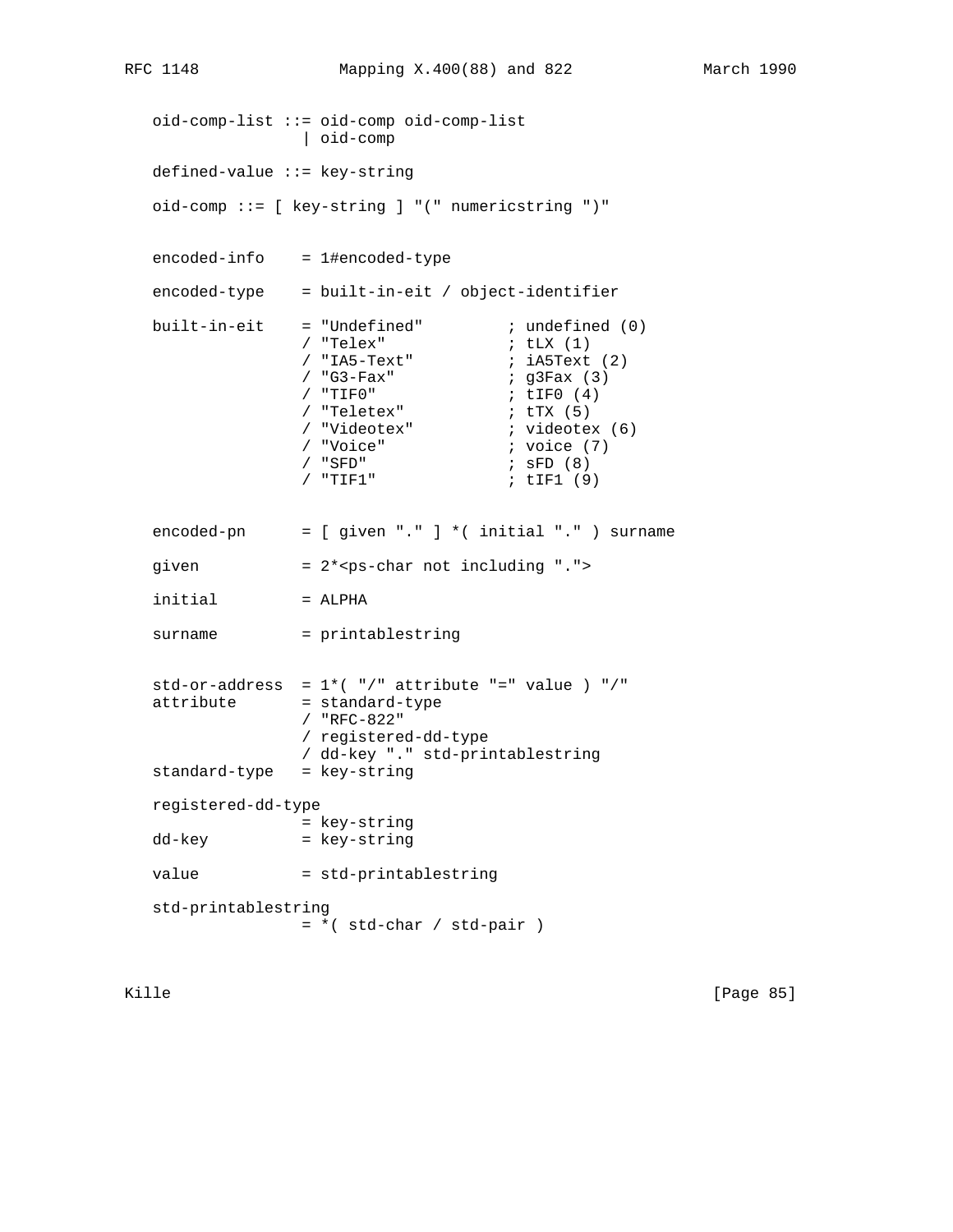```
   oid-comp-list ::= oid-comp oid-comp-list
                   | oid-comp

   defined-value ::= key-string

   oid-comp ::= [ key-string ] "(" numericstring ")"


   encoded-info    = 1#encoded-type

   encoded-type    = built-in-eit / object-identifier

   built-in-eit    = "Undefined"         ; undefined (0)
                   / "Telex"             ; tLX (1)
                   / "IA5-Text"          ; iA5Text (2)
                   / "G3-Fax"            ; g3Fax (3)
                   / "TIF0"              ; tIF0 (4)
                   / "Teletex"           ; tTX (5)
                   / "Videotex"          ; videotex (6)
                   / "Voice"             ; voice (7)
                   / "SFD"               ; sFD (8)
                   / "TIF1"              ; tIF1 (9)


   encoded-pn      = [ given "." ] *( initial "." ) surname

   given           = 2*<ps-char not including ".">

   initial         = ALPHA

   surname         = printablestring


   std-or-address  = 1*( "/" attribute "=" value ) "/"
   attribute       = standard-type
                   / "RFC-822"
                   / registered-dd-type
                   / dd-key "." std-printablestring
   standard-type   = key-string

   registered-dd-type
                   = key-string
   dd-key          = key-string

   value           = std-printablestring

   std-printablestring
                   = *( std-char / std-pair )
```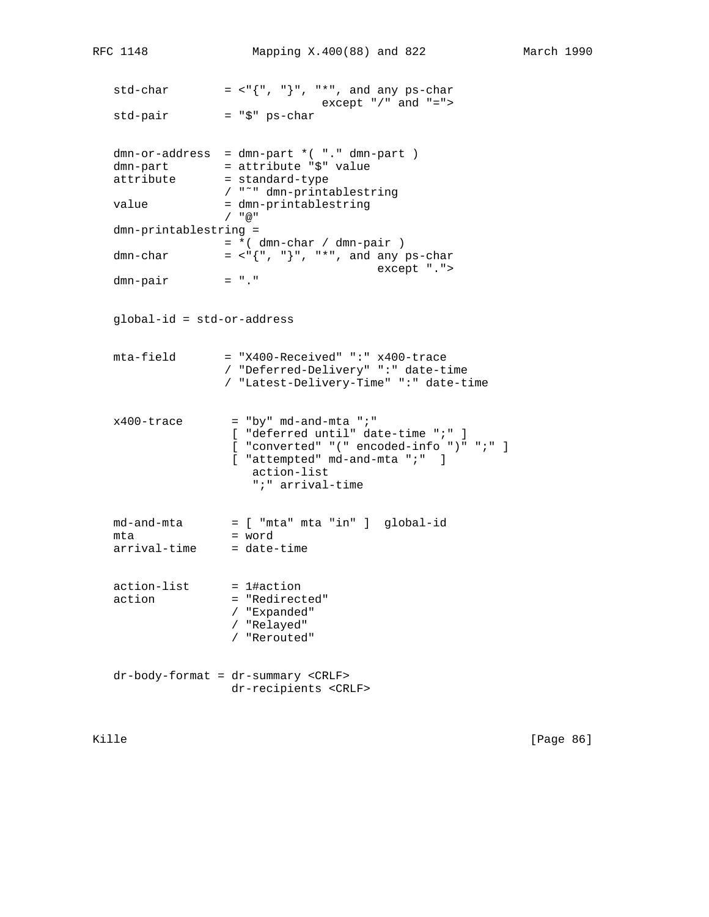```
   std-char        = <"{", "}", "*", and any ps-char
                               except "/" and "=">
   std-pair        = "$" ps-char


   dmn-or-address  = dmn-part *( "." dmn-part )
   dmn-part        = attribute "$" value
   attribute       = standard-type
                   / "~" dmn-printablestring
   value           = dmn-printablestring
                   / "@"
   dmn-printablestring =
                   = *( dmn-char / dmn-pair )
   dmn-char        = <"{", "}", "*", and any ps-char
                                       except ".">
   dmn-pair        = "."


   global-id = std-or-address


   mta-field       = "X400-Received" ":" x400-trace
                   / "Deferred-Delivery" ":" date-time
                   / "Latest-Delivery-Time" ":" date-time


   x400-trace       = "by" md-and-mta ";"
                    [ "deferred until" date-time ";" ]
                    [ "converted" "(" encoded-info ")" ";" ]
                    [ "attempted" md-and-mta ";"  ]
                       action-list
                       ";" arrival-time


   md-and-mta       = [ "mta" mta "in" ]  global-id
   mta              = word
   arrival-time     = date-time


   action-list      = 1#action
   action           = "Redirected"
                    / "Expanded"
                    / "Relayed"
                    / "Rerouted"


   dr-body-format = dr-summary <CRLF>
                    dr-recipients <CRLF>
```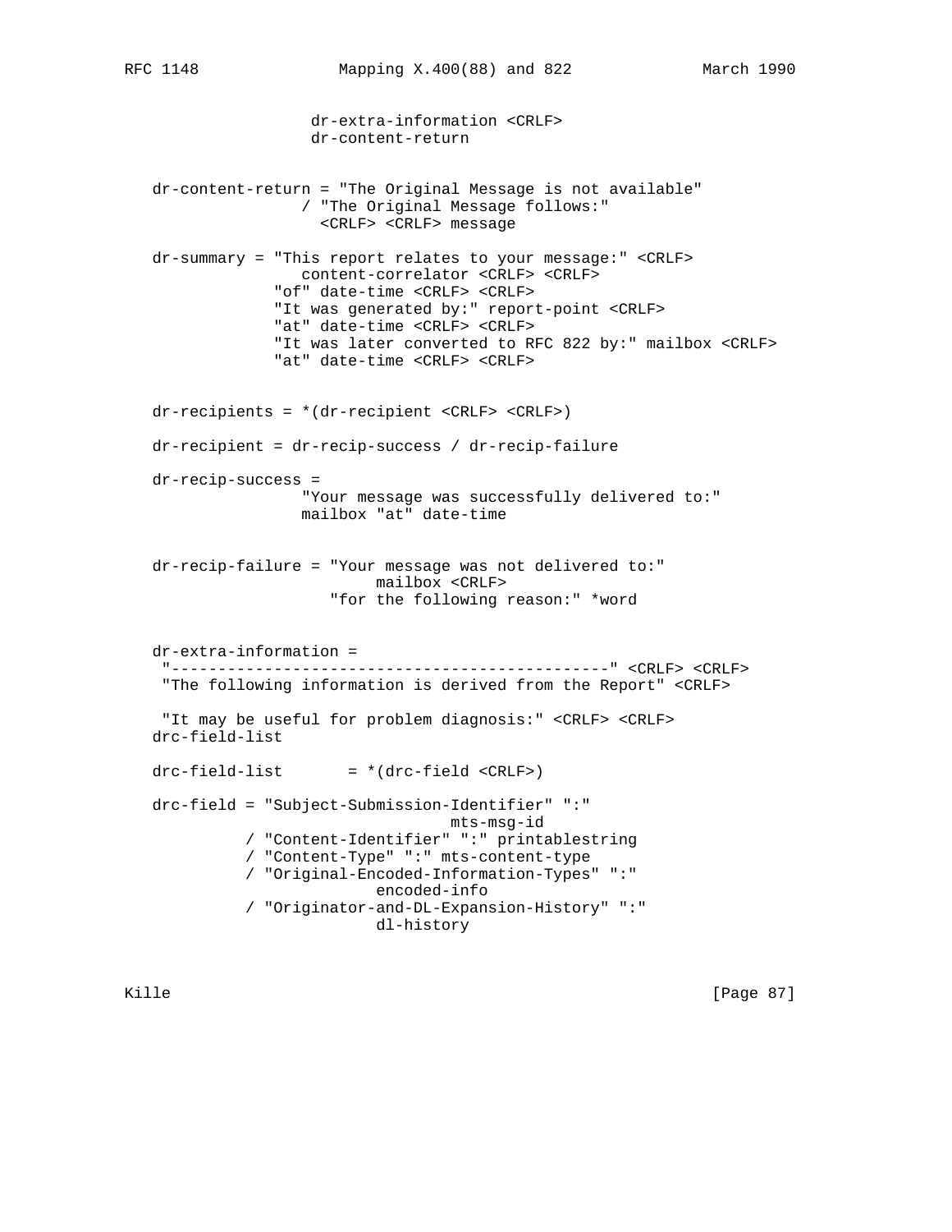```
                    dr-extra-information <CRLF>
                    dr-content-return


   dr-content-return = "The Original Message is not available"
                   / "The Original Message follows:"
                     <CRLF> <CRLF> message

   dr-summary = "This report relates to your message:" <CRLF>
                   content-correlator <CRLF> <CRLF>
                "of" date-time <CRLF> <CRLF>
                "It was generated by:" report-point <CRLF>
                "at" date-time <CRLF> <CRLF>
                "It was later converted to RFC 822 by:" mailbox <CRLF>
                "at" date-time <CRLF> <CRLF>


   dr-recipients = *(dr-recipient <CRLF> <CRLF>)

   dr-recipient = dr-recip-success / dr-recip-failure

   dr-recip-success =
                   "Your message was successfully delivered to:"
                   mailbox "at" date-time


   dr-recip-failure = "Your message was not delivered to:"
                           mailbox <CRLF>
                      "for the following reason:" *word


   dr-extra-information =
    "-----------------------------------------------" <CRLF> <CRLF>
    "The following information is derived from the Report" <CRLF>

    "It may be useful for problem diagnosis:" <CRLF> <CRLF>
   drc-field-list

   drc-field-list       = *(drc-field <CRLF>)

   drc-field = "Subject-Submission-Identifier" ":"
                                   mts-msg-id
             / "Content-Identifier" ":" printablestring
             / "Content-Type" ":" mts-content-type
             / "Original-Encoded-Information-Types" ":"
                           encoded-info
             / "Originator-and-DL-Expansion-History" ":"
                           dl-history
```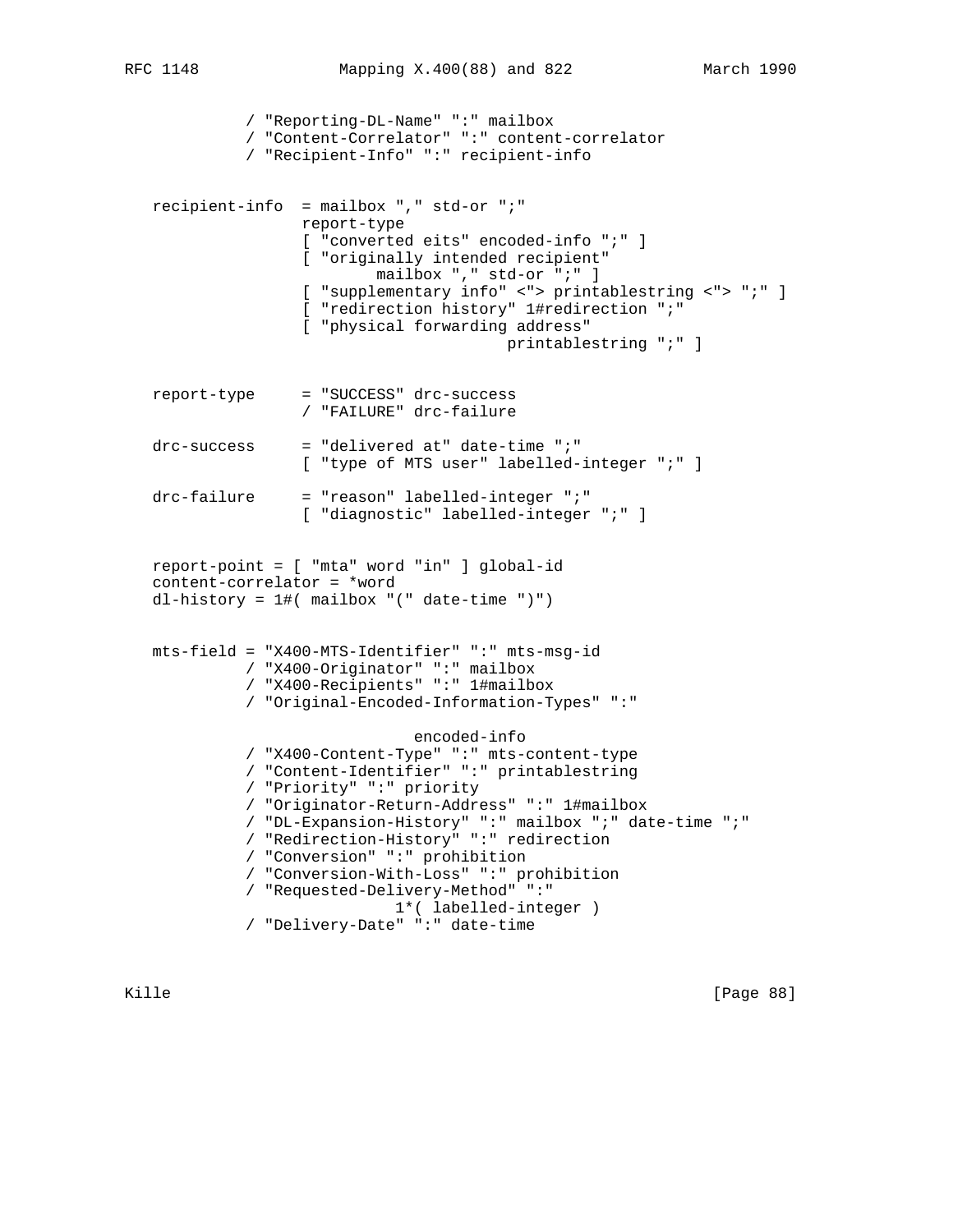```
           / "Reporting-DL-Name" ":" mailbox
           / "Content-Correlator" ":" content-correlator
           / "Recipient-Info" ":" recipient-info


   recipient-info  = mailbox "," std-or ";"
                   report-type
                   [ "converted eits" encoded-info ";" ]
                   [ "originally intended recipient"
                         mailbox "," std-or ";" ]
                   [ "supplementary info" <"> printablestring <"> ";" ]
                   [ "redirection history" 1#redirection ";"
                   [ "physical forwarding address"
                                         printablestring ";" ]


   report-type     = "SUCCESS" drc-success
                   / "FAILURE" drc-failure

   drc-success     = "delivered at" date-time ";"
                   [ "type of MTS user" labelled-integer ";" ]

   drc-failure     = "reason" labelled-integer ";"
                   [ "diagnostic" labelled-integer ";" ]


   report-point = [ "mta" word "in" ] global-id
   content-correlator = *word
   dl-history = 1#( mailbox "(" date-time ")")


   mts-field = "X400-MTS-Identifier" ":" mts-msg-id
             / "X400-Originator" ":" mailbox
             / "X400-Recipients" ":" 1#mailbox
             / "Original-Encoded-Information-Types" ":"

                                encoded-info
             / "X400-Content-Type" ":" mts-content-type
             / "Content-Identifier" ":" printablestring
             / "Priority" ":" priority
             / "Originator-Return-Address" ":" 1#mailbox
             / "DL-Expansion-History" ":" mailbox ";" date-time ";"
             / "Redirection-History" ":" redirection
             / "Conversion" ":" prohibition
             / "Conversion-With-Loss" ":" prohibition
             / "Requested-Delivery-Method" ":"
                               1*( labelled-integer )
             / "Delivery-Date" ":" date-time
```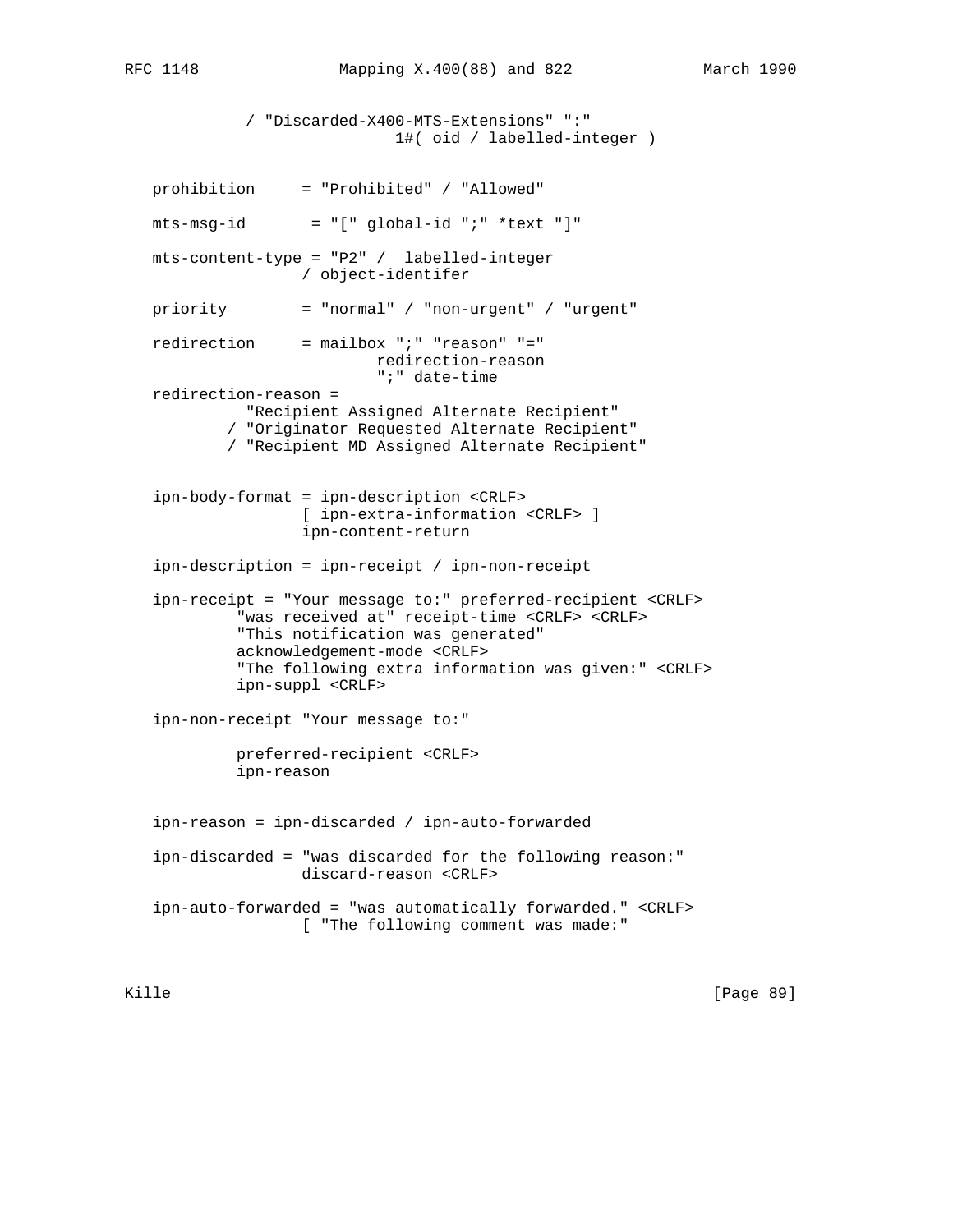```
            / "Discarded-X400-MTS-Extensions" ":"
                             1#( oid / labelled-integer )


   prohibition     = "Prohibited" / "Allowed"

   mts-msg-id       = "[" global-id ";" *text "]"

   mts-content-type = "P2" /  labelled-integer
                   / object-identifer

   priority        = "normal" / "non-urgent" / "urgent"

   redirection     = mailbox ";" "reason" "="
                           redirection-reason
                           ";" date-time
   redirection-reason =
             "Recipient Assigned Alternate Recipient"
           / "Originator Requested Alternate Recipient"
           / "Recipient MD Assigned Alternate Recipient"


   ipn-body-format = ipn-description <CRLF>
                   [ ipn-extra-information <CRLF> ]
                   ipn-content-return

   ipn-description = ipn-receipt / ipn-non-receipt

   ipn-receipt = "Your message to:" preferred-recipient <CRLF>
             "was received at" receipt-time <CRLF> <CRLF>
             "This notification was generated"
             acknowledgement-mode <CRLF>
             "The following extra information was given:" <CRLF>
             ipn-suppl <CRLF>

   ipn-non-receipt "Your message to:"

             preferred-recipient <CRLF>
             ipn-reason


   ipn-reason = ipn-discarded / ipn-auto-forwarded

   ipn-discarded = "was discarded for the following reason:"
                   discard-reason <CRLF>

   ipn-auto-forwarded = "was automatically forwarded." <CRLF>
                   [ "The following comment was made:"
```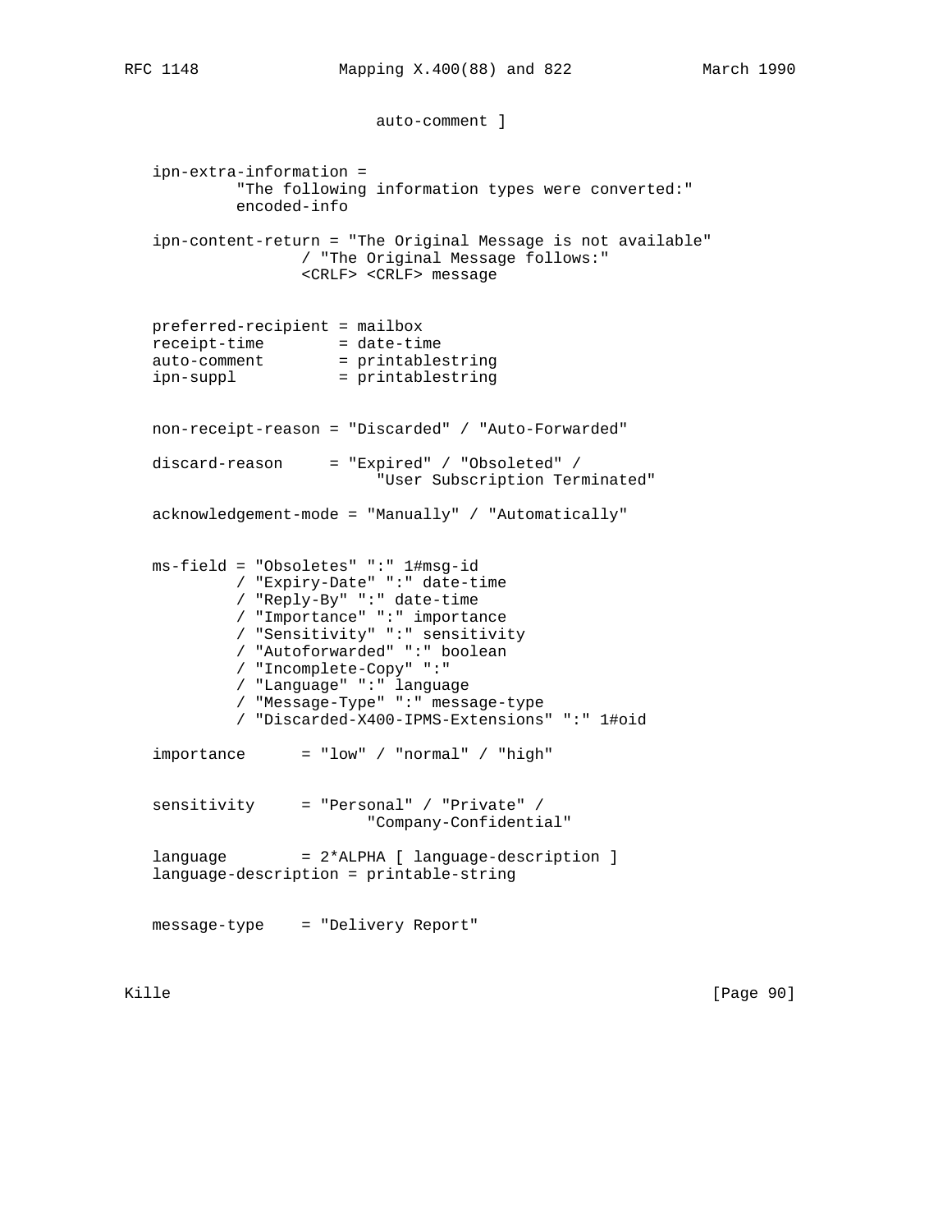```
                             auto-comment ]


   ipn-extra-information =
            "The following information types were converted:"
            encoded-info

   ipn-content-return = "The Original Message is not available"
                   / "The Original Message follows:"
                   <CRLF> <CRLF> message


   preferred-recipient = mailbox
   receipt-time        = date-time
   auto-comment        = printablestring
   ipn-suppl           = printablestring


   non-receipt-reason = "Discarded" / "Auto-Forwarded"

   discard-reason     = "Expired" / "Obsoleted" /
                             "User Subscription Terminated"

   acknowledgement-mode = "Manually" / "Automatically"


   ms-field = "Obsoletes" ":" 1#msg-id
            / "Expiry-Date" ":" date-time
            / "Reply-By" ":" date-time
            / "Importance" ":" importance
            / "Sensitivity" ":" sensitivity
            / "Autoforwarded" ":" boolean
            / "Incomplete-Copy" ":"
            / "Language" ":" language
            / "Message-Type" ":" message-type
            / "Discarded-X400-IPMS-Extensions" ":" 1#oid

   importance      = "low" / "normal" / "high"


   sensitivity     = "Personal" / "Private" /
                          "Company-Confidential"

   language        = 2*ALPHA [ language-description ]
   language-description = printable-string


   message-type    = "Delivery Report"
```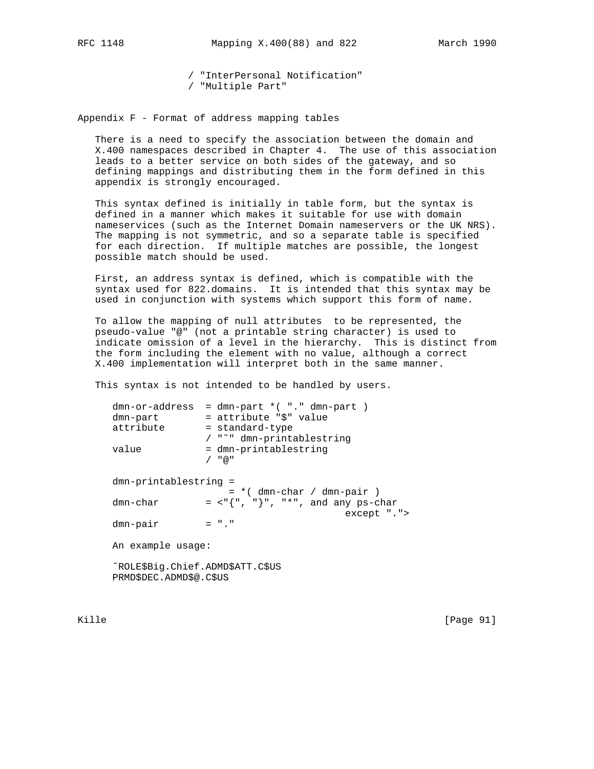```
                 / "InterPersonal Notification"
                 / "Multiple Part"
```

## Appendix F - Format of address mapping tables

There is a need to specify the association between the domain and X.400 namespaces described in Chapter 4. The use of this association leads to a better service on both sides of the gateway, and so defining mappings and distributing them in the form defined in this appendix is strongly encouraged.

This syntax defined is initially in table form, but the syntax is defined in a manner which makes it suitable for use with domain nameservices (such as the Internet Domain nameservers or the UK NRS). The mapping is not symmetric, and so a separate table is specified for each direction. If multiple matches are possible, the longest possible match should be used.

First, an address syntax is defined, which is compatible with the syntax used for 822.domains. It is intended that this syntax may be used in conjunction with systems which support this form of name.

To allow the mapping of null attributes to be represented, the pseudo-value "@" (not a printable string character) is used to indicate omission of a level in the hierarchy. This is distinct from the form including the element with no value, although a correct X.400 implementation will interpret both in the same manner.

This syntax is not intended to be handled by users.

```
dmn-or-address  = dmn-part *( "." dmn-part )
dmn-part        = attribute "$" value
attribute       = standard-type
                / "~" dmn-printablestring
value           = dmn-printablestring
                / "@"

dmn-printablestring =
                   = *( dmn-char / dmn-pair )
dmn-char        = <"{", "}", "*", and any ps-char
                                    except ".">
dmn-pair        = "."
```

An example usage:

```
~ROLE$Big.Chief.ADMD$ATT.C$US
PRMD$DEC.ADMD$@.C$US
```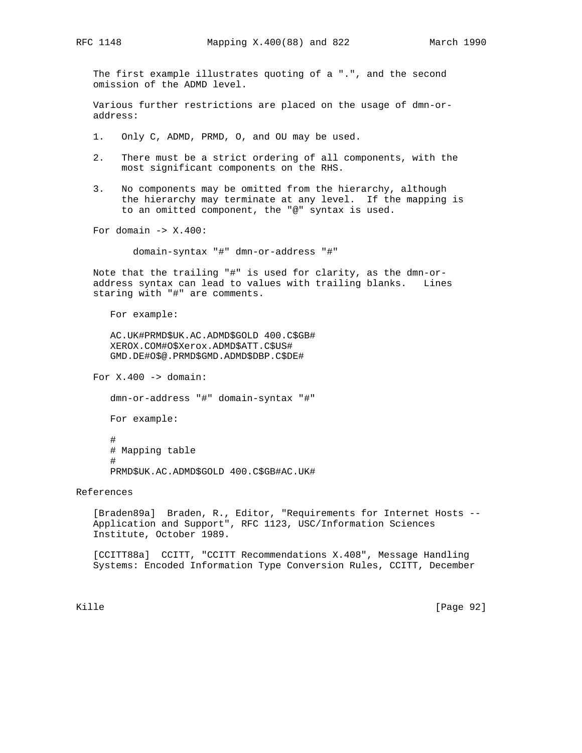The first example illustrates quoting of a ".", and the second omission of the ADMD level.

Various further restrictions are placed on the usage of dmn-or-address:

1. Only C, ADMD, PRMD, O, and OU may be used.

2. There must be a strict ordering of all components, with the most significant components on the RHS.

3. No components may be omitted from the hierarchy, although the hierarchy may terminate at any level. If the mapping is to an omitted component, the "@" syntax is used.

For domain -> X.400:

```
      domain-syntax "#" dmn-or-address "#"
```

Note that the trailing "#" is used for clarity, as the dmn-or-address syntax can lead to values with trailing blanks. Lines staring with "#" are comments.

For example:

```
AC.UK#PRMD$UK.AC.ADMD$GOLD 400.C$GB#
XEROX.COM#O$Xerox.ADMD$ATT.C$US#
GMD.DE#O$@.PRMD$GMD.ADMD$DBP.C$DE#
```

For X.400 -> domain:

```
dmn-or-address "#" domain-syntax "#"
```

For example:

```
#
# Mapping table
#
PRMD$UK.AC.ADMD$GOLD 400.C$GB#AC.UK#
```

## References

[Braden89a] Braden, R., Editor, "Requirements for Internet Hosts -- Application and Support", RFC 1123, USC/Information Sciences Institute, October 1989.

[CCITT88a] CCITT, "CCITT Recommendations X.408", Message Handling Systems: Encoded Information Type Conversion Rules, CCITT, December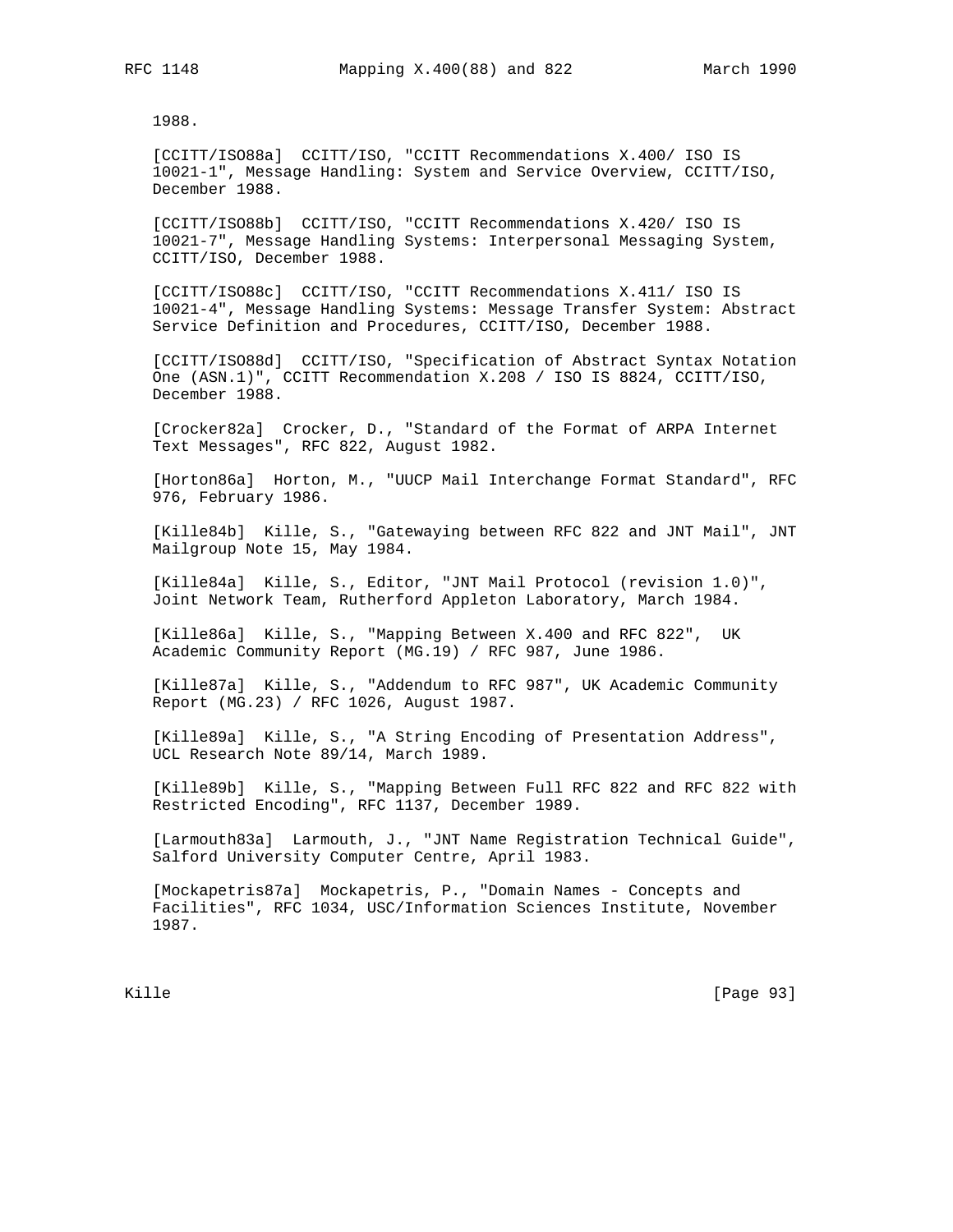1988.

[CCITT/ISO88a] CCITT/ISO, "CCITT Recommendations X.400/ ISO IS 10021-1", Message Handling: System and Service Overview, CCITT/ISO, December 1988.

[CCITT/ISO88b] CCITT/ISO, "CCITT Recommendations X.420/ ISO IS 10021-7", Message Handling Systems: Interpersonal Messaging System, CCITT/ISO, December 1988.

[CCITT/ISO88c] CCITT/ISO, "CCITT Recommendations X.411/ ISO IS 10021-4", Message Handling Systems: Message Transfer System: Abstract Service Definition and Procedures, CCITT/ISO, December 1988.

[CCITT/ISO88d] CCITT/ISO, "Specification of Abstract Syntax Notation One (ASN.1)", CCITT Recommendation X.208 / ISO IS 8824, CCITT/ISO, December 1988.

[Crocker82a] Crocker, D., "Standard of the Format of ARPA Internet Text Messages", RFC 822, August 1982.

[Horton86a] Horton, M., "UUCP Mail Interchange Format Standard", RFC 976, February 1986.

[Kille84b] Kille, S., "Gatewaying between RFC 822 and JNT Mail", JNT Mailgroup Note 15, May 1984.

[Kille84a] Kille, S., Editor, "JNT Mail Protocol (revision 1.0)", Joint Network Team, Rutherford Appleton Laboratory, March 1984.

[Kille86a] Kille, S., "Mapping Between X.400 and RFC 822", UK Academic Community Report (MG.19) / RFC 987, June 1986.

[Kille87a] Kille, S., "Addendum to RFC 987", UK Academic Community Report (MG.23) / RFC 1026, August 1987.

[Kille89a] Kille, S., "A String Encoding of Presentation Address", UCL Research Note 89/14, March 1989.

[Kille89b] Kille, S., "Mapping Between Full RFC 822 and RFC 822 with Restricted Encoding", RFC 1137, December 1989.

[Larmouth83a] Larmouth, J., "JNT Name Registration Technical Guide", Salford University Computer Centre, April 1983.

[Mockapetris87a] Mockapetris, P., "Domain Names - Concepts and Facilities", RFC 1034, USC/Information Sciences Institute, November 1987.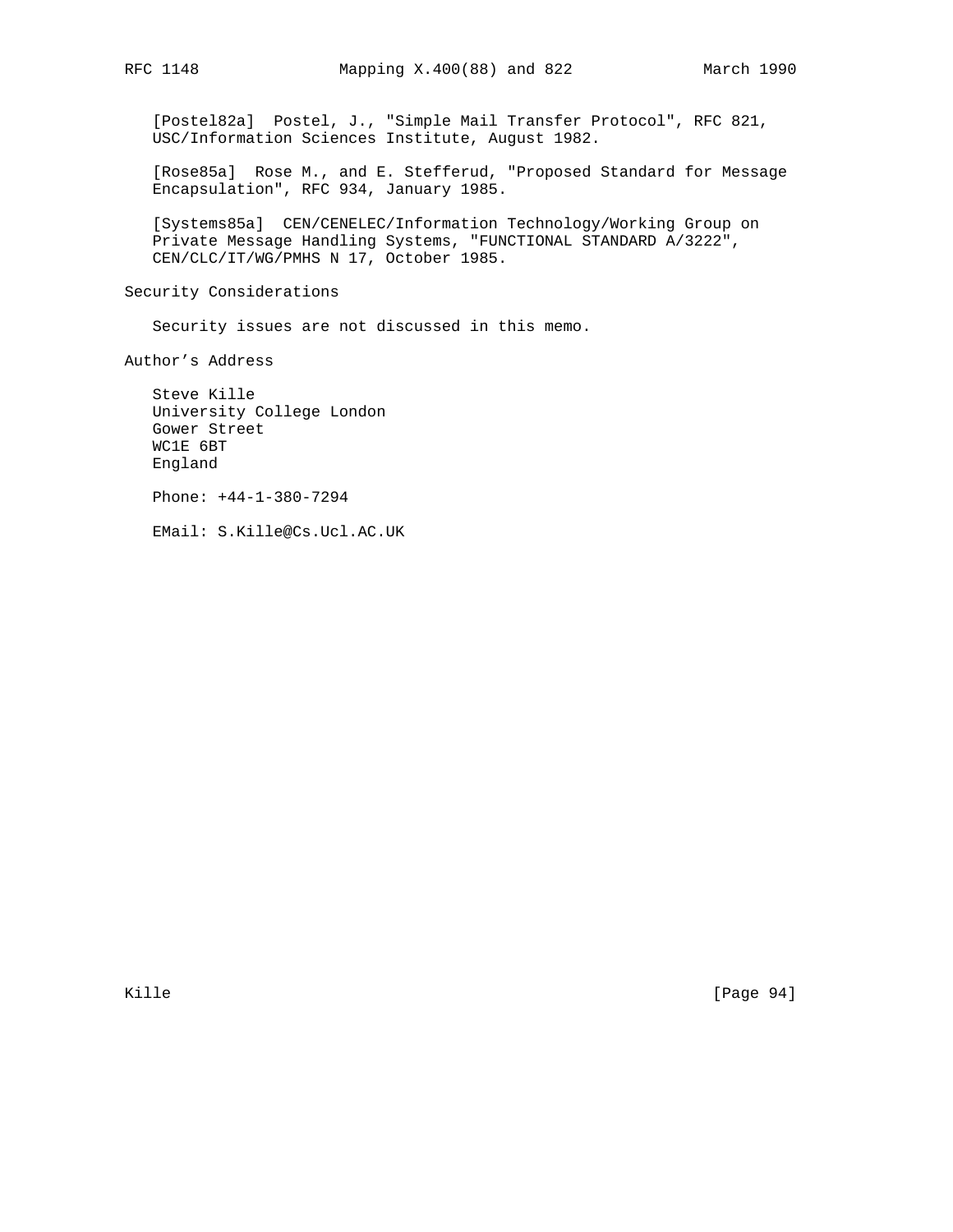[Postel82a]  Postel, J., "Simple Mail Transfer Protocol", RFC 821, USC/Information Sciences Institute, August 1982.

[Rose85a]  Rose M., and E. Stefferud, "Proposed Standard for Message Encapsulation", RFC 934, January 1985.

[Systems85a]  CEN/CENELEC/Information Technology/Working Group on Private Message Handling Systems, "FUNCTIONAL STANDARD A/3222", CEN/CLC/IT/WG/PMHS N 17, October 1985.

## Security Considerations

Security issues are not discussed in this memo.

## Author's Address

Steve Kille
University College London
Gower Street
WC1E 6BT
England

Phone: +44-1-380-7294

EMail: S.Kille@Cs.Ucl.AC.UK